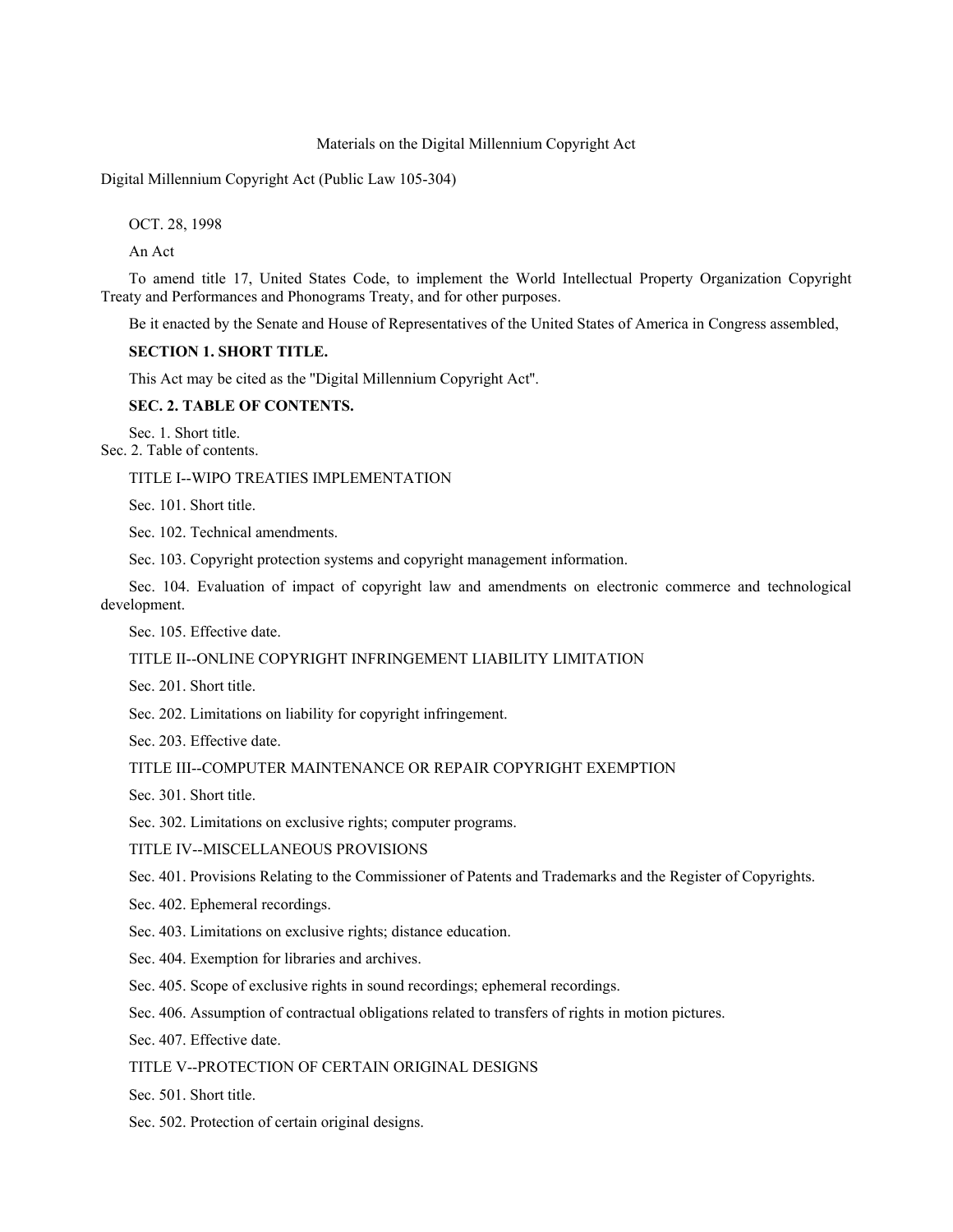Materials on the Digital Millennium Copyright Act

Digital Millennium Copyright Act (Public Law 105-304)

OCT. 28, 1998

An Act

To amend title 17, United States Code, to implement the World Intellectual Property Organization Copyright Treaty and Performances and Phonograms Treaty, and for other purposes.

Be it enacted by the Senate and House of Representatives of the United States of America in Congress assembled,

**SECTION 1. SHORT TITLE.**

This Act may be cited as the "Digital Millennium Copyright Act".

**SEC. 2. TABLE OF CONTENTS.**

Sec. 1. Short title.
Sec. 2. Table of contents.

TITLE I--WIPO TREATIES IMPLEMENTATION

Sec. 101. Short title.

Sec. 102. Technical amendments.

Sec. 103. Copyright protection systems and copyright management information.

Sec. 104. Evaluation of impact of copyright law and amendments on electronic commerce and technological development.

Sec. 105. Effective date.

TITLE II--ONLINE COPYRIGHT INFRINGEMENT LIABILITY LIMITATION

Sec. 201. Short title.

Sec. 202. Limitations on liability for copyright infringement.

Sec. 203. Effective date.

TITLE III--COMPUTER MAINTENANCE OR REPAIR COPYRIGHT EXEMPTION

Sec. 301. Short title.

Sec. 302. Limitations on exclusive rights; computer programs.

TITLE IV--MISCELLANEOUS PROVISIONS

Sec. 401. Provisions Relating to the Commissioner of Patents and Trademarks and the Register of Copyrights.

Sec. 402. Ephemeral recordings.

Sec. 403. Limitations on exclusive rights; distance education.

Sec. 404. Exemption for libraries and archives.

Sec. 405. Scope of exclusive rights in sound recordings; ephemeral recordings.

Sec. 406. Assumption of contractual obligations related to transfers of rights in motion pictures.

Sec. 407. Effective date.

TITLE V--PROTECTION OF CERTAIN ORIGINAL DESIGNS

Sec. 501. Short title.

Sec. 502. Protection of certain original designs.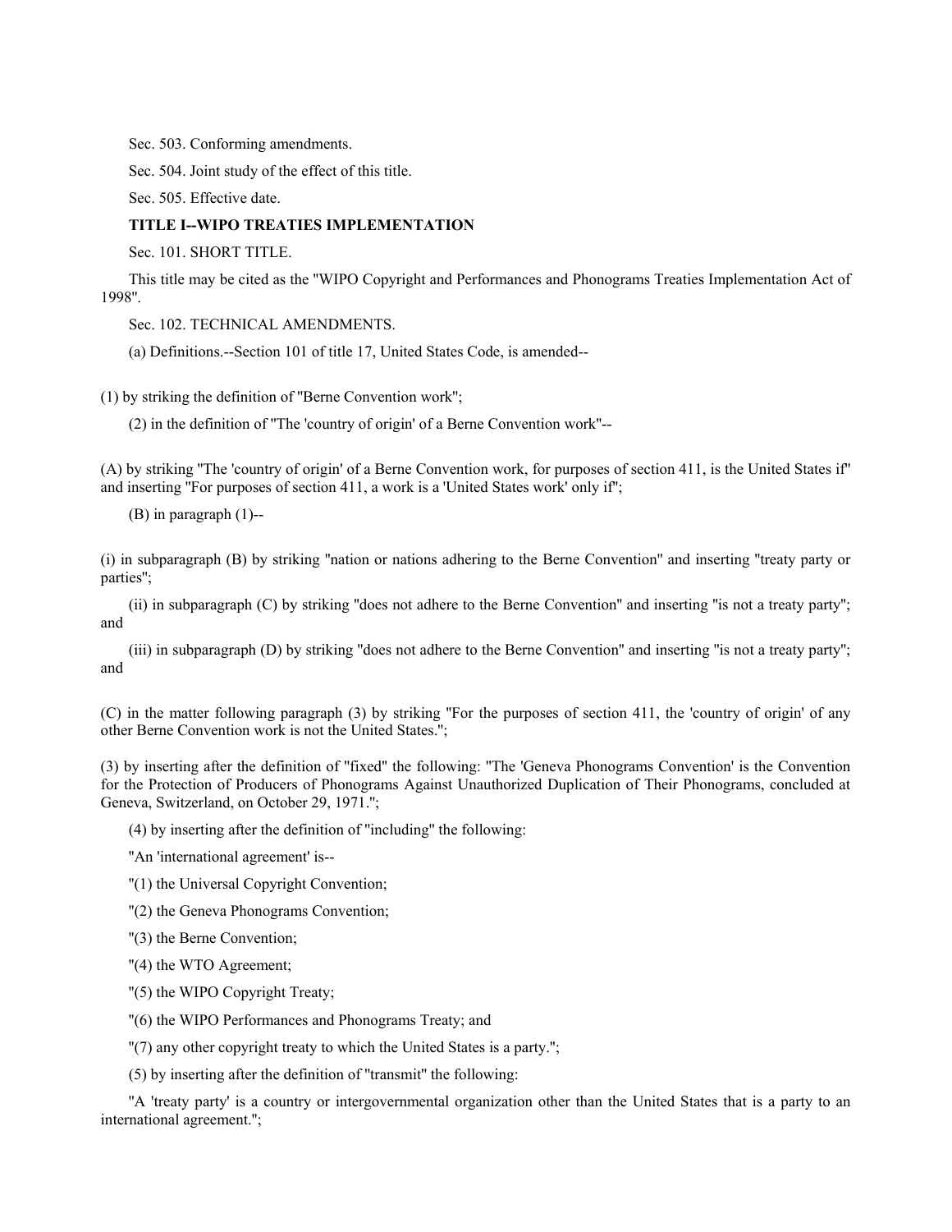Sec. 503. Conforming amendments.

Sec. 504. Joint study of the effect of this title.

Sec. 505. Effective date.

**TITLE I--WIPO TREATIES IMPLEMENTATION**

Sec. 101. SHORT TITLE.

This title may be cited as the "WIPO Copyright and Performances and Phonograms Treaties Implementation Act of 1998".

Sec. 102. TECHNICAL AMENDMENTS.

(a) Definitions.--Section 101 of title 17, United States Code, is amended--

(1) by striking the definition of "Berne Convention work";

(2) in the definition of "The 'country of origin' of a Berne Convention work"--

(A) by striking "The 'country of origin' of a Berne Convention work, for purposes of section 411, is the United States if" and inserting "For purposes of section 411, a work is a 'United States work' only if";

(B) in paragraph (1)--

(i) in subparagraph (B) by striking "nation or nations adhering to the Berne Convention" and inserting "treaty party or parties";

(ii) in subparagraph (C) by striking "does not adhere to the Berne Convention" and inserting "is not a treaty party"; and

(iii) in subparagraph (D) by striking "does not adhere to the Berne Convention" and inserting "is not a treaty party"; and

(C) in the matter following paragraph (3) by striking "For the purposes of section 411, the 'country of origin' of any other Berne Convention work is not the United States.";

(3) by inserting after the definition of "fixed" the following: "The 'Geneva Phonograms Convention' is the Convention for the Protection of Producers of Phonograms Against Unauthorized Duplication of Their Phonograms, concluded at Geneva, Switzerland, on October 29, 1971.";

(4) by inserting after the definition of "including" the following:

"An 'international agreement' is--

"(1) the Universal Copyright Convention;

"(2) the Geneva Phonograms Convention;

"(3) the Berne Convention;

"(4) the WTO Agreement;

"(5) the WIPO Copyright Treaty;

"(6) the WIPO Performances and Phonograms Treaty; and

"(7) any other copyright treaty to which the United States is a party.";

(5) by inserting after the definition of "transmit" the following:

"A 'treaty party' is a country or intergovernmental organization other than the United States that is a party to an international agreement.";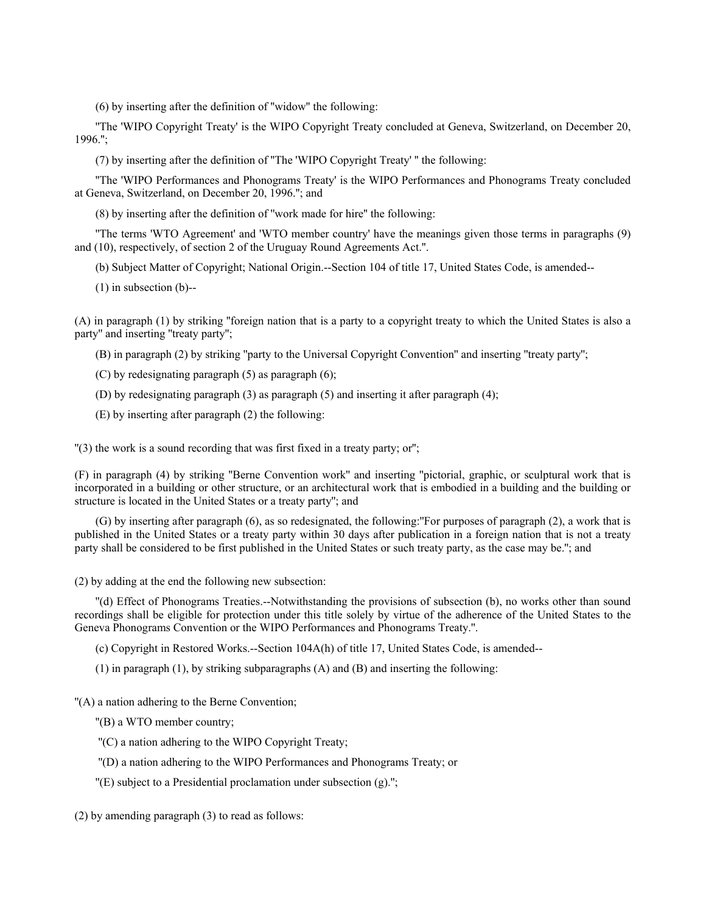(6) by inserting after the definition of "widow" the following:

"The 'WIPO Copyright Treaty' is the WIPO Copyright Treaty concluded at Geneva, Switzerland, on December 20, 1996.";

(7) by inserting after the definition of "The 'WIPO Copyright Treaty' " the following:

"The 'WIPO Performances and Phonograms Treaty' is the WIPO Performances and Phonograms Treaty concluded at Geneva, Switzerland, on December 20, 1996."; and

(8) by inserting after the definition of "work made for hire" the following:

"The terms 'WTO Agreement' and 'WTO member country' have the meanings given those terms in paragraphs (9) and (10), respectively, of section 2 of the Uruguay Round Agreements Act.".

(b) Subject Matter of Copyright; National Origin.--Section 104 of title 17, United States Code, is amended--

(1) in subsection (b)--

(A) in paragraph (1) by striking "foreign nation that is a party to a copyright treaty to which the United States is also a party" and inserting "treaty party";

(B) in paragraph (2) by striking "party to the Universal Copyright Convention" and inserting "treaty party";

(C) by redesignating paragraph (5) as paragraph (6);

(D) by redesignating paragraph (3) as paragraph (5) and inserting it after paragraph (4);

(E) by inserting after paragraph (2) the following:

"(3) the work is a sound recording that was first fixed in a treaty party; or";

(F) in paragraph (4) by striking "Berne Convention work" and inserting "pictorial, graphic, or sculptural work that is incorporated in a building or other structure, or an architectural work that is embodied in a building and the building or structure is located in the United States or a treaty party"; and

(G) by inserting after paragraph (6), as so redesignated, the following:"For purposes of paragraph (2), a work that is published in the United States or a treaty party within 30 days after publication in a foreign nation that is not a treaty party shall be considered to be first published in the United States or such treaty party, as the case may be."; and

(2) by adding at the end the following new subsection:

"(d) Effect of Phonograms Treaties.--Notwithstanding the provisions of subsection (b), no works other than sound recordings shall be eligible for protection under this title solely by virtue of the adherence of the United States to the Geneva Phonograms Convention or the WIPO Performances and Phonograms Treaty.".

(c) Copyright in Restored Works.--Section 104A(h) of title 17, United States Code, is amended--

(1) in paragraph (1), by striking subparagraphs (A) and (B) and inserting the following:

"(A) a nation adhering to the Berne Convention;

"(B) a WTO member country;

"(C) a nation adhering to the WIPO Copyright Treaty;

"(D) a nation adhering to the WIPO Performances and Phonograms Treaty; or

"(E) subject to a Presidential proclamation under subsection (g).";

(2) by amending paragraph (3) to read as follows: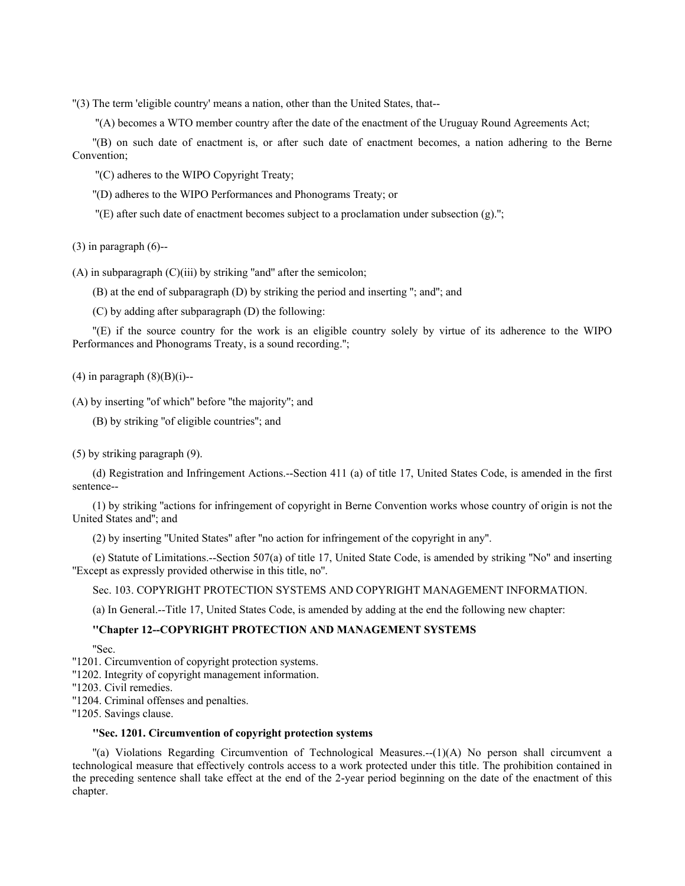"(3) The term 'eligible country' means a nation, other than the United States, that--

"(A) becomes a WTO member country after the date of the enactment of the Uruguay Round Agreements Act;

"(B) on such date of enactment is, or after such date of enactment becomes, a nation adhering to the Berne Convention;

"(C) adheres to the WIPO Copyright Treaty;

"(D) adheres to the WIPO Performances and Phonograms Treaty; or

"(E) after such date of enactment becomes subject to a proclamation under subsection (g).";

(3) in paragraph (6)--

(A) in subparagraph (C)(iii) by striking "and" after the semicolon;

(B) at the end of subparagraph (D) by striking the period and inserting "; and"; and

(C) by adding after subparagraph (D) the following:

"(E) if the source country for the work is an eligible country solely by virtue of its adherence to the WIPO Performances and Phonograms Treaty, is a sound recording.";

(4) in paragraph (8)(B)(i)--

(A) by inserting "of which" before "the majority"; and

(B) by striking "of eligible countries"; and

(5) by striking paragraph (9).

(d) Registration and Infringement Actions.--Section 411 (a) of title 17, United States Code, is amended in the first sentence--

(1) by striking "actions for infringement of copyright in Berne Convention works whose country of origin is not the United States and"; and

(2) by inserting "United States" after "no action for infringement of the copyright in any".

(e) Statute of Limitations.--Section 507(a) of title 17, United State Code, is amended by striking "No" and inserting "Except as expressly provided otherwise in this title, no".

Sec. 103. COPYRIGHT PROTECTION SYSTEMS AND COPYRIGHT MANAGEMENT INFORMATION.

(a) In General.--Title 17, United States Code, is amended by adding at the end the following new chapter:

**"Chapter 12--COPYRIGHT PROTECTION AND MANAGEMENT SYSTEMS**

"Sec.

"1201. Circumvention of copyright protection systems.
"1202. Integrity of copyright management information.
"1203. Civil remedies.
"1204. Criminal offenses and penalties.
"1205. Savings clause.

**"Sec. 1201. Circumvention of copyright protection systems**

"(a) Violations Regarding Circumvention of Technological Measures.--(1)(A) No person shall circumvent a technological measure that effectively controls access to a work protected under this title. The prohibition contained in the preceding sentence shall take effect at the end of the 2-year period beginning on the date of the enactment of this chapter.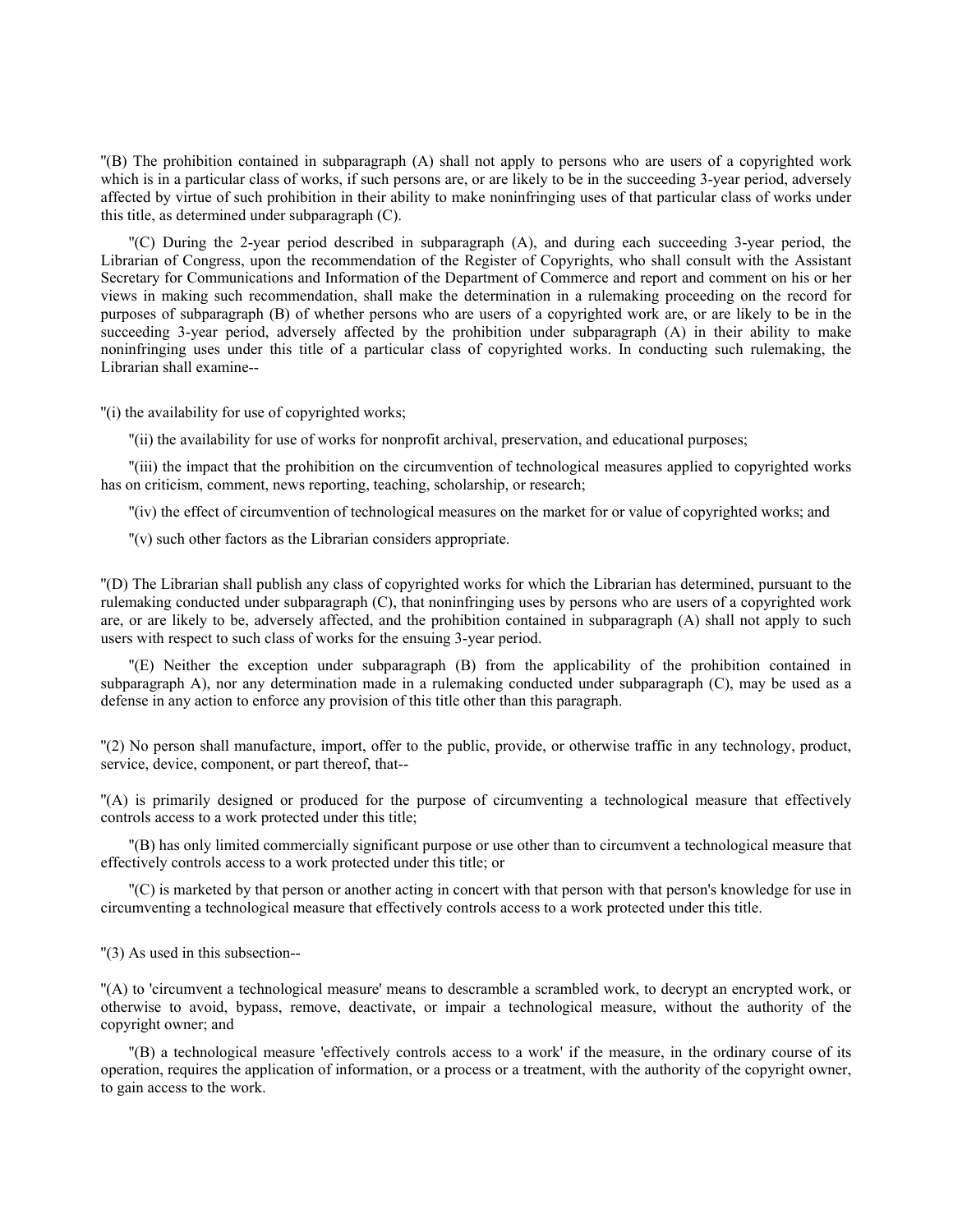"(B) The prohibition contained in subparagraph (A) shall not apply to persons who are users of a copyrighted work which is in a particular class of works, if such persons are, or are likely to be in the succeeding 3-year period, adversely affected by virtue of such prohibition in their ability to make noninfringing uses of that particular class of works under this title, as determined under subparagraph (C).

"(C) During the 2-year period described in subparagraph (A), and during each succeeding 3-year period, the Librarian of Congress, upon the recommendation of the Register of Copyrights, who shall consult with the Assistant Secretary for Communications and Information of the Department of Commerce and report and comment on his or her views in making such recommendation, shall make the determination in a rulemaking proceeding on the record for purposes of subparagraph (B) of whether persons who are users of a copyrighted work are, or are likely to be in the succeeding 3-year period, adversely affected by the prohibition under subparagraph (A) in their ability to make noninfringing uses under this title of a particular class of copyrighted works. In conducting such rulemaking, the Librarian shall examine--

"(i) the availability for use of copyrighted works;

"(ii) the availability for use of works for nonprofit archival, preservation, and educational purposes;

"(iii) the impact that the prohibition on the circumvention of technological measures applied to copyrighted works has on criticism, comment, news reporting, teaching, scholarship, or research;

"(iv) the effect of circumvention of technological measures on the market for or value of copyrighted works; and

"(v) such other factors as the Librarian considers appropriate.

"(D) The Librarian shall publish any class of copyrighted works for which the Librarian has determined, pursuant to the rulemaking conducted under subparagraph (C), that noninfringing uses by persons who are users of a copyrighted work are, or are likely to be, adversely affected, and the prohibition contained in subparagraph (A) shall not apply to such users with respect to such class of works for the ensuing 3-year period.

"(E) Neither the exception under subparagraph (B) from the applicability of the prohibition contained in subparagraph A), nor any determination made in a rulemaking conducted under subparagraph (C), may be used as a defense in any action to enforce any provision of this title other than this paragraph.

"(2) No person shall manufacture, import, offer to the public, provide, or otherwise traffic in any technology, product, service, device, component, or part thereof, that--

"(A) is primarily designed or produced for the purpose of circumventing a technological measure that effectively controls access to a work protected under this title;

"(B) has only limited commercially significant purpose or use other than to circumvent a technological measure that effectively controls access to a work protected under this title; or

"(C) is marketed by that person or another acting in concert with that person with that person's knowledge for use in circumventing a technological measure that effectively controls access to a work protected under this title.

"(3) As used in this subsection--

"(A) to 'circumvent a technological measure' means to descramble a scrambled work, to decrypt an encrypted work, or otherwise to avoid, bypass, remove, deactivate, or impair a technological measure, without the authority of the copyright owner; and

"(B) a technological measure 'effectively controls access to a work' if the measure, in the ordinary course of its operation, requires the application of information, or a process or a treatment, with the authority of the copyright owner, to gain access to the work.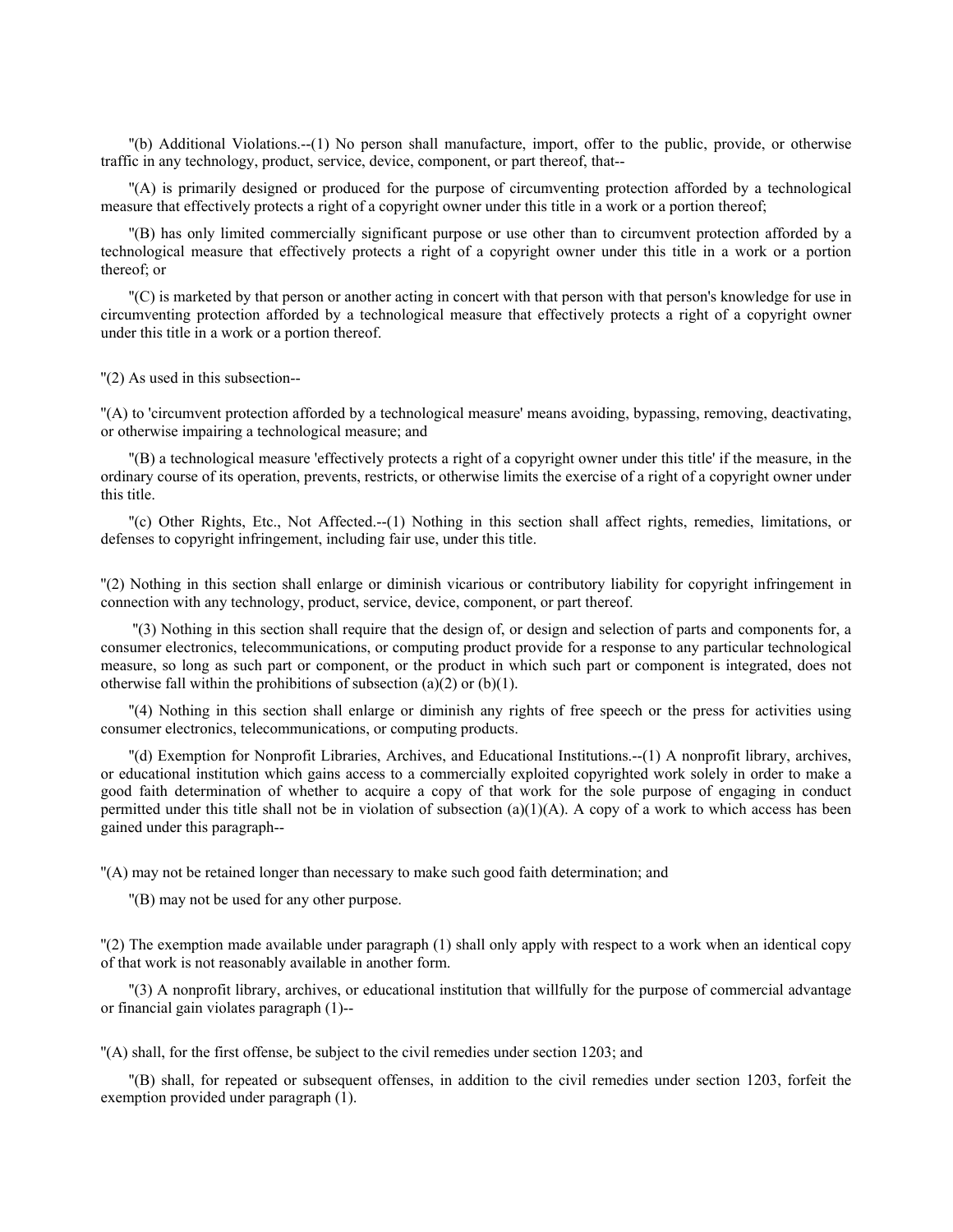"(b) Additional Violations.--(1) No person shall manufacture, import, offer to the public, provide, or otherwise traffic in any technology, product, service, device, component, or part thereof, that--

"(A) is primarily designed or produced for the purpose of circumventing protection afforded by a technological measure that effectively protects a right of a copyright owner under this title in a work or a portion thereof;

"(B) has only limited commercially significant purpose or use other than to circumvent protection afforded by a technological measure that effectively protects a right of a copyright owner under this title in a work or a portion thereof; or

"(C) is marketed by that person or another acting in concert with that person with that person's knowledge for use in circumventing protection afforded by a technological measure that effectively protects a right of a copyright owner under this title in a work or a portion thereof.

"(2) As used in this subsection--

"(A) to 'circumvent protection afforded by a technological measure' means avoiding, bypassing, removing, deactivating, or otherwise impairing a technological measure; and

"(B) a technological measure 'effectively protects a right of a copyright owner under this title' if the measure, in the ordinary course of its operation, prevents, restricts, or otherwise limits the exercise of a right of a copyright owner under this title.

"(c) Other Rights, Etc., Not Affected.--(1) Nothing in this section shall affect rights, remedies, limitations, or defenses to copyright infringement, including fair use, under this title.

"(2) Nothing in this section shall enlarge or diminish vicarious or contributory liability for copyright infringement in connection with any technology, product, service, device, component, or part thereof.

"(3) Nothing in this section shall require that the design of, or design and selection of parts and components for, a consumer electronics, telecommunications, or computing product provide for a response to any particular technological measure, so long as such part or component, or the product in which such part or component is integrated, does not otherwise fall within the prohibitions of subsection (a)(2) or (b)(1).

"(4) Nothing in this section shall enlarge or diminish any rights of free speech or the press for activities using consumer electronics, telecommunications, or computing products.

"(d) Exemption for Nonprofit Libraries, Archives, and Educational Institutions.--(1) A nonprofit library, archives, or educational institution which gains access to a commercially exploited copyrighted work solely in order to make a good faith determination of whether to acquire a copy of that work for the sole purpose of engaging in conduct permitted under this title shall not be in violation of subsection (a)(1)(A). A copy of a work to which access has been gained under this paragraph--

"(A) may not be retained longer than necessary to make such good faith determination; and

"(B) may not be used for any other purpose.

"(2) The exemption made available under paragraph (1) shall only apply with respect to a work when an identical copy of that work is not reasonably available in another form.

"(3) A nonprofit library, archives, or educational institution that willfully for the purpose of commercial advantage or financial gain violates paragraph (1)--

"(A) shall, for the first offense, be subject to the civil remedies under section 1203; and

"(B) shall, for repeated or subsequent offenses, in addition to the civil remedies under section 1203, forfeit the exemption provided under paragraph (1).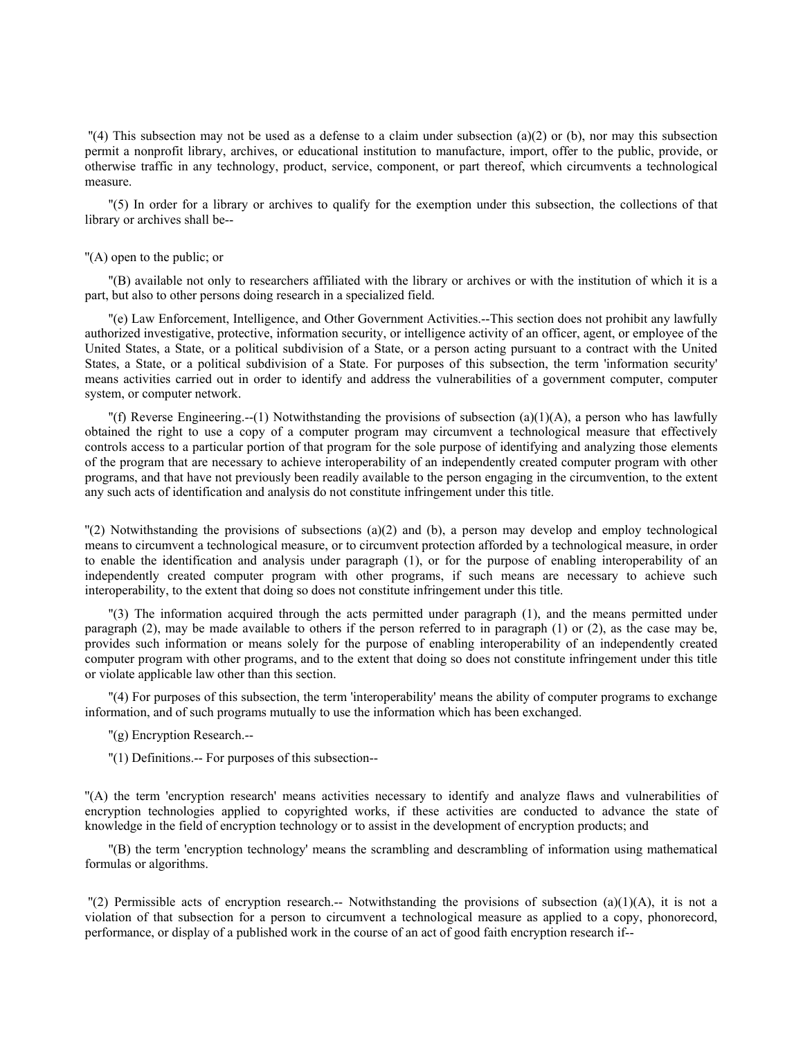"(4) This subsection may not be used as a defense to a claim under subsection (a)(2) or (b), nor may this subsection permit a nonprofit library, archives, or educational institution to manufacture, import, offer to the public, provide, or otherwise traffic in any technology, product, service, component, or part thereof, which circumvents a technological measure.

"(5) In order for a library or archives to qualify for the exemption under this subsection, the collections of that library or archives shall be--

"(A) open to the public; or

"(B) available not only to researchers affiliated with the library or archives or with the institution of which it is a part, but also to other persons doing research in a specialized field.

"(e) Law Enforcement, Intelligence, and Other Government Activities.--This section does not prohibit any lawfully authorized investigative, protective, information security, or intelligence activity of an officer, agent, or employee of the United States, a State, or a political subdivision of a State, or a person acting pursuant to a contract with the United States, a State, or a political subdivision of a State. For purposes of this subsection, the term 'information security' means activities carried out in order to identify and address the vulnerabilities of a government computer, computer system, or computer network.

"(f) Reverse Engineering.--(1) Notwithstanding the provisions of subsection (a)(1)(A), a person who has lawfully obtained the right to use a copy of a computer program may circumvent a technological measure that effectively controls access to a particular portion of that program for the sole purpose of identifying and analyzing those elements of the program that are necessary to achieve interoperability of an independently created computer program with other programs, and that have not previously been readily available to the person engaging in the circumvention, to the extent any such acts of identification and analysis do not constitute infringement under this title.

"(2) Notwithstanding the provisions of subsections (a)(2) and (b), a person may develop and employ technological means to circumvent a technological measure, or to circumvent protection afforded by a technological measure, in order to enable the identification and analysis under paragraph (1), or for the purpose of enabling interoperability of an independently created computer program with other programs, if such means are necessary to achieve such interoperability, to the extent that doing so does not constitute infringement under this title.

"(3) The information acquired through the acts permitted under paragraph (1), and the means permitted under paragraph (2), may be made available to others if the person referred to in paragraph (1) or (2), as the case may be, provides such information or means solely for the purpose of enabling interoperability of an independently created computer program with other programs, and to the extent that doing so does not constitute infringement under this title or violate applicable law other than this section.

"(4) For purposes of this subsection, the term 'interoperability' means the ability of computer programs to exchange information, and of such programs mutually to use the information which has been exchanged.

"(g) Encryption Research.--

"(1) Definitions.-- For purposes of this subsection--

"(A) the term 'encryption research' means activities necessary to identify and analyze flaws and vulnerabilities of encryption technologies applied to copyrighted works, if these activities are conducted to advance the state of knowledge in the field of encryption technology or to assist in the development of encryption products; and

"(B) the term 'encryption technology' means the scrambling and descrambling of information using mathematical formulas or algorithms.

"(2) Permissible acts of encryption research.-- Notwithstanding the provisions of subsection (a)(1)(A), it is not a violation of that subsection for a person to circumvent a technological measure as applied to a copy, phonorecord, performance, or display of a published work in the course of an act of good faith encryption research if--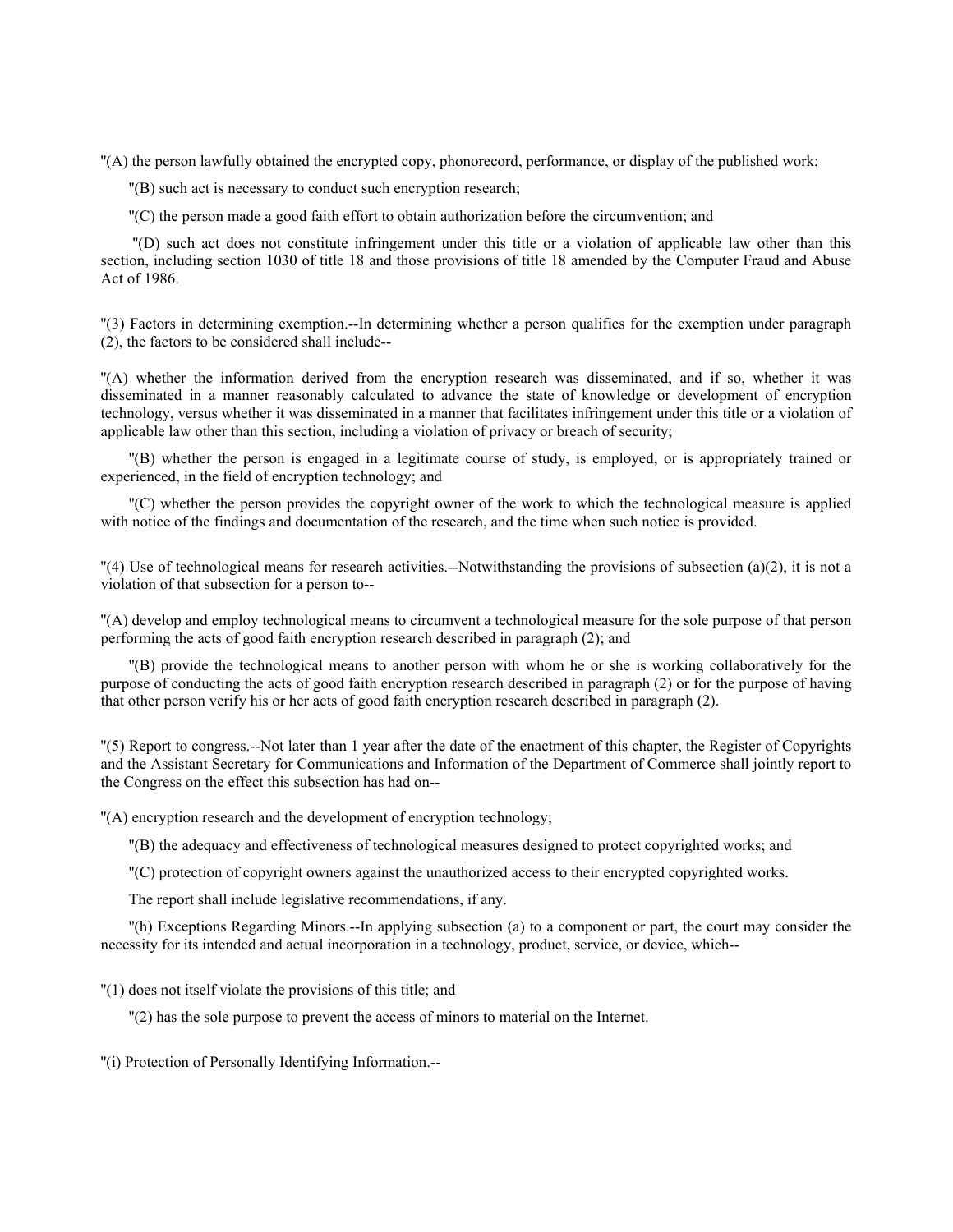"(A) the person lawfully obtained the encrypted copy, phonorecord, performance, or display of the published work;

"(B) such act is necessary to conduct such encryption research;

"(C) the person made a good faith effort to obtain authorization before the circumvention; and

"(D) such act does not constitute infringement under this title or a violation of applicable law other than this section, including section 1030 of title 18 and those provisions of title 18 amended by the Computer Fraud and Abuse Act of 1986.

"(3) Factors in determining exemption.--In determining whether a person qualifies for the exemption under paragraph (2), the factors to be considered shall include--

"(A) whether the information derived from the encryption research was disseminated, and if so, whether it was disseminated in a manner reasonably calculated to advance the state of knowledge or development of encryption technology, versus whether it was disseminated in a manner that facilitates infringement under this title or a violation of applicable law other than this section, including a violation of privacy or breach of security;

"(B) whether the person is engaged in a legitimate course of study, is employed, or is appropriately trained or experienced, in the field of encryption technology; and

"(C) whether the person provides the copyright owner of the work to which the technological measure is applied with notice of the findings and documentation of the research, and the time when such notice is provided.

"(4) Use of technological means for research activities.--Notwithstanding the provisions of subsection (a)(2), it is not a violation of that subsection for a person to--

"(A) develop and employ technological means to circumvent a technological measure for the sole purpose of that person performing the acts of good faith encryption research described in paragraph (2); and

"(B) provide the technological means to another person with whom he or she is working collaboratively for the purpose of conducting the acts of good faith encryption research described in paragraph (2) or for the purpose of having that other person verify his or her acts of good faith encryption research described in paragraph (2).

"(5) Report to congress.--Not later than 1 year after the date of the enactment of this chapter, the Register of Copyrights and the Assistant Secretary for Communications and Information of the Department of Commerce shall jointly report to the Congress on the effect this subsection has had on--

"(A) encryption research and the development of encryption technology;

"(B) the adequacy and effectiveness of technological measures designed to protect copyrighted works; and

"(C) protection of copyright owners against the unauthorized access to their encrypted copyrighted works.

The report shall include legislative recommendations, if any.

"(h) Exceptions Regarding Minors.--In applying subsection (a) to a component or part, the court may consider the necessity for its intended and actual incorporation in a technology, product, service, or device, which--

"(1) does not itself violate the provisions of this title; and

"(2) has the sole purpose to prevent the access of minors to material on the Internet.

"(i) Protection of Personally Identifying Information.--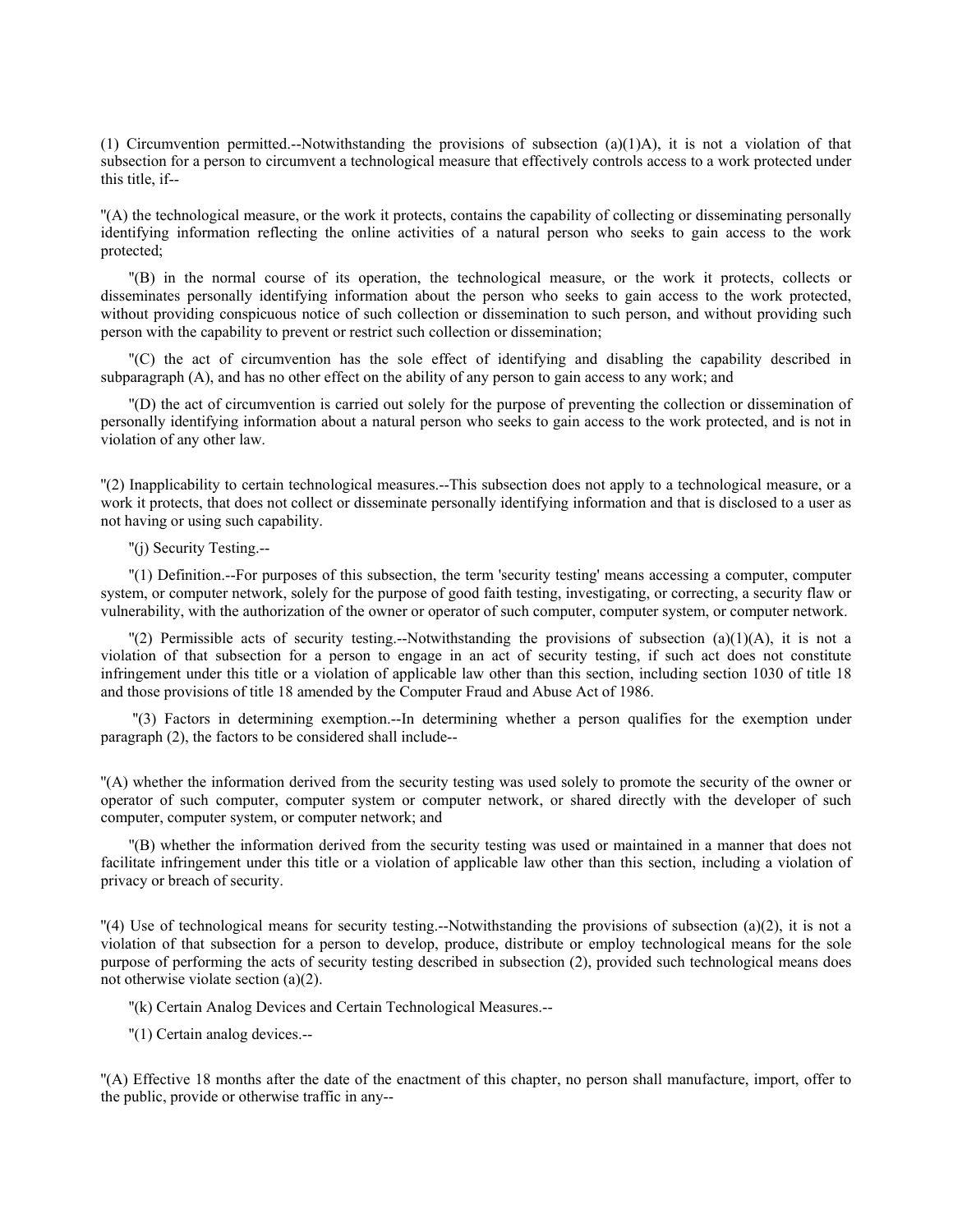(1) Circumvention permitted.--Notwithstanding the provisions of subsection (a)(1)A), it is not a violation of that subsection for a person to circumvent a technological measure that effectively controls access to a work protected under this title, if--

"(A) the technological measure, or the work it protects, contains the capability of collecting or disseminating personally identifying information reflecting the online activities of a natural person who seeks to gain access to the work protected;

"(B) in the normal course of its operation, the technological measure, or the work it protects, collects or disseminates personally identifying information about the person who seeks to gain access to the work protected, without providing conspicuous notice of such collection or dissemination to such person, and without providing such person with the capability to prevent or restrict such collection or dissemination;

"(C) the act of circumvention has the sole effect of identifying and disabling the capability described in subparagraph (A), and has no other effect on the ability of any person to gain access to any work; and

"(D) the act of circumvention is carried out solely for the purpose of preventing the collection or dissemination of personally identifying information about a natural person who seeks to gain access to the work protected, and is not in violation of any other law.

"(2) Inapplicability to certain technological measures.--This subsection does not apply to a technological measure, or a work it protects, that does not collect or disseminate personally identifying information and that is disclosed to a user as not having or using such capability.

"(j) Security Testing.--

"(1) Definition.--For purposes of this subsection, the term 'security testing' means accessing a computer, computer system, or computer network, solely for the purpose of good faith testing, investigating, or correcting, a security flaw or vulnerability, with the authorization of the owner or operator of such computer, computer system, or computer network.

"(2) Permissible acts of security testing.--Notwithstanding the provisions of subsection (a)(1)(A), it is not a violation of that subsection for a person to engage in an act of security testing, if such act does not constitute infringement under this title or a violation of applicable law other than this section, including section 1030 of title 18 and those provisions of title 18 amended by the Computer Fraud and Abuse Act of 1986.

"(3) Factors in determining exemption.--In determining whether a person qualifies for the exemption under paragraph (2), the factors to be considered shall include--

"(A) whether the information derived from the security testing was used solely to promote the security of the owner or operator of such computer, computer system or computer network, or shared directly with the developer of such computer, computer system, or computer network; and

"(B) whether the information derived from the security testing was used or maintained in a manner that does not facilitate infringement under this title or a violation of applicable law other than this section, including a violation of privacy or breach of security.

"(4) Use of technological means for security testing.--Notwithstanding the provisions of subsection (a)(2), it is not a violation of that subsection for a person to develop, produce, distribute or employ technological means for the sole purpose of performing the acts of security testing described in subsection (2), provided such technological means does not otherwise violate section (a)(2).

"(k) Certain Analog Devices and Certain Technological Measures.--

"(1) Certain analog devices.--

"(A) Effective 18 months after the date of the enactment of this chapter, no person shall manufacture, import, offer to the public, provide or otherwise traffic in any--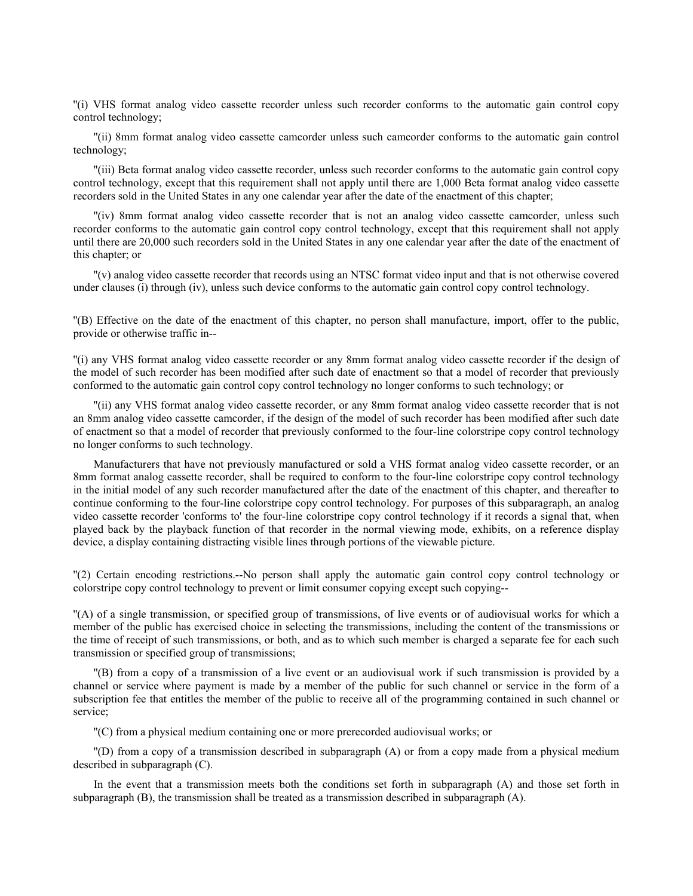"(i) VHS format analog video cassette recorder unless such recorder conforms to the automatic gain control copy control technology;

"(ii) 8mm format analog video cassette camcorder unless such camcorder conforms to the automatic gain control technology;

"(iii) Beta format analog video cassette recorder, unless such recorder conforms to the automatic gain control copy control technology, except that this requirement shall not apply until there are 1,000 Beta format analog video cassette recorders sold in the United States in any one calendar year after the date of the enactment of this chapter;

"(iv) 8mm format analog video cassette recorder that is not an analog video cassette camcorder, unless such recorder conforms to the automatic gain control copy control technology, except that this requirement shall not apply until there are 20,000 such recorders sold in the United States in any one calendar year after the date of the enactment of this chapter; or

"(v) analog video cassette recorder that records using an NTSC format video input and that is not otherwise covered under clauses (i) through (iv), unless such device conforms to the automatic gain control copy control technology.

"(B) Effective on the date of the enactment of this chapter, no person shall manufacture, import, offer to the public, provide or otherwise traffic in--

"(i) any VHS format analog video cassette recorder or any 8mm format analog video cassette recorder if the design of the model of such recorder has been modified after such date of enactment so that a model of recorder that previously conformed to the automatic gain control copy control technology no longer conforms to such technology; or

"(ii) any VHS format analog video cassette recorder, or any 8mm format analog video cassette recorder that is not an 8mm analog video cassette camcorder, if the design of the model of such recorder has been modified after such date of enactment so that a model of recorder that previously conformed to the four-line colorstripe copy control technology no longer conforms to such technology.

Manufacturers that have not previously manufactured or sold a VHS format analog video cassette recorder, or an 8mm format analog cassette recorder, shall be required to conform to the four-line colorstripe copy control technology in the initial model of any such recorder manufactured after the date of the enactment of this chapter, and thereafter to continue conforming to the four-line colorstripe copy control technology. For purposes of this subparagraph, an analog video cassette recorder 'conforms to' the four-line colorstripe copy control technology if it records a signal that, when played back by the playback function of that recorder in the normal viewing mode, exhibits, on a reference display device, a display containing distracting visible lines through portions of the viewable picture.

"(2) Certain encoding restrictions.--No person shall apply the automatic gain control copy control technology or colorstripe copy control technology to prevent or limit consumer copying except such copying--

"(A) of a single transmission, or specified group of transmissions, of live events or of audiovisual works for which a member of the public has exercised choice in selecting the transmissions, including the content of the transmissions or the time of receipt of such transmissions, or both, and as to which such member is charged a separate fee for each such transmission or specified group of transmissions;

"(B) from a copy of a transmission of a live event or an audiovisual work if such transmission is provided by a channel or service where payment is made by a member of the public for such channel or service in the form of a subscription fee that entitles the member of the public to receive all of the programming contained in such channel or service;

"(C) from a physical medium containing one or more prerecorded audiovisual works; or

"(D) from a copy of a transmission described in subparagraph (A) or from a copy made from a physical medium described in subparagraph (C).

In the event that a transmission meets both the conditions set forth in subparagraph (A) and those set forth in subparagraph (B), the transmission shall be treated as a transmission described in subparagraph (A).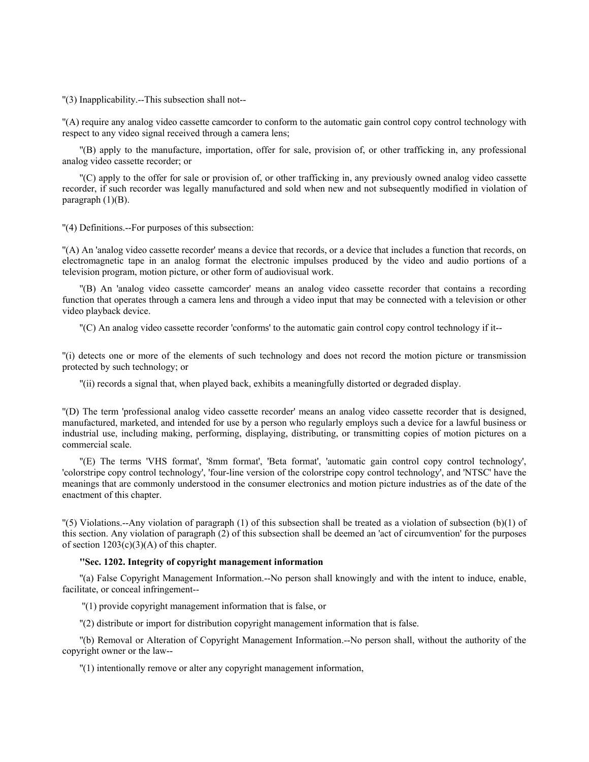"(3) Inapplicability.--This subsection shall not--

"(A) require any analog video cassette camcorder to conform to the automatic gain control copy control technology with respect to any video signal received through a camera lens;

"(B) apply to the manufacture, importation, offer for sale, provision of, or other trafficking in, any professional analog video cassette recorder; or

"(C) apply to the offer for sale or provision of, or other trafficking in, any previously owned analog video cassette recorder, if such recorder was legally manufactured and sold when new and not subsequently modified in violation of paragraph (1)(B).

"(4) Definitions.--For purposes of this subsection:

"(A) An 'analog video cassette recorder' means a device that records, or a device that includes a function that records, on electromagnetic tape in an analog format the electronic impulses produced by the video and audio portions of a television program, motion picture, or other form of audiovisual work.

"(B) An 'analog video cassette camcorder' means an analog video cassette recorder that contains a recording function that operates through a camera lens and through a video input that may be connected with a television or other video playback device.

"(C) An analog video cassette recorder 'conforms' to the automatic gain control copy control technology if it--

"(i) detects one or more of the elements of such technology and does not record the motion picture or transmission protected by such technology; or

"(ii) records a signal that, when played back, exhibits a meaningfully distorted or degraded display.

"(D) The term 'professional analog video cassette recorder' means an analog video cassette recorder that is designed, manufactured, marketed, and intended for use by a person who regularly employs such a device for a lawful business or industrial use, including making, performing, displaying, distributing, or transmitting copies of motion pictures on a commercial scale.

"(E) The terms 'VHS format', '8mm format', 'Beta format', 'automatic gain control copy control technology', 'colorstripe copy control technology', 'four-line version of the colorstripe copy control technology', and 'NTSC' have the meanings that are commonly understood in the consumer electronics and motion picture industries as of the date of the enactment of this chapter.

"(5) Violations.--Any violation of paragraph (1) of this subsection shall be treated as a violation of subsection (b)(1) of this section. Any violation of paragraph (2) of this subsection shall be deemed an 'act of circumvention' for the purposes of section 1203(c)(3)(A) of this chapter.

**"Sec. 1202. Integrity of copyright management information**

"(a) False Copyright Management Information.--No person shall knowingly and with the intent to induce, enable, facilitate, or conceal infringement--

"(1) provide copyright management information that is false, or

"(2) distribute or import for distribution copyright management information that is false.

"(b) Removal or Alteration of Copyright Management Information.--No person shall, without the authority of the copyright owner or the law--

"(1) intentionally remove or alter any copyright management information,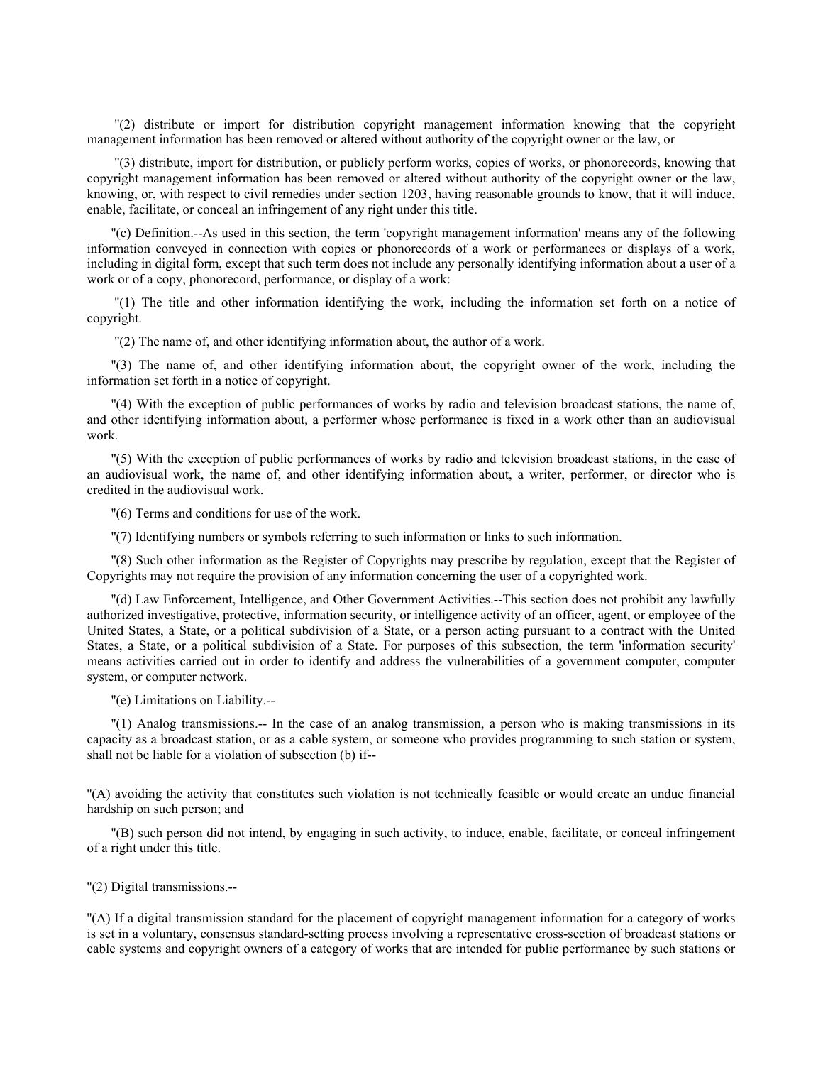"(2) distribute or import for distribution copyright management information knowing that the copyright management information has been removed or altered without authority of the copyright owner or the law, or

"(3) distribute, import for distribution, or publicly perform works, copies of works, or phonorecords, knowing that copyright management information has been removed or altered without authority of the copyright owner or the law, knowing, or, with respect to civil remedies under section 1203, having reasonable grounds to know, that it will induce, enable, facilitate, or conceal an infringement of any right under this title.

"(c) Definition.--As used in this section, the term 'copyright management information' means any of the following information conveyed in connection with copies or phonorecords of a work or performances or displays of a work, including in digital form, except that such term does not include any personally identifying information about a user of a work or of a copy, phonorecord, performance, or display of a work:

"(1) The title and other information identifying the work, including the information set forth on a notice of copyright.

"(2) The name of, and other identifying information about, the author of a work.

"(3) The name of, and other identifying information about, the copyright owner of the work, including the information set forth in a notice of copyright.

"(4) With the exception of public performances of works by radio and television broadcast stations, the name of, and other identifying information about, a performer whose performance is fixed in a work other than an audiovisual work.

"(5) With the exception of public performances of works by radio and television broadcast stations, in the case of an audiovisual work, the name of, and other identifying information about, a writer, performer, or director who is credited in the audiovisual work.

"(6) Terms and conditions for use of the work.

"(7) Identifying numbers or symbols referring to such information or links to such information.

"(8) Such other information as the Register of Copyrights may prescribe by regulation, except that the Register of Copyrights may not require the provision of any information concerning the user of a copyrighted work.

"(d) Law Enforcement, Intelligence, and Other Government Activities.--This section does not prohibit any lawfully authorized investigative, protective, information security, or intelligence activity of an officer, agent, or employee of the United States, a State, or a political subdivision of a State, or a person acting pursuant to a contract with the United States, a State, or a political subdivision of a State. For purposes of this subsection, the term 'information security' means activities carried out in order to identify and address the vulnerabilities of a government computer, computer system, or computer network.

"(e) Limitations on Liability.--

"(1) Analog transmissions.-- In the case of an analog transmission, a person who is making transmissions in its capacity as a broadcast station, or as a cable system, or someone who provides programming to such station or system, shall not be liable for a violation of subsection (b) if--

"(A) avoiding the activity that constitutes such violation is not technically feasible or would create an undue financial hardship on such person; and

"(B) such person did not intend, by engaging in such activity, to induce, enable, facilitate, or conceal infringement of a right under this title.

"(2) Digital transmissions.--

"(A) If a digital transmission standard for the placement of copyright management information for a category of works is set in a voluntary, consensus standard-setting process involving a representative cross-section of broadcast stations or cable systems and copyright owners of a category of works that are intended for public performance by such stations or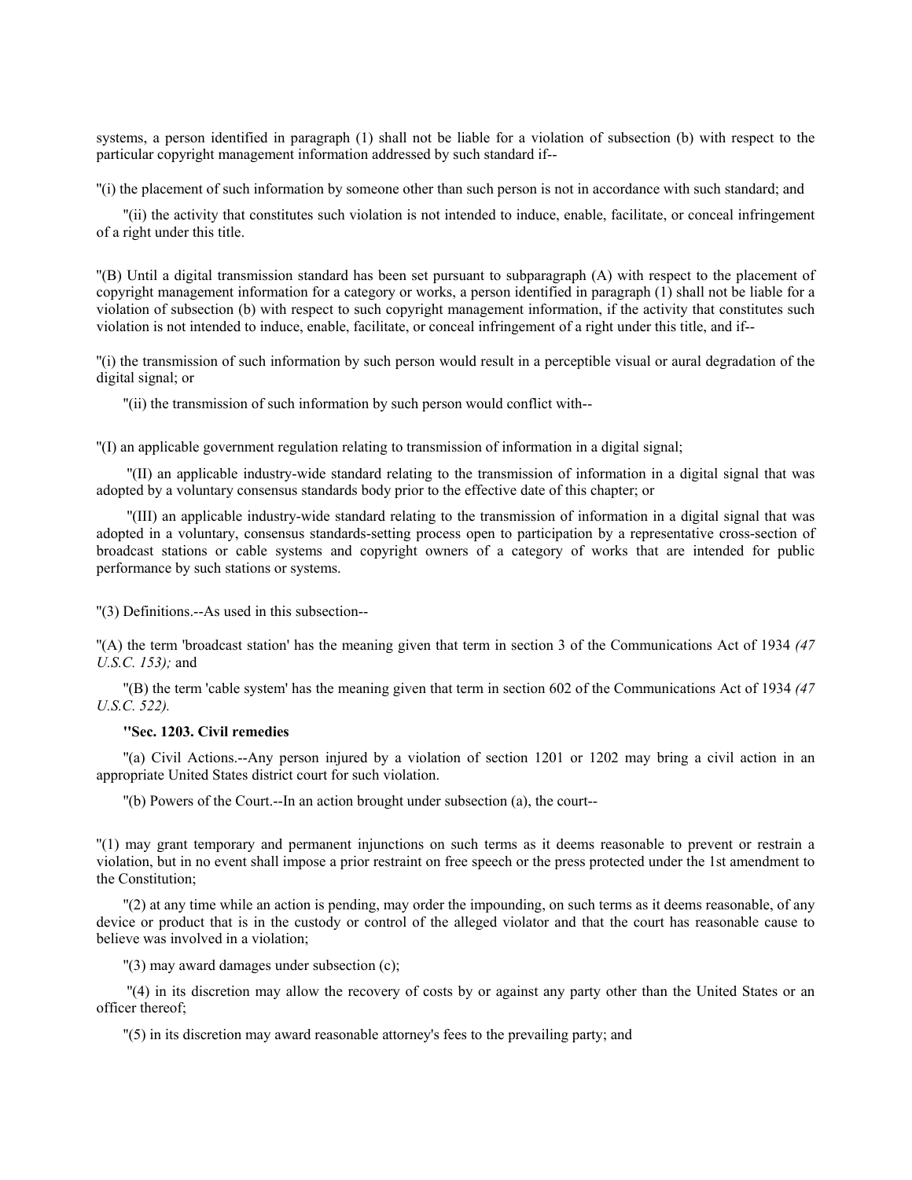systems, a person identified in paragraph (1) shall not be liable for a violation of subsection (b) with respect to the particular copyright management information addressed by such standard if--

''(i) the placement of such information by someone other than such person is not in accordance with such standard; and

''(ii) the activity that constitutes such violation is not intended to induce, enable, facilitate, or conceal infringement of a right under this title.

''(B) Until a digital transmission standard has been set pursuant to subparagraph (A) with respect to the placement of copyright management information for a category or works, a person identified in paragraph (1) shall not be liable for a violation of subsection (b) with respect to such copyright management information, if the activity that constitutes such violation is not intended to induce, enable, facilitate, or conceal infringement of a right under this title, and if--

''(i) the transmission of such information by such person would result in a perceptible visual or aural degradation of the digital signal; or

''(ii) the transmission of such information by such person would conflict with--

''(I) an applicable government regulation relating to transmission of information in a digital signal;

''(II) an applicable industry-wide standard relating to the transmission of information in a digital signal that was adopted by a voluntary consensus standards body prior to the effective date of this chapter; or

''(III) an applicable industry-wide standard relating to the transmission of information in a digital signal that was adopted in a voluntary, consensus standards-setting process open to participation by a representative cross-section of broadcast stations or cable systems and copyright owners of a category of works that are intended for public performance by such stations or systems.

''(3) Definitions.--As used in this subsection--

''(A) the term 'broadcast station' has the meaning given that term in section 3 of the Communications Act of 1934 *(47 U.S.C. 153);* and

''(B) the term 'cable system' has the meaning given that term in section 602 of the Communications Act of 1934 *(47 U.S.C. 522).*

**''Sec. 1203. Civil remedies**

''(a) Civil Actions.--Any person injured by a violation of section 1201 or 1202 may bring a civil action in an appropriate United States district court for such violation.

''(b) Powers of the Court.--In an action brought under subsection (a), the court--

''(1) may grant temporary and permanent injunctions on such terms as it deems reasonable to prevent or restrain a violation, but in no event shall impose a prior restraint on free speech or the press protected under the 1st amendment to the Constitution;

''(2) at any time while an action is pending, may order the impounding, on such terms as it deems reasonable, of any device or product that is in the custody or control of the alleged violator and that the court has reasonable cause to believe was involved in a violation;

''(3) may award damages under subsection (c);

''(4) in its discretion may allow the recovery of costs by or against any party other than the United States or an officer thereof;

''(5) in its discretion may award reasonable attorney's fees to the prevailing party; and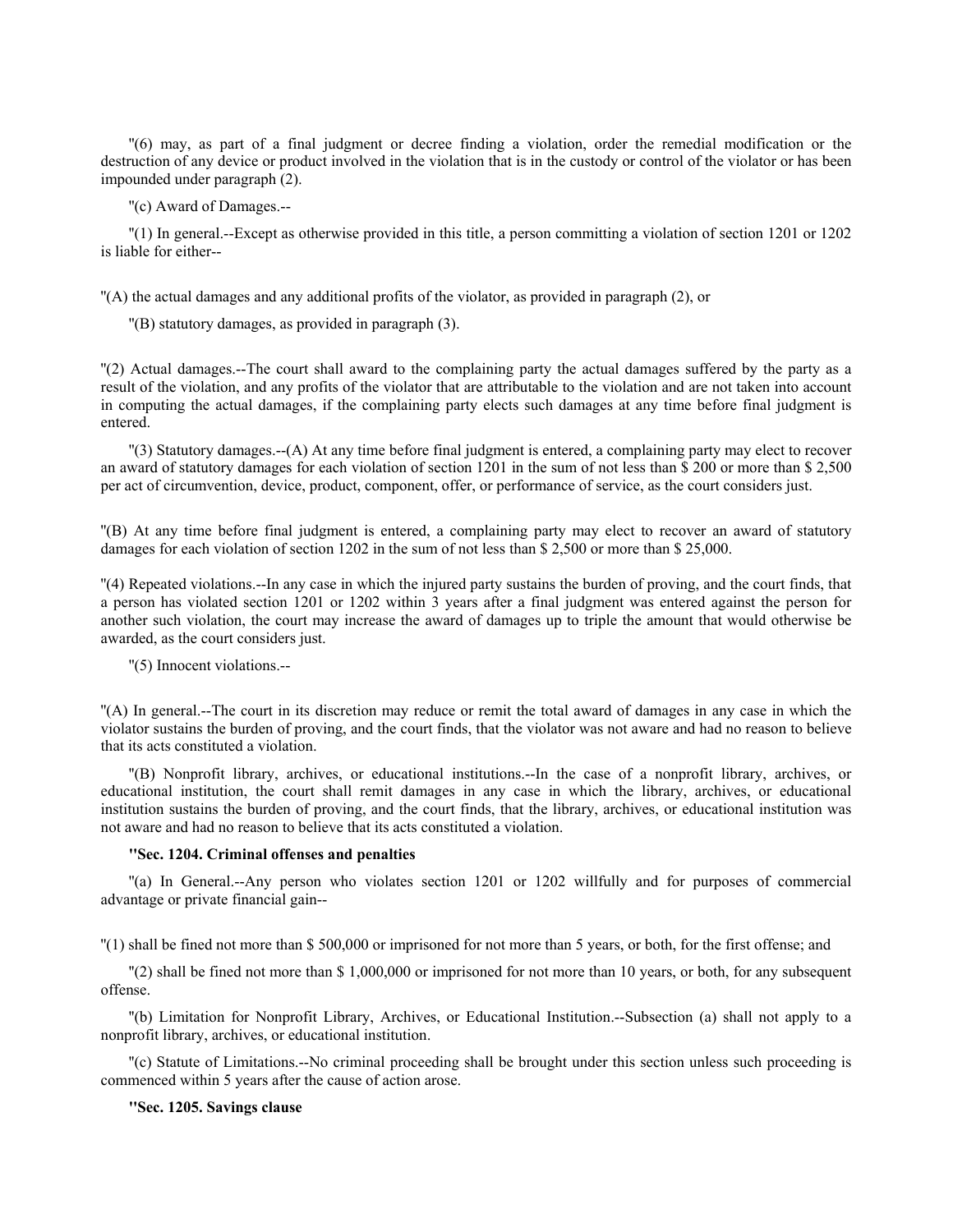"(6) may, as part of a final judgment or decree finding a violation, order the remedial modification or the destruction of any device or product involved in the violation that is in the custody or control of the violator or has been impounded under paragraph (2).

"(c) Award of Damages.--

"(1) In general.--Except as otherwise provided in this title, a person committing a violation of section 1201 or 1202 is liable for either--

"(A) the actual damages and any additional profits of the violator, as provided in paragraph (2), or

"(B) statutory damages, as provided in paragraph (3).

"(2) Actual damages.--The court shall award to the complaining party the actual damages suffered by the party as a result of the violation, and any profits of the violator that are attributable to the violation and are not taken into account in computing the actual damages, if the complaining party elects such damages at any time before final judgment is entered.

"(3) Statutory damages.--(A) At any time before final judgment is entered, a complaining party may elect to recover an award of statutory damages for each violation of section 1201 in the sum of not less than $ 200 or more than $ 2,500 per act of circumvention, device, product, component, offer, or performance of service, as the court considers just.

"(B) At any time before final judgment is entered, a complaining party may elect to recover an award of statutory damages for each violation of section 1202 in the sum of not less than $ 2,500 or more than $ 25,000.

"(4) Repeated violations.--In any case in which the injured party sustains the burden of proving, and the court finds, that a person has violated section 1201 or 1202 within 3 years after a final judgment was entered against the person for another such violation, the court may increase the award of damages up to triple the amount that would otherwise be awarded, as the court considers just.

"(5) Innocent violations.--

"(A) In general.--The court in its discretion may reduce or remit the total award of damages in any case in which the violator sustains the burden of proving, and the court finds, that the violator was not aware and had no reason to believe that its acts constituted a violation.

"(B) Nonprofit library, archives, or educational institutions.--In the case of a nonprofit library, archives, or educational institution, the court shall remit damages in any case in which the library, archives, or educational institution sustains the burden of proving, and the court finds, that the library, archives, or educational institution was not aware and had no reason to believe that its acts constituted a violation.

**"Sec. 1204. Criminal offenses and penalties**

"(a) In General.--Any person who violates section 1201 or 1202 willfully and for purposes of commercial advantage or private financial gain--

"(1) shall be fined not more than $ 500,000 or imprisoned for not more than 5 years, or both, for the first offense; and

"(2) shall be fined not more than $ 1,000,000 or imprisoned for not more than 10 years, or both, for any subsequent offense.

"(b) Limitation for Nonprofit Library, Archives, or Educational Institution.--Subsection (a) shall not apply to a nonprofit library, archives, or educational institution.

"(c) Statute of Limitations.--No criminal proceeding shall be brought under this section unless such proceeding is commenced within 5 years after the cause of action arose.

**"Sec. 1205. Savings clause**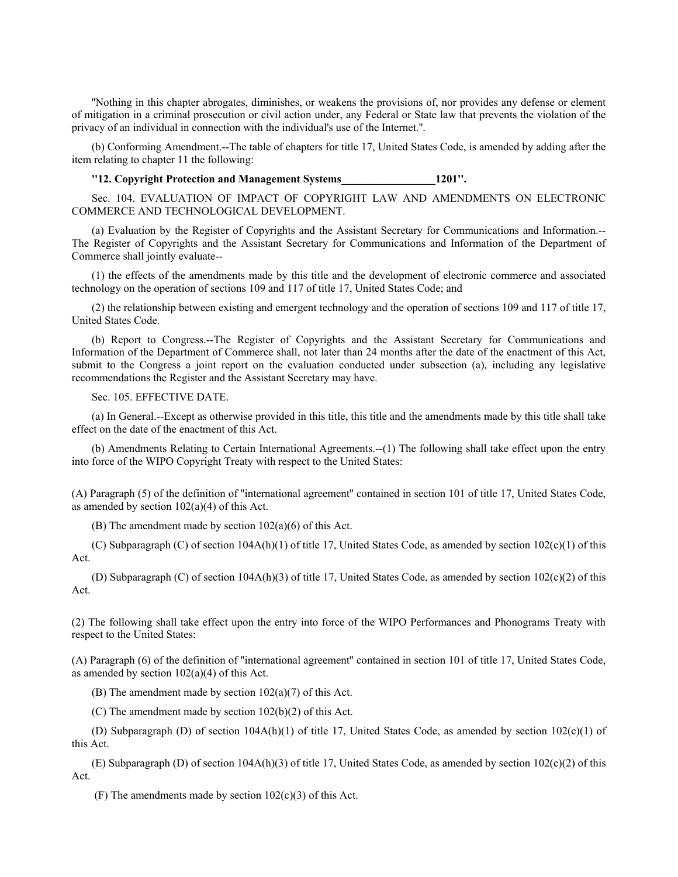"Nothing in this chapter abrogates, diminishes, or weakens the provisions of, nor provides any defense or element of mitigation in a criminal prosecution or civil action under, any Federal or State law that prevents the violation of the privacy of an individual in connection with the individual's use of the Internet.".

(b) Conforming Amendment.--The table of chapters for title 17, United States Code, is amended by adding after the item relating to chapter 11 the following:

**"12. Copyright Protection and Management Systems_________________1201".**

Sec. 104. EVALUATION OF IMPACT OF COPYRIGHT LAW AND AMENDMENTS ON ELECTRONIC COMMERCE AND TECHNOLOGICAL DEVELOPMENT.

(a) Evaluation by the Register of Copyrights and the Assistant Secretary for Communications and Information.--The Register of Copyrights and the Assistant Secretary for Communications and Information of the Department of Commerce shall jointly evaluate--

(1) the effects of the amendments made by this title and the development of electronic commerce and associated technology on the operation of sections 109 and 117 of title 17, United States Code; and

(2) the relationship between existing and emergent technology and the operation of sections 109 and 117 of title 17, United States Code.

(b) Report to Congress.--The Register of Copyrights and the Assistant Secretary for Communications and Information of the Department of Commerce shall, not later than 24 months after the date of the enactment of this Act, submit to the Congress a joint report on the evaluation conducted under subsection (a), including any legislative recommendations the Register and the Assistant Secretary may have.

Sec. 105. EFFECTIVE DATE.

(a) In General.--Except as otherwise provided in this title, this title and the amendments made by this title shall take effect on the date of the enactment of this Act.

(b) Amendments Relating to Certain International Agreements.--(1) The following shall take effect upon the entry into force of the WIPO Copyright Treaty with respect to the United States:

(A) Paragraph (5) of the definition of "international agreement" contained in section 101 of title 17, United States Code, as amended by section 102(a)(4) of this Act.

(B) The amendment made by section 102(a)(6) of this Act.

(C) Subparagraph (C) of section 104A(h)(1) of title 17, United States Code, as amended by section 102(c)(1) of this Act.

(D) Subparagraph (C) of section 104A(h)(3) of title 17, United States Code, as amended by section 102(c)(2) of this Act.

(2) The following shall take effect upon the entry into force of the WIPO Performances and Phonograms Treaty with respect to the United States:

(A) Paragraph (6) of the definition of "international agreement" contained in section 101 of title 17, United States Code, as amended by section 102(a)(4) of this Act.

(B) The amendment made by section 102(a)(7) of this Act.

(C) The amendment made by section 102(b)(2) of this Act.

(D) Subparagraph (D) of section 104A(h)(1) of title 17, United States Code, as amended by section 102(c)(1) of this Act.

(E) Subparagraph (D) of section 104A(h)(3) of title 17, United States Code, as amended by section 102(c)(2) of this Act.

(F) The amendments made by section 102(c)(3) of this Act.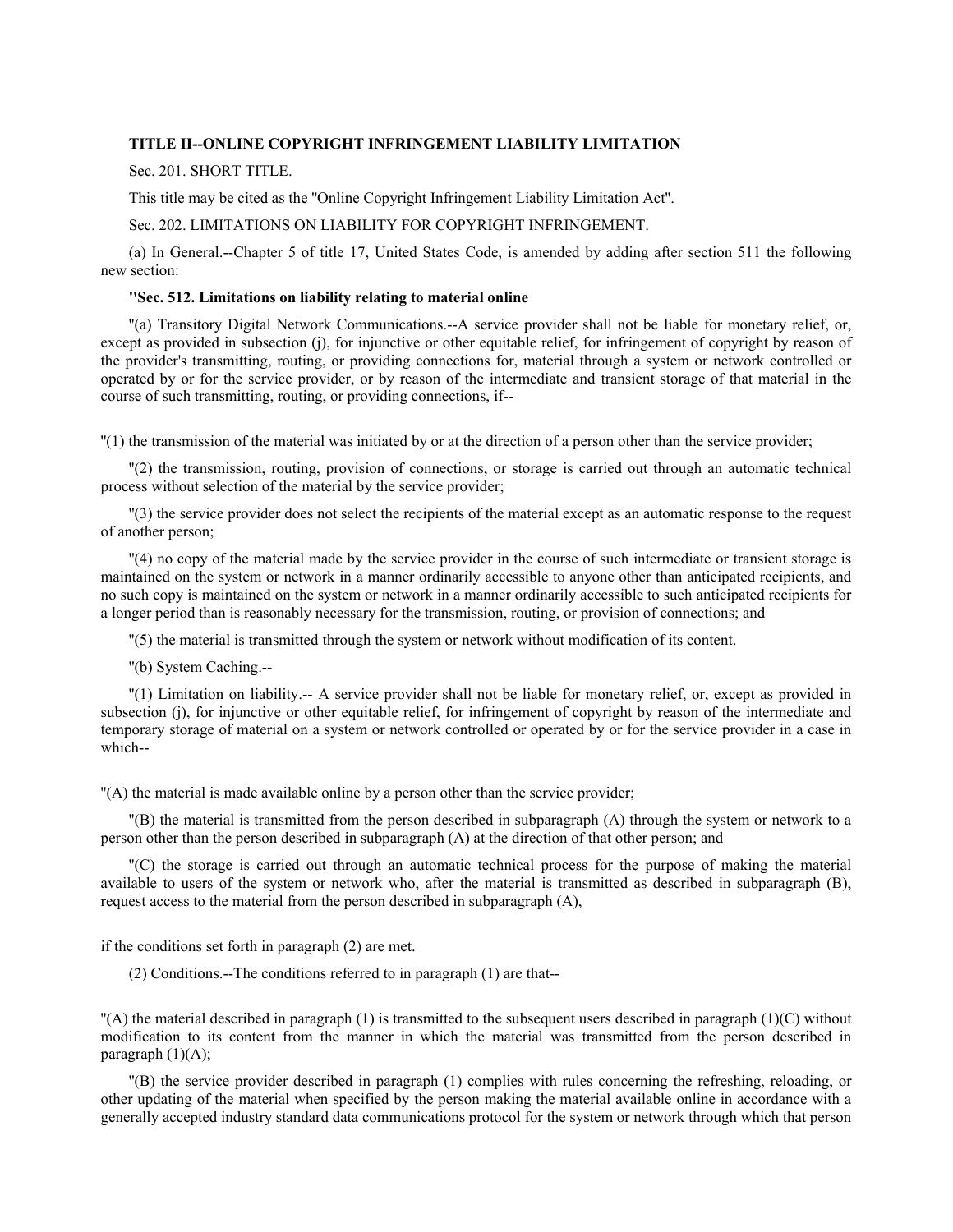**TITLE II--ONLINE COPYRIGHT INFRINGEMENT LIABILITY LIMITATION**

Sec. 201. SHORT TITLE.

This title may be cited as the "Online Copyright Infringement Liability Limitation Act".

Sec. 202. LIMITATIONS ON LIABILITY FOR COPYRIGHT INFRINGEMENT.

(a) In General.--Chapter 5 of title 17, United States Code, is amended by adding after section 511 the following new section:

**"Sec. 512. Limitations on liability relating to material online**

"(a) Transitory Digital Network Communications.--A service provider shall not be liable for monetary relief, or, except as provided in subsection (j), for injunctive or other equitable relief, for infringement of copyright by reason of the provider's transmitting, routing, or providing connections for, material through a system or network controlled or operated by or for the service provider, or by reason of the intermediate and transient storage of that material in the course of such transmitting, routing, or providing connections, if--

"(1) the transmission of the material was initiated by or at the direction of a person other than the service provider;

"(2) the transmission, routing, provision of connections, or storage is carried out through an automatic technical process without selection of the material by the service provider;

"(3) the service provider does not select the recipients of the material except as an automatic response to the request of another person;

"(4) no copy of the material made by the service provider in the course of such intermediate or transient storage is maintained on the system or network in a manner ordinarily accessible to anyone other than anticipated recipients, and no such copy is maintained on the system or network in a manner ordinarily accessible to such anticipated recipients for a longer period than is reasonably necessary for the transmission, routing, or provision of connections; and

"(5) the material is transmitted through the system or network without modification of its content.

"(b) System Caching.--

"(1) Limitation on liability.-- A service provider shall not be liable for monetary relief, or, except as provided in subsection (j), for injunctive or other equitable relief, for infringement of copyright by reason of the intermediate and temporary storage of material on a system or network controlled or operated by or for the service provider in a case in which--

"(A) the material is made available online by a person other than the service provider;

"(B) the material is transmitted from the person described in subparagraph (A) through the system or network to a person other than the person described in subparagraph (A) at the direction of that other person; and

"(C) the storage is carried out through an automatic technical process for the purpose of making the material available to users of the system or network who, after the material is transmitted as described in subparagraph (B), request access to the material from the person described in subparagraph (A),

if the conditions set forth in paragraph (2) are met.

(2) Conditions.--The conditions referred to in paragraph (1) are that--

"(A) the material described in paragraph (1) is transmitted to the subsequent users described in paragraph (1)(C) without modification to its content from the manner in which the material was transmitted from the person described in paragraph (1)(A);

"(B) the service provider described in paragraph (1) complies with rules concerning the refreshing, reloading, or other updating of the material when specified by the person making the material available online in accordance with a generally accepted industry standard data communications protocol for the system or network through which that person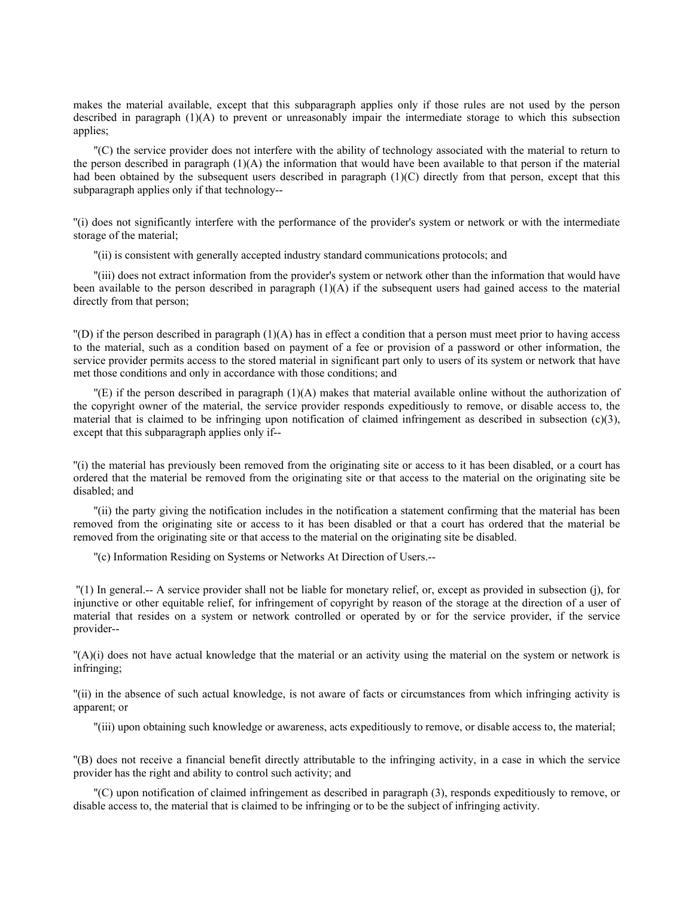makes the material available, except that this subparagraph applies only if those rules are not used by the person described in paragraph (1)(A) to prevent or unreasonably impair the intermediate storage to which this subsection applies;

"(C) the service provider does not interfere with the ability of technology associated with the material to return to the person described in paragraph (1)(A) the information that would have been available to that person if the material had been obtained by the subsequent users described in paragraph (1)(C) directly from that person, except that this subparagraph applies only if that technology--

"(i) does not significantly interfere with the performance of the provider's system or network or with the intermediate storage of the material;

"(ii) is consistent with generally accepted industry standard communications protocols; and

"(iii) does not extract information from the provider's system or network other than the information that would have been available to the person described in paragraph (1)(A) if the subsequent users had gained access to the material directly from that person;

"(D) if the person described in paragraph (1)(A) has in effect a condition that a person must meet prior to having access to the material, such as a condition based on payment of a fee or provision of a password or other information, the service provider permits access to the stored material in significant part only to users of its system or network that have met those conditions and only in accordance with those conditions; and

"(E) if the person described in paragraph (1)(A) makes that material available online without the authorization of the copyright owner of the material, the service provider responds expeditiously to remove, or disable access to, the material that is claimed to be infringing upon notification of claimed infringement as described in subsection (c)(3), except that this subparagraph applies only if--

"(i) the material has previously been removed from the originating site or access to it has been disabled, or a court has ordered that the material be removed from the originating site or that access to the material on the originating site be disabled; and

"(ii) the party giving the notification includes in the notification a statement confirming that the material has been removed from the originating site or access to it has been disabled or that a court has ordered that the material be removed from the originating site or that access to the material on the originating site be disabled.

"(c) Information Residing on Systems or Networks At Direction of Users.--

"(1) In general.-- A service provider shall not be liable for monetary relief, or, except as provided in subsection (j), for injunctive or other equitable relief, for infringement of copyright by reason of the storage at the direction of a user of material that resides on a system or network controlled or operated by or for the service provider, if the service provider--

"(A)(i) does not have actual knowledge that the material or an activity using the material on the system or network is infringing;

"(ii) in the absence of such actual knowledge, is not aware of facts or circumstances from which infringing activity is apparent; or

"(iii) upon obtaining such knowledge or awareness, acts expeditiously to remove, or disable access to, the material;

"(B) does not receive a financial benefit directly attributable to the infringing activity, in a case in which the service provider has the right and ability to control such activity; and

"(C) upon notification of claimed infringement as described in paragraph (3), responds expeditiously to remove, or disable access to, the material that is claimed to be infringing or to be the subject of infringing activity.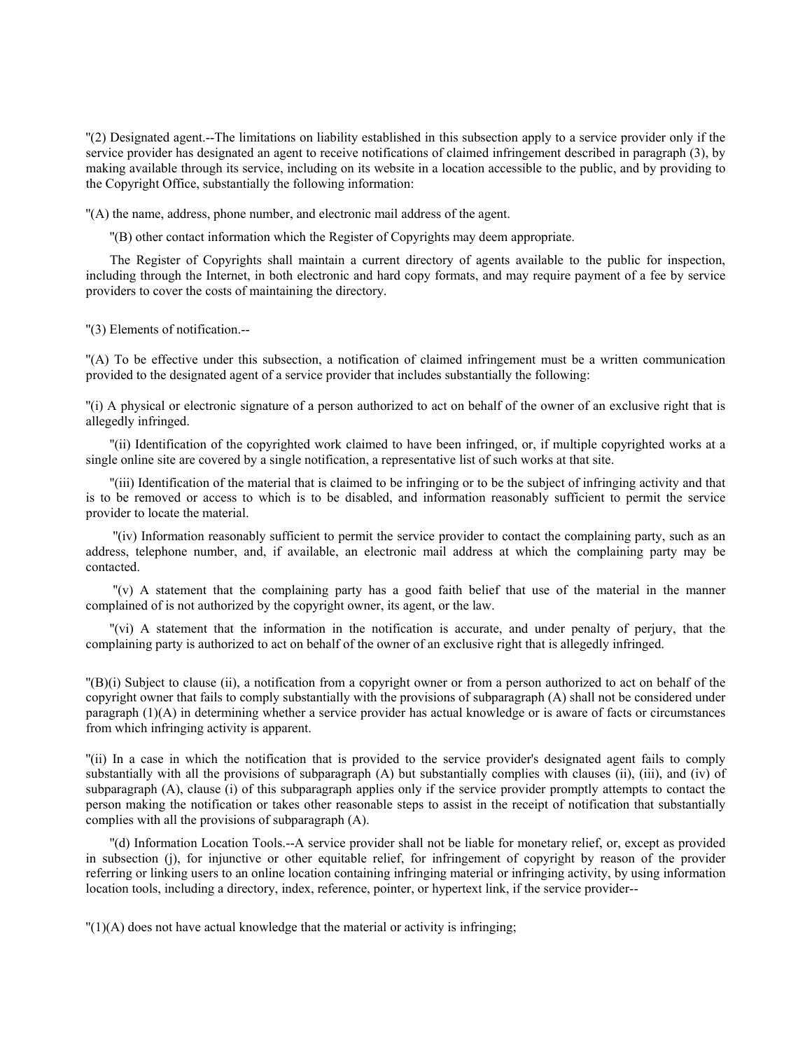"(2) Designated agent.--The limitations on liability established in this subsection apply to a service provider only if the service provider has designated an agent to receive notifications of claimed infringement described in paragraph (3), by making available through its service, including on its website in a location accessible to the public, and by providing to the Copyright Office, substantially the following information:

"(A) the name, address, phone number, and electronic mail address of the agent.

"(B) other contact information which the Register of Copyrights may deem appropriate.

The Register of Copyrights shall maintain a current directory of agents available to the public for inspection, including through the Internet, in both electronic and hard copy formats, and may require payment of a fee by service providers to cover the costs of maintaining the directory.

"(3) Elements of notification.--

"(A) To be effective under this subsection, a notification of claimed infringement must be a written communication provided to the designated agent of a service provider that includes substantially the following:

"(i) A physical or electronic signature of a person authorized to act on behalf of the owner of an exclusive right that is allegedly infringed.

"(ii) Identification of the copyrighted work claimed to have been infringed, or, if multiple copyrighted works at a single online site are covered by a single notification, a representative list of such works at that site.

"(iii) Identification of the material that is claimed to be infringing or to be the subject of infringing activity and that is to be removed or access to which is to be disabled, and information reasonably sufficient to permit the service provider to locate the material.

"(iv) Information reasonably sufficient to permit the service provider to contact the complaining party, such as an address, telephone number, and, if available, an electronic mail address at which the complaining party may be contacted.

"(v) A statement that the complaining party has a good faith belief that use of the material in the manner complained of is not authorized by the copyright owner, its agent, or the law.

"(vi) A statement that the information in the notification is accurate, and under penalty of perjury, that the complaining party is authorized to act on behalf of the owner of an exclusive right that is allegedly infringed.

"(B)(i) Subject to clause (ii), a notification from a copyright owner or from a person authorized to act on behalf of the copyright owner that fails to comply substantially with the provisions of subparagraph (A) shall not be considered under paragraph (1)(A) in determining whether a service provider has actual knowledge or is aware of facts or circumstances from which infringing activity is apparent.

"(ii) In a case in which the notification that is provided to the service provider's designated agent fails to comply substantially with all the provisions of subparagraph (A) but substantially complies with clauses (ii), (iii), and (iv) of subparagraph (A), clause (i) of this subparagraph applies only if the service provider promptly attempts to contact the person making the notification or takes other reasonable steps to assist in the receipt of notification that substantially complies with all the provisions of subparagraph (A).

"(d) Information Location Tools.--A service provider shall not be liable for monetary relief, or, except as provided in subsection (j), for injunctive or other equitable relief, for infringement of copyright by reason of the provider referring or linking users to an online location containing infringing material or infringing activity, by using information location tools, including a directory, index, reference, pointer, or hypertext link, if the service provider--

"(1)(A) does not have actual knowledge that the material or activity is infringing;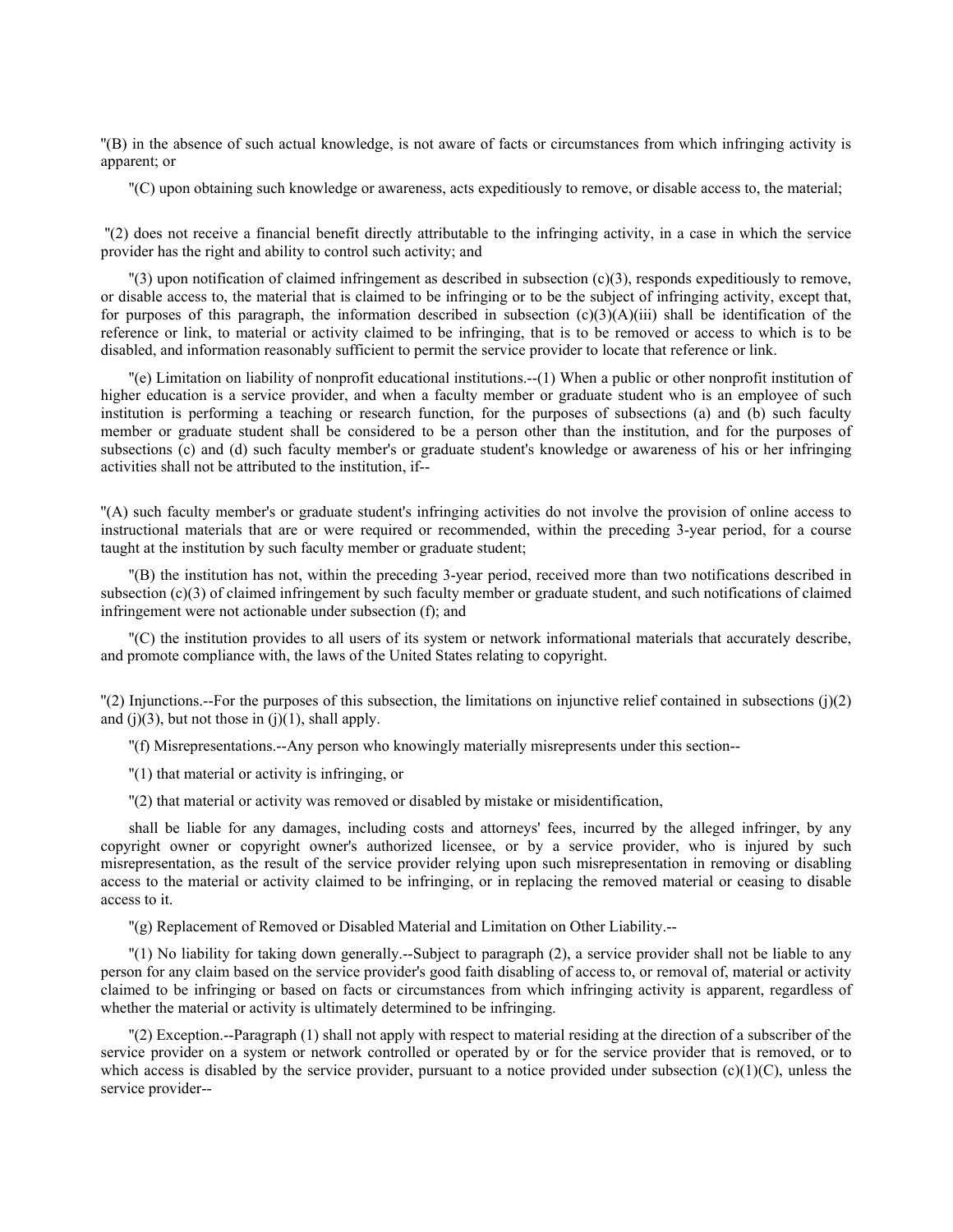"(B) in the absence of such actual knowledge, is not aware of facts or circumstances from which infringing activity is apparent; or

"(C) upon obtaining such knowledge or awareness, acts expeditiously to remove, or disable access to, the material;

"(2) does not receive a financial benefit directly attributable to the infringing activity, in a case in which the service provider has the right and ability to control such activity; and

"(3) upon notification of claimed infringement as described in subsection (c)(3), responds expeditiously to remove, or disable access to, the material that is claimed to be infringing or to be the subject of infringing activity, except that, for purposes of this paragraph, the information described in subsection (c)(3)(A)(iii) shall be identification of the reference or link, to material or activity claimed to be infringing, that is to be removed or access to which is to be disabled, and information reasonably sufficient to permit the service provider to locate that reference or link.

"(e) Limitation on liability of nonprofit educational institutions.--(1) When a public or other nonprofit institution of higher education is a service provider, and when a faculty member or graduate student who is an employee of such institution is performing a teaching or research function, for the purposes of subsections (a) and (b) such faculty member or graduate student shall be considered to be a person other than the institution, and for the purposes of subsections (c) and (d) such faculty member's or graduate student's knowledge or awareness of his or her infringing activities shall not be attributed to the institution, if--

"(A) such faculty member's or graduate student's infringing activities do not involve the provision of online access to instructional materials that are or were required or recommended, within the preceding 3-year period, for a course taught at the institution by such faculty member or graduate student;

"(B) the institution has not, within the preceding 3-year period, received more than two notifications described in subsection (c)(3) of claimed infringement by such faculty member or graduate student, and such notifications of claimed infringement were not actionable under subsection (f); and

"(C) the institution provides to all users of its system or network informational materials that accurately describe, and promote compliance with, the laws of the United States relating to copyright.

"(2) Injunctions.--For the purposes of this subsection, the limitations on injunctive relief contained in subsections (j)(2) and (j)(3), but not those in (j)(1), shall apply.

"(f) Misrepresentations.--Any person who knowingly materially misrepresents under this section--

"(1) that material or activity is infringing, or

"(2) that material or activity was removed or disabled by mistake or misidentification,

shall be liable for any damages, including costs and attorneys' fees, incurred by the alleged infringer, by any copyright owner or copyright owner's authorized licensee, or by a service provider, who is injured by such misrepresentation, as the result of the service provider relying upon such misrepresentation in removing or disabling access to the material or activity claimed to be infringing, or in replacing the removed material or ceasing to disable access to it.

"(g) Replacement of Removed or Disabled Material and Limitation on Other Liability.--

"(1) No liability for taking down generally.--Subject to paragraph (2), a service provider shall not be liable to any person for any claim based on the service provider's good faith disabling of access to, or removal of, material or activity claimed to be infringing or based on facts or circumstances from which infringing activity is apparent, regardless of whether the material or activity is ultimately determined to be infringing.

"(2) Exception.--Paragraph (1) shall not apply with respect to material residing at the direction of a subscriber of the service provider on a system or network controlled or operated by or for the service provider that is removed, or to which access is disabled by the service provider, pursuant to a notice provided under subsection (c)(1)(C), unless the service provider--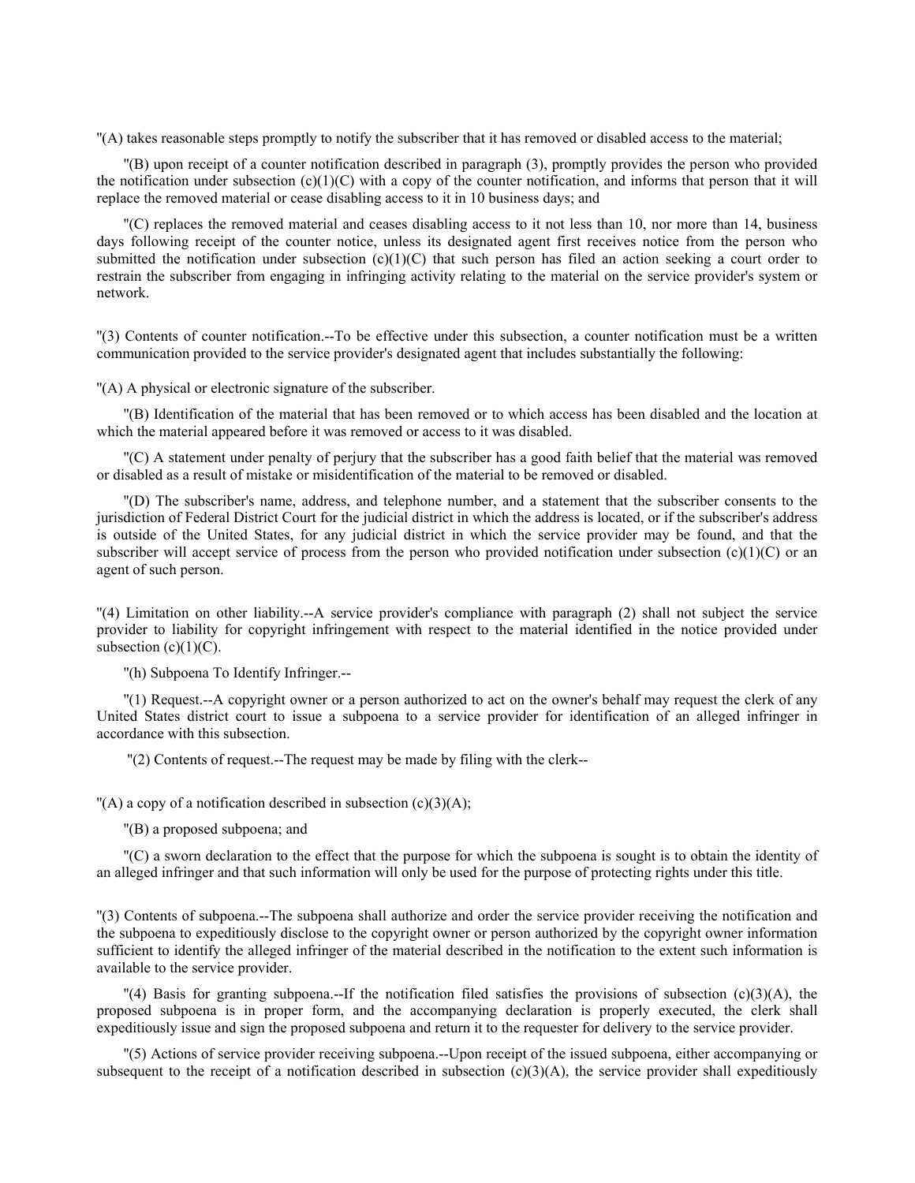"(A) takes reasonable steps promptly to notify the subscriber that it has removed or disabled access to the material;

"(B) upon receipt of a counter notification described in paragraph (3), promptly provides the person who provided the notification under subsection (c)(1)(C) with a copy of the counter notification, and informs that person that it will replace the removed material or cease disabling access to it in 10 business days; and

"(C) replaces the removed material and ceases disabling access to it not less than 10, nor more than 14, business days following receipt of the counter notice, unless its designated agent first receives notice from the person who submitted the notification under subsection (c)(1)(C) that such person has filed an action seeking a court order to restrain the subscriber from engaging in infringing activity relating to the material on the service provider's system or network.

"(3) Contents of counter notification.--To be effective under this subsection, a counter notification must be a written communication provided to the service provider's designated agent that includes substantially the following:

"(A) A physical or electronic signature of the subscriber.

"(B) Identification of the material that has been removed or to which access has been disabled and the location at which the material appeared before it was removed or access to it was disabled.

"(C) A statement under penalty of perjury that the subscriber has a good faith belief that the material was removed or disabled as a result of mistake or misidentification of the material to be removed or disabled.

"(D) The subscriber's name, address, and telephone number, and a statement that the subscriber consents to the jurisdiction of Federal District Court for the judicial district in which the address is located, or if the subscriber's address is outside of the United States, for any judicial district in which the service provider may be found, and that the subscriber will accept service of process from the person who provided notification under subsection (c)(1)(C) or an agent of such person.

"(4) Limitation on other liability.--A service provider's compliance with paragraph (2) shall not subject the service provider to liability for copyright infringement with respect to the material identified in the notice provided under subsection (c)(1)(C).

"(h) Subpoena To Identify Infringer.--

"(1) Request.--A copyright owner or a person authorized to act on the owner's behalf may request the clerk of any United States district court to issue a subpoena to a service provider for identification of an alleged infringer in accordance with this subsection.

"(2) Contents of request.--The request may be made by filing with the clerk--

"(A) a copy of a notification described in subsection (c)(3)(A);

"(B) a proposed subpoena; and

"(C) a sworn declaration to the effect that the purpose for which the subpoena is sought is to obtain the identity of an alleged infringer and that such information will only be used for the purpose of protecting rights under this title.

"(3) Contents of subpoena.--The subpoena shall authorize and order the service provider receiving the notification and the subpoena to expeditiously disclose to the copyright owner or person authorized by the copyright owner information sufficient to identify the alleged infringer of the material described in the notification to the extent such information is available to the service provider.

"(4) Basis for granting subpoena.--If the notification filed satisfies the provisions of subsection (c)(3)(A), the proposed subpoena is in proper form, and the accompanying declaration is properly executed, the clerk shall expeditiously issue and sign the proposed subpoena and return it to the requester for delivery to the service provider.

"(5) Actions of service provider receiving subpoena.--Upon receipt of the issued subpoena, either accompanying or subsequent to the receipt of a notification described in subsection (c)(3)(A), the service provider shall expeditiously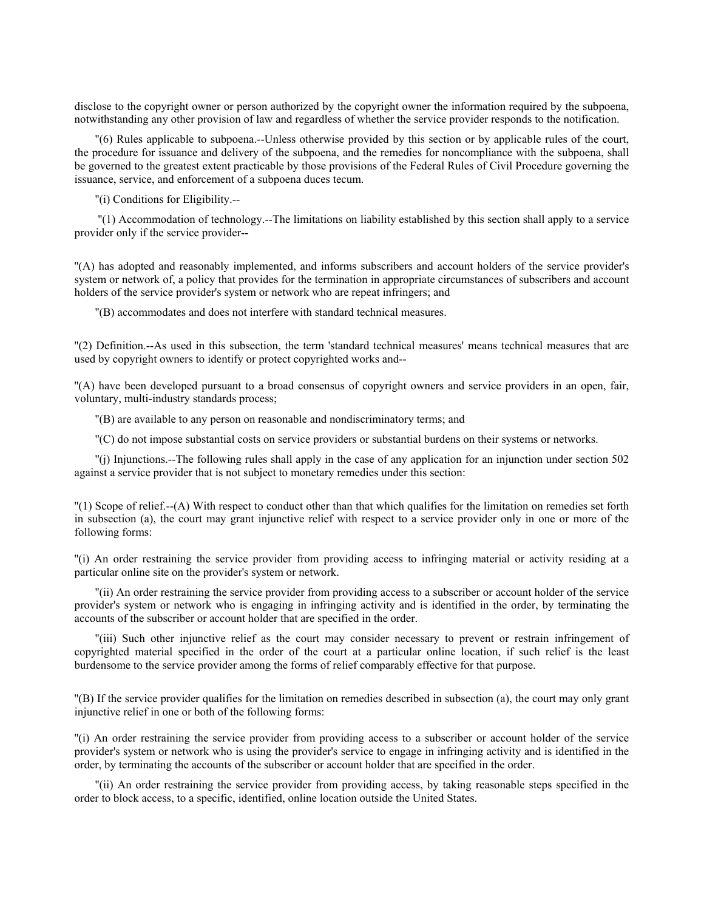disclose to the copyright owner or person authorized by the copyright owner the information required by the subpoena, notwithstanding any other provision of law and regardless of whether the service provider responds to the notification.

"(6) Rules applicable to subpoena.--Unless otherwise provided by this section or by applicable rules of the court, the procedure for issuance and delivery of the subpoena, and the remedies for noncompliance with the subpoena, shall be governed to the greatest extent practicable by those provisions of the Federal Rules of Civil Procedure governing the issuance, service, and enforcement of a subpoena duces tecum.

"(i) Conditions for Eligibility.--

"(1) Accommodation of technology.--The limitations on liability established by this section shall apply to a service provider only if the service provider--

"(A) has adopted and reasonably implemented, and informs subscribers and account holders of the service provider's system or network of, a policy that provides for the termination in appropriate circumstances of subscribers and account holders of the service provider's system or network who are repeat infringers; and

"(B) accommodates and does not interfere with standard technical measures.

"(2) Definition.--As used in this subsection, the term 'standard technical measures' means technical measures that are used by copyright owners to identify or protect copyrighted works and--

"(A) have been developed pursuant to a broad consensus of copyright owners and service providers in an open, fair, voluntary, multi-industry standards process;

"(B) are available to any person on reasonable and nondiscriminatory terms; and

"(C) do not impose substantial costs on service providers or substantial burdens on their systems or networks.

"(j) Injunctions.--The following rules shall apply in the case of any application for an injunction under section 502 against a service provider that is not subject to monetary remedies under this section:

"(1) Scope of relief.--(A) With respect to conduct other than that which qualifies for the limitation on remedies set forth in subsection (a), the court may grant injunctive relief with respect to a service provider only in one or more of the following forms:

"(i) An order restraining the service provider from providing access to infringing material or activity residing at a particular online site on the provider's system or network.

"(ii) An order restraining the service provider from providing access to a subscriber or account holder of the service provider's system or network who is engaging in infringing activity and is identified in the order, by terminating the accounts of the subscriber or account holder that are specified in the order.

"(iii) Such other injunctive relief as the court may consider necessary to prevent or restrain infringement of copyrighted material specified in the order of the court at a particular online location, if such relief is the least burdensome to the service provider among the forms of relief comparably effective for that purpose.

"(B) If the service provider qualifies for the limitation on remedies described in subsection (a), the court may only grant injunctive relief in one or both of the following forms:

"(i) An order restraining the service provider from providing access to a subscriber or account holder of the service provider's system or network who is using the provider's service to engage in infringing activity and is identified in the order, by terminating the accounts of the subscriber or account holder that are specified in the order.

"(ii) An order restraining the service provider from providing access, by taking reasonable steps specified in the order to block access, to a specific, identified, online location outside the United States.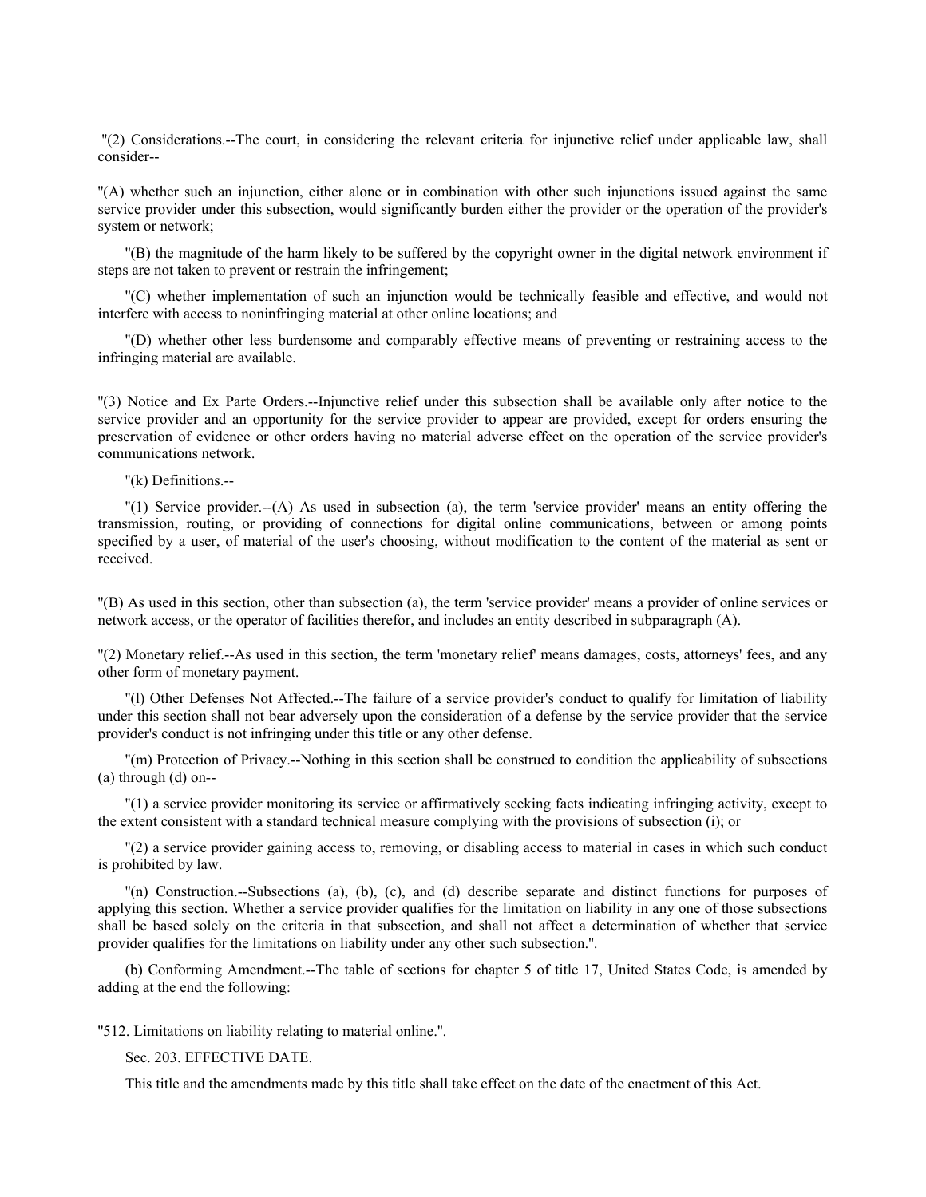"(2) Considerations.--The court, in considering the relevant criteria for injunctive relief under applicable law, shall consider--

"(A) whether such an injunction, either alone or in combination with other such injunctions issued against the same service provider under this subsection, would significantly burden either the provider or the operation of the provider's system or network;

"(B) the magnitude of the harm likely to be suffered by the copyright owner in the digital network environment if steps are not taken to prevent or restrain the infringement;

"(C) whether implementation of such an injunction would be technically feasible and effective, and would not interfere with access to noninfringing material at other online locations; and

"(D) whether other less burdensome and comparably effective means of preventing or restraining access to the infringing material are available.

"(3) Notice and Ex Parte Orders.--Injunctive relief under this subsection shall be available only after notice to the service provider and an opportunity for the service provider to appear are provided, except for orders ensuring the preservation of evidence or other orders having no material adverse effect on the operation of the service provider's communications network.

"(k) Definitions.--

"(1) Service provider.--(A) As used in subsection (a), the term 'service provider' means an entity offering the transmission, routing, or providing of connections for digital online communications, between or among points specified by a user, of material of the user's choosing, without modification to the content of the material as sent or received.

"(B) As used in this section, other than subsection (a), the term 'service provider' means a provider of online services or network access, or the operator of facilities therefor, and includes an entity described in subparagraph (A).

"(2) Monetary relief.--As used in this section, the term 'monetary relief' means damages, costs, attorneys' fees, and any other form of monetary payment.

"(l) Other Defenses Not Affected.--The failure of a service provider's conduct to qualify for limitation of liability under this section shall not bear adversely upon the consideration of a defense by the service provider that the service provider's conduct is not infringing under this title or any other defense.

"(m) Protection of Privacy.--Nothing in this section shall be construed to condition the applicability of subsections (a) through (d) on--

"(1) a service provider monitoring its service or affirmatively seeking facts indicating infringing activity, except to the extent consistent with a standard technical measure complying with the provisions of subsection (i); or

"(2) a service provider gaining access to, removing, or disabling access to material in cases in which such conduct is prohibited by law.

"(n) Construction.--Subsections (a), (b), (c), and (d) describe separate and distinct functions for purposes of applying this section. Whether a service provider qualifies for the limitation on liability in any one of those subsections shall be based solely on the criteria in that subsection, and shall not affect a determination of whether that service provider qualifies for the limitations on liability under any other such subsection.".

(b) Conforming Amendment.--The table of sections for chapter 5 of title 17, United States Code, is amended by adding at the end the following:

"512. Limitations on liability relating to material online.".

Sec. 203. EFFECTIVE DATE.

This title and the amendments made by this title shall take effect on the date of the enactment of this Act.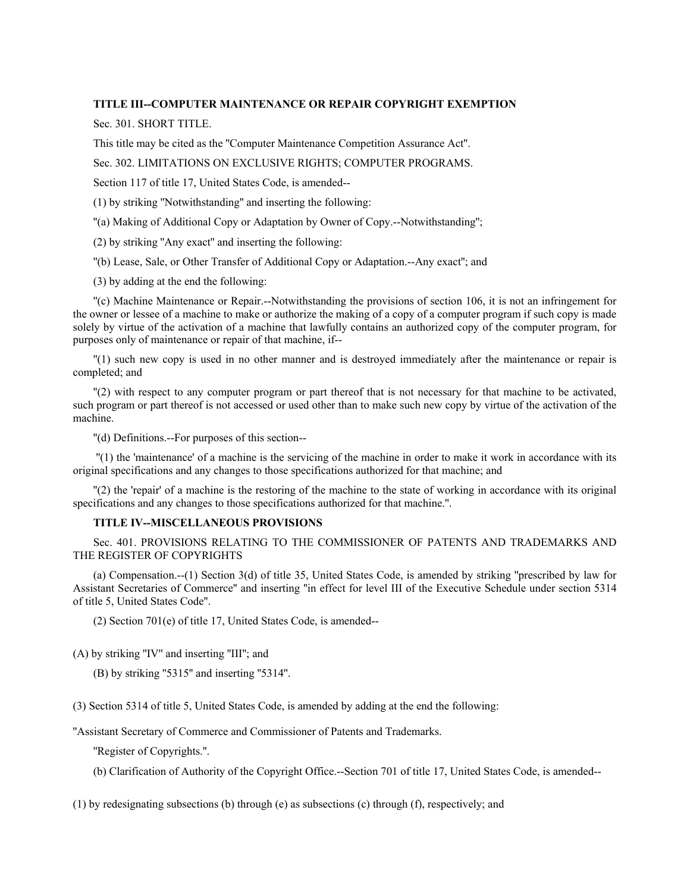**TITLE III--COMPUTER MAINTENANCE OR REPAIR COPYRIGHT EXEMPTION**

Sec. 301. SHORT TITLE.

This title may be cited as the "Computer Maintenance Competition Assurance Act".

Sec. 302. LIMITATIONS ON EXCLUSIVE RIGHTS; COMPUTER PROGRAMS.

Section 117 of title 17, United States Code, is amended--

(1) by striking "Notwithstanding" and inserting the following:

"(a) Making of Additional Copy or Adaptation by Owner of Copy.--Notwithstanding";

(2) by striking "Any exact" and inserting the following:

"(b) Lease, Sale, or Other Transfer of Additional Copy or Adaptation.--Any exact"; and

(3) by adding at the end the following:

"(c) Machine Maintenance or Repair.--Notwithstanding the provisions of section 106, it is not an infringement for the owner or lessee of a machine to make or authorize the making of a copy of a computer program if such copy is made solely by virtue of the activation of a machine that lawfully contains an authorized copy of the computer program, for purposes only of maintenance or repair of that machine, if--

"(1) such new copy is used in no other manner and is destroyed immediately after the maintenance or repair is completed; and

"(2) with respect to any computer program or part thereof that is not necessary for that machine to be activated, such program or part thereof is not accessed or used other than to make such new copy by virtue of the activation of the machine.

"(d) Definitions.--For purposes of this section--

"(1) the 'maintenance' of a machine is the servicing of the machine in order to make it work in accordance with its original specifications and any changes to those specifications authorized for that machine; and

"(2) the 'repair' of a machine is the restoring of the machine to the state of working in accordance with its original specifications and any changes to those specifications authorized for that machine.".

**TITLE IV--MISCELLANEOUS PROVISIONS**

Sec. 401. PROVISIONS RELATING TO THE COMMISSIONER OF PATENTS AND TRADEMARKS AND THE REGISTER OF COPYRIGHTS

(a) Compensation.--(1) Section 3(d) of title 35, United States Code, is amended by striking "prescribed by law for Assistant Secretaries of Commerce" and inserting "in effect for level III of the Executive Schedule under section 5314 of title 5, United States Code".

(2) Section 701(e) of title 17, United States Code, is amended--

(A) by striking "IV" and inserting "III"; and

(B) by striking "5315" and inserting "5314".

(3) Section 5314 of title 5, United States Code, is amended by adding at the end the following:

"Assistant Secretary of Commerce and Commissioner of Patents and Trademarks.

"Register of Copyrights.".

(b) Clarification of Authority of the Copyright Office.--Section 701 of title 17, United States Code, is amended--

(1) by redesignating subsections (b) through (e) as subsections (c) through (f), respectively; and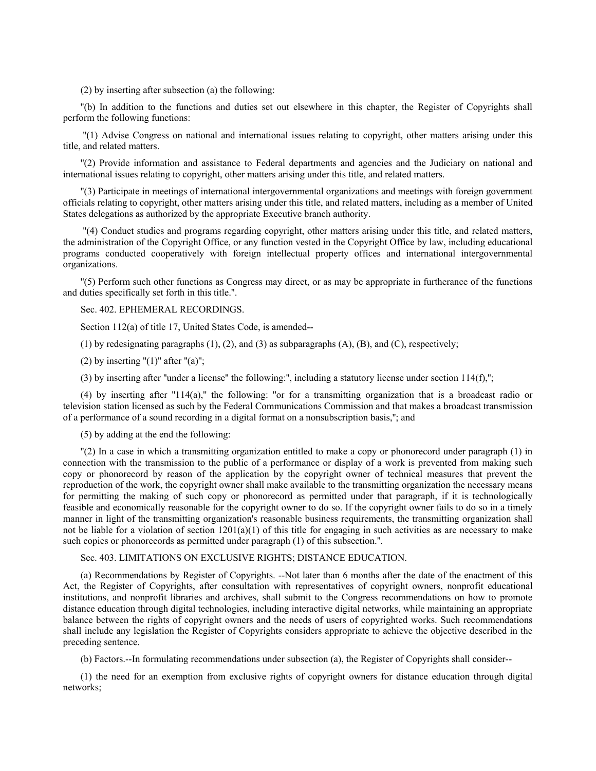(2) by inserting after subsection (a) the following:

"(b) In addition to the functions and duties set out elsewhere in this chapter, the Register of Copyrights shall perform the following functions:

"(1) Advise Congress on national and international issues relating to copyright, other matters arising under this title, and related matters.

"(2) Provide information and assistance to Federal departments and agencies and the Judiciary on national and international issues relating to copyright, other matters arising under this title, and related matters.

"(3) Participate in meetings of international intergovernmental organizations and meetings with foreign government officials relating to copyright, other matters arising under this title, and related matters, including as a member of United States delegations as authorized by the appropriate Executive branch authority.

"(4) Conduct studies and programs regarding copyright, other matters arising under this title, and related matters, the administration of the Copyright Office, or any function vested in the Copyright Office by law, including educational programs conducted cooperatively with foreign intellectual property offices and international intergovernmental organizations.

"(5) Perform such other functions as Congress may direct, or as may be appropriate in furtherance of the functions and duties specifically set forth in this title.".

Sec. 402. EPHEMERAL RECORDINGS.

Section 112(a) of title 17, United States Code, is amended--

(1) by redesignating paragraphs (1), (2), and (3) as subparagraphs (A), (B), and (C), respectively;

(2) by inserting "(1)" after "(a)";

(3) by inserting after "under a license" the following:", including a statutory license under section 114(f),";

(4) by inserting after "114(a)," the following: "or for a transmitting organization that is a broadcast radio or television station licensed as such by the Federal Communications Commission and that makes a broadcast transmission of a performance of a sound recording in a digital format on a nonsubscription basis,"; and

(5) by adding at the end the following:

"(2) In a case in which a transmitting organization entitled to make a copy or phonorecord under paragraph (1) in connection with the transmission to the public of a performance or display of a work is prevented from making such copy or phonorecord by reason of the application by the copyright owner of technical measures that prevent the reproduction of the work, the copyright owner shall make available to the transmitting organization the necessary means for permitting the making of such copy or phonorecord as permitted under that paragraph, if it is technologically feasible and economically reasonable for the copyright owner to do so. If the copyright owner fails to do so in a timely manner in light of the transmitting organization's reasonable business requirements, the transmitting organization shall not be liable for a violation of section 1201(a)(1) of this title for engaging in such activities as are necessary to make such copies or phonorecords as permitted under paragraph (1) of this subsection.".

Sec. 403. LIMITATIONS ON EXCLUSIVE RIGHTS; DISTANCE EDUCATION.

(a) Recommendations by Register of Copyrights. --Not later than 6 months after the date of the enactment of this Act, the Register of Copyrights, after consultation with representatives of copyright owners, nonprofit educational institutions, and nonprofit libraries and archives, shall submit to the Congress recommendations on how to promote distance education through digital technologies, including interactive digital networks, while maintaining an appropriate balance between the rights of copyright owners and the needs of users of copyrighted works. Such recommendations shall include any legislation the Register of Copyrights considers appropriate to achieve the objective described in the preceding sentence.

(b) Factors.--In formulating recommendations under subsection (a), the Register of Copyrights shall consider--

(1) the need for an exemption from exclusive rights of copyright owners for distance education through digital networks;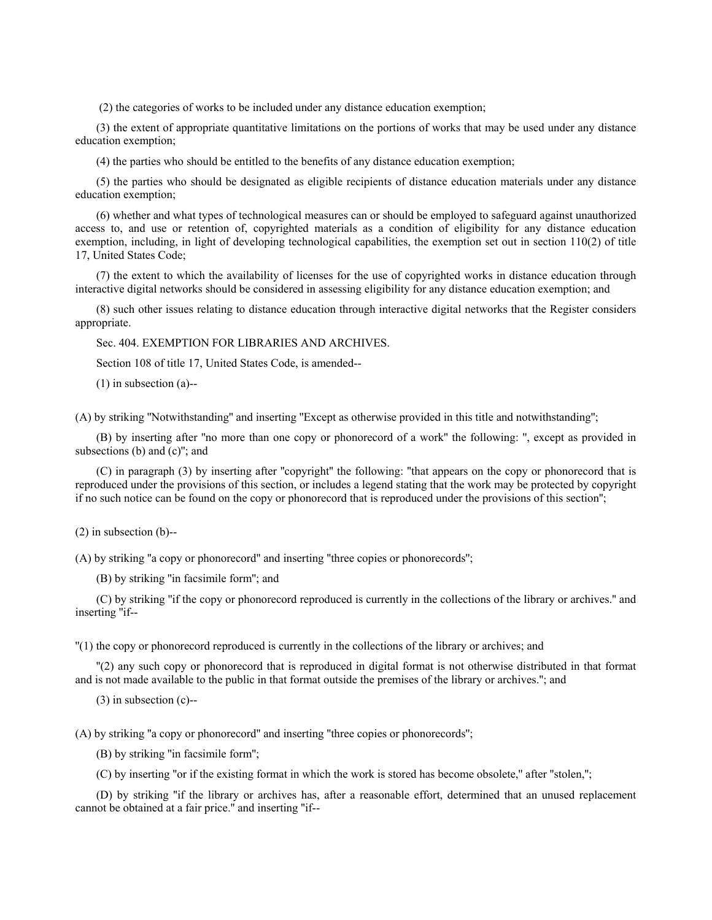(2) the categories of works to be included under any distance education exemption;

(3) the extent of appropriate quantitative limitations on the portions of works that may be used under any distance education exemption;

(4) the parties who should be entitled to the benefits of any distance education exemption;

(5) the parties who should be designated as eligible recipients of distance education materials under any distance education exemption;

(6) whether and what types of technological measures can or should be employed to safeguard against unauthorized access to, and use or retention of, copyrighted materials as a condition of eligibility for any distance education exemption, including, in light of developing technological capabilities, the exemption set out in section 110(2) of title 17, United States Code;

(7) the extent to which the availability of licenses for the use of copyrighted works in distance education through interactive digital networks should be considered in assessing eligibility for any distance education exemption; and

(8) such other issues relating to distance education through interactive digital networks that the Register considers appropriate.

Sec. 404. EXEMPTION FOR LIBRARIES AND ARCHIVES.

Section 108 of title 17, United States Code, is amended--

(1) in subsection (a)--

(A) by striking "Notwithstanding" and inserting "Except as otherwise provided in this title and notwithstanding";

(B) by inserting after "no more than one copy or phonorecord of a work" the following: ", except as provided in subsections (b) and (c)"; and

(C) in paragraph (3) by inserting after "copyright" the following: "that appears on the copy or phonorecord that is reproduced under the provisions of this section, or includes a legend stating that the work may be protected by copyright if no such notice can be found on the copy or phonorecord that is reproduced under the provisions of this section";

(2) in subsection (b)--

(A) by striking "a copy or phonorecord" and inserting "three copies or phonorecords";

(B) by striking "in facsimile form"; and

(C) by striking "if the copy or phonorecord reproduced is currently in the collections of the library or archives." and inserting "if--

"(1) the copy or phonorecord reproduced is currently in the collections of the library or archives; and

"(2) any such copy or phonorecord that is reproduced in digital format is not otherwise distributed in that format and is not made available to the public in that format outside the premises of the library or archives."; and

(3) in subsection (c)--

(A) by striking "a copy or phonorecord" and inserting "three copies or phonorecords";

(B) by striking "in facsimile form";

(C) by inserting "or if the existing format in which the work is stored has become obsolete," after "stolen,";

(D) by striking "if the library or archives has, after a reasonable effort, determined that an unused replacement cannot be obtained at a fair price." and inserting "if--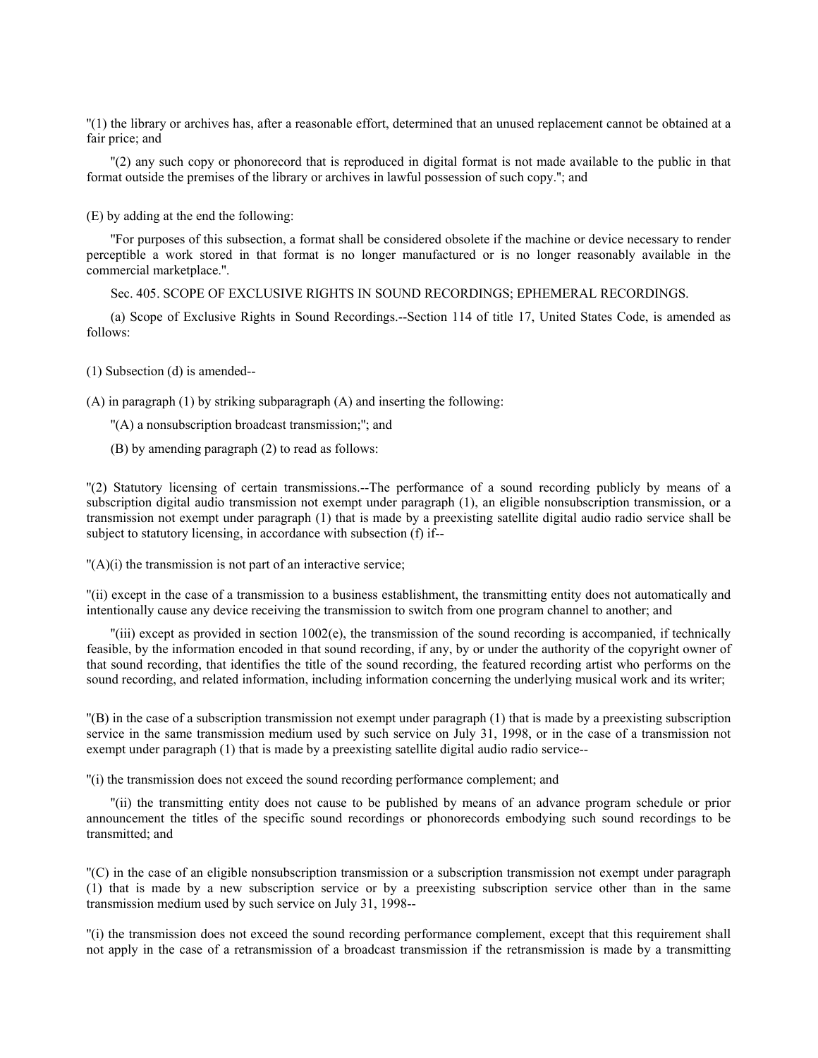"(1) the library or archives has, after a reasonable effort, determined that an unused replacement cannot be obtained at a fair price; and

"(2) any such copy or phonorecord that is reproduced in digital format is not made available to the public in that format outside the premises of the library or archives in lawful possession of such copy."; and

(E) by adding at the end the following:

"For purposes of this subsection, a format shall be considered obsolete if the machine or device necessary to render perceptible a work stored in that format is no longer manufactured or is no longer reasonably available in the commercial marketplace.".

Sec. 405. SCOPE OF EXCLUSIVE RIGHTS IN SOUND RECORDINGS; EPHEMERAL RECORDINGS.

(a) Scope of Exclusive Rights in Sound Recordings.--Section 114 of title 17, United States Code, is amended as follows:

(1) Subsection (d) is amended--

(A) in paragraph (1) by striking subparagraph (A) and inserting the following:

"(A) a nonsubscription broadcast transmission;"; and

(B) by amending paragraph (2) to read as follows:

"(2) Statutory licensing of certain transmissions.--The performance of a sound recording publicly by means of a subscription digital audio transmission not exempt under paragraph (1), an eligible nonsubscription transmission, or a transmission not exempt under paragraph (1) that is made by a preexisting satellite digital audio radio service shall be subject to statutory licensing, in accordance with subsection (f) if--

"(A)(i) the transmission is not part of an interactive service;

"(ii) except in the case of a transmission to a business establishment, the transmitting entity does not automatically and intentionally cause any device receiving the transmission to switch from one program channel to another; and

"(iii) except as provided in section 1002(e), the transmission of the sound recording is accompanied, if technically feasible, by the information encoded in that sound recording, if any, by or under the authority of the copyright owner of that sound recording, that identifies the title of the sound recording, the featured recording artist who performs on the sound recording, and related information, including information concerning the underlying musical work and its writer;

"(B) in the case of a subscription transmission not exempt under paragraph (1) that is made by a preexisting subscription service in the same transmission medium used by such service on July 31, 1998, or in the case of a transmission not exempt under paragraph (1) that is made by a preexisting satellite digital audio radio service--

"(i) the transmission does not exceed the sound recording performance complement; and

"(ii) the transmitting entity does not cause to be published by means of an advance program schedule or prior announcement the titles of the specific sound recordings or phonorecords embodying such sound recordings to be transmitted; and

"(C) in the case of an eligible nonsubscription transmission or a subscription transmission not exempt under paragraph (1) that is made by a new subscription service or by a preexisting subscription service other than in the same transmission medium used by such service on July 31, 1998--

"(i) the transmission does not exceed the sound recording performance complement, except that this requirement shall not apply in the case of a retransmission of a broadcast transmission if the retransmission is made by a transmitting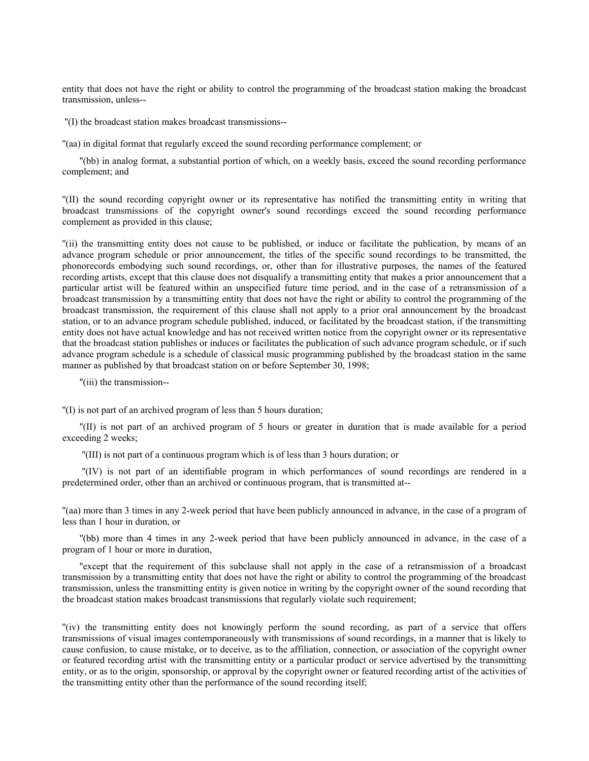entity that does not have the right or ability to control the programming of the broadcast station making the broadcast transmission, unless--

"(I) the broadcast station makes broadcast transmissions--

"(aa) in digital format that regularly exceed the sound recording performance complement; or

"(bb) in analog format, a substantial portion of which, on a weekly basis, exceed the sound recording performance complement; and

"(II) the sound recording copyright owner or its representative has notified the transmitting entity in writing that broadcast transmissions of the copyright owner's sound recordings exceed the sound recording performance complement as provided in this clause;

"(ii) the transmitting entity does not cause to be published, or induce or facilitate the publication, by means of an advance program schedule or prior announcement, the titles of the specific sound recordings to be transmitted, the phonorecords embodying such sound recordings, or, other than for illustrative purposes, the names of the featured recording artists, except that this clause does not disqualify a transmitting entity that makes a prior announcement that a particular artist will be featured within an unspecified future time period, and in the case of a retransmission of a broadcast transmission by a transmitting entity that does not have the right or ability to control the programming of the broadcast transmission, the requirement of this clause shall not apply to a prior oral announcement by the broadcast station, or to an advance program schedule published, induced, or facilitated by the broadcast station, if the transmitting entity does not have actual knowledge and has not received written notice from the copyright owner or its representative that the broadcast station publishes or induces or facilitates the publication of such advance program schedule, or if such advance program schedule is a schedule of classical music programming published by the broadcast station in the same manner as published by that broadcast station on or before September 30, 1998;

"(iii) the transmission--

"(I) is not part of an archived program of less than 5 hours duration;

"(II) is not part of an archived program of 5 hours or greater in duration that is made available for a period exceeding 2 weeks;

"(III) is not part of a continuous program which is of less than 3 hours duration; or

"(IV) is not part of an identifiable program in which performances of sound recordings are rendered in a predetermined order, other than an archived or continuous program, that is transmitted at--

"(aa) more than 3 times in any 2-week period that have been publicly announced in advance, in the case of a program of less than 1 hour in duration, or

"(bb) more than 4 times in any 2-week period that have been publicly announced in advance, in the case of a program of 1 hour or more in duration,

"except that the requirement of this subclause shall not apply in the case of a retransmission of a broadcast transmission by a transmitting entity that does not have the right or ability to control the programming of the broadcast transmission, unless the transmitting entity is given notice in writing by the copyright owner of the sound recording that the broadcast station makes broadcast transmissions that regularly violate such requirement;

"(iv) the transmitting entity does not knowingly perform the sound recording, as part of a service that offers transmissions of visual images contemporaneously with transmissions of sound recordings, in a manner that is likely to cause confusion, to cause mistake, or to deceive, as to the affiliation, connection, or association of the copyright owner or featured recording artist with the transmitting entity or a particular product or service advertised by the transmitting entity, or as to the origin, sponsorship, or approval by the copyright owner or featured recording artist of the activities of the transmitting entity other than the performance of the sound recording itself;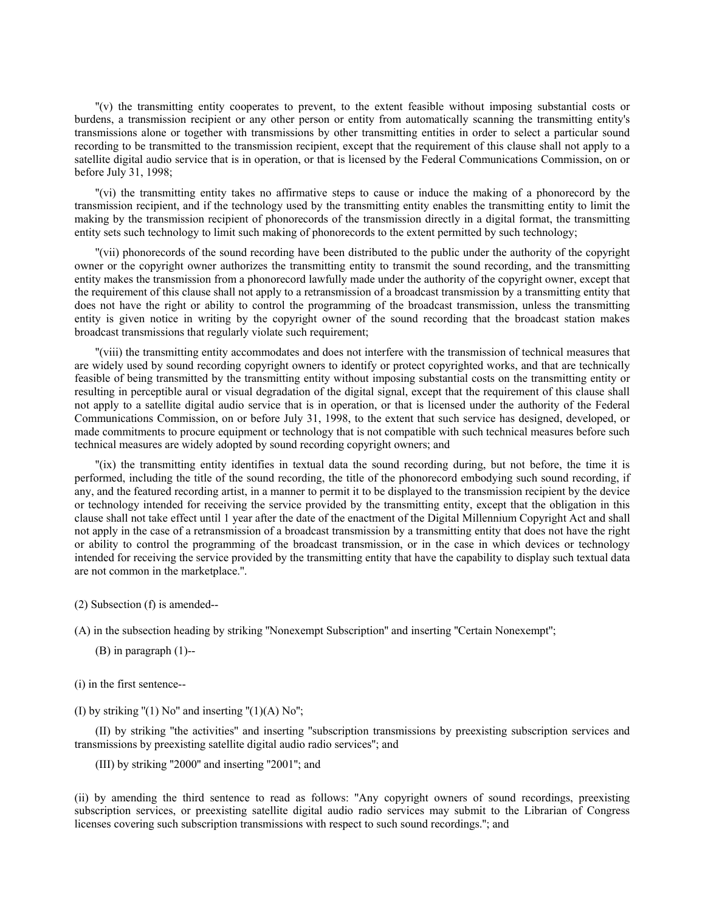"(v) the transmitting entity cooperates to prevent, to the extent feasible without imposing substantial costs or burdens, a transmission recipient or any other person or entity from automatically scanning the transmitting entity's transmissions alone or together with transmissions by other transmitting entities in order to select a particular sound recording to be transmitted to the transmission recipient, except that the requirement of this clause shall not apply to a satellite digital audio service that is in operation, or that is licensed by the Federal Communications Commission, on or before July 31, 1998;

"(vi) the transmitting entity takes no affirmative steps to cause or induce the making of a phonorecord by the transmission recipient, and if the technology used by the transmitting entity enables the transmitting entity to limit the making by the transmission recipient of phonorecords of the transmission directly in a digital format, the transmitting entity sets such technology to limit such making of phonorecords to the extent permitted by such technology;

"(vii) phonorecords of the sound recording have been distributed to the public under the authority of the copyright owner or the copyright owner authorizes the transmitting entity to transmit the sound recording, and the transmitting entity makes the transmission from a phonorecord lawfully made under the authority of the copyright owner, except that the requirement of this clause shall not apply to a retransmission of a broadcast transmission by a transmitting entity that does not have the right or ability to control the programming of the broadcast transmission, unless the transmitting entity is given notice in writing by the copyright owner of the sound recording that the broadcast station makes broadcast transmissions that regularly violate such requirement;

"(viii) the transmitting entity accommodates and does not interfere with the transmission of technical measures that are widely used by sound recording copyright owners to identify or protect copyrighted works, and that are technically feasible of being transmitted by the transmitting entity without imposing substantial costs on the transmitting entity or resulting in perceptible aural or visual degradation of the digital signal, except that the requirement of this clause shall not apply to a satellite digital audio service that is in operation, or that is licensed under the authority of the Federal Communications Commission, on or before July 31, 1998, to the extent that such service has designed, developed, or made commitments to procure equipment or technology that is not compatible with such technical measures before such technical measures are widely adopted by sound recording copyright owners; and

"(ix) the transmitting entity identifies in textual data the sound recording during, but not before, the time it is performed, including the title of the sound recording, the title of the phonorecord embodying such sound recording, if any, and the featured recording artist, in a manner to permit it to be displayed to the transmission recipient by the device or technology intended for receiving the service provided by the transmitting entity, except that the obligation in this clause shall not take effect until 1 year after the date of the enactment of the Digital Millennium Copyright Act and shall not apply in the case of a retransmission of a broadcast transmission by a transmitting entity that does not have the right or ability to control the programming of the broadcast transmission, or in the case in which devices or technology intended for receiving the service provided by the transmitting entity that have the capability to display such textual data are not common in the marketplace.".

(2) Subsection (f) is amended--

(A) in the subsection heading by striking "Nonexempt Subscription" and inserting "Certain Nonexempt";

(B) in paragraph (1)--

(i) in the first sentence--

(I) by striking "(1) No" and inserting "(1)(A) No";

(II) by striking "the activities" and inserting "subscription transmissions by preexisting subscription services and transmissions by preexisting satellite digital audio radio services"; and

(III) by striking "2000" and inserting "2001"; and

(ii) by amending the third sentence to read as follows: "Any copyright owners of sound recordings, preexisting subscription services, or preexisting satellite digital audio radio services may submit to the Librarian of Congress licenses covering such subscription transmissions with respect to such sound recordings."; and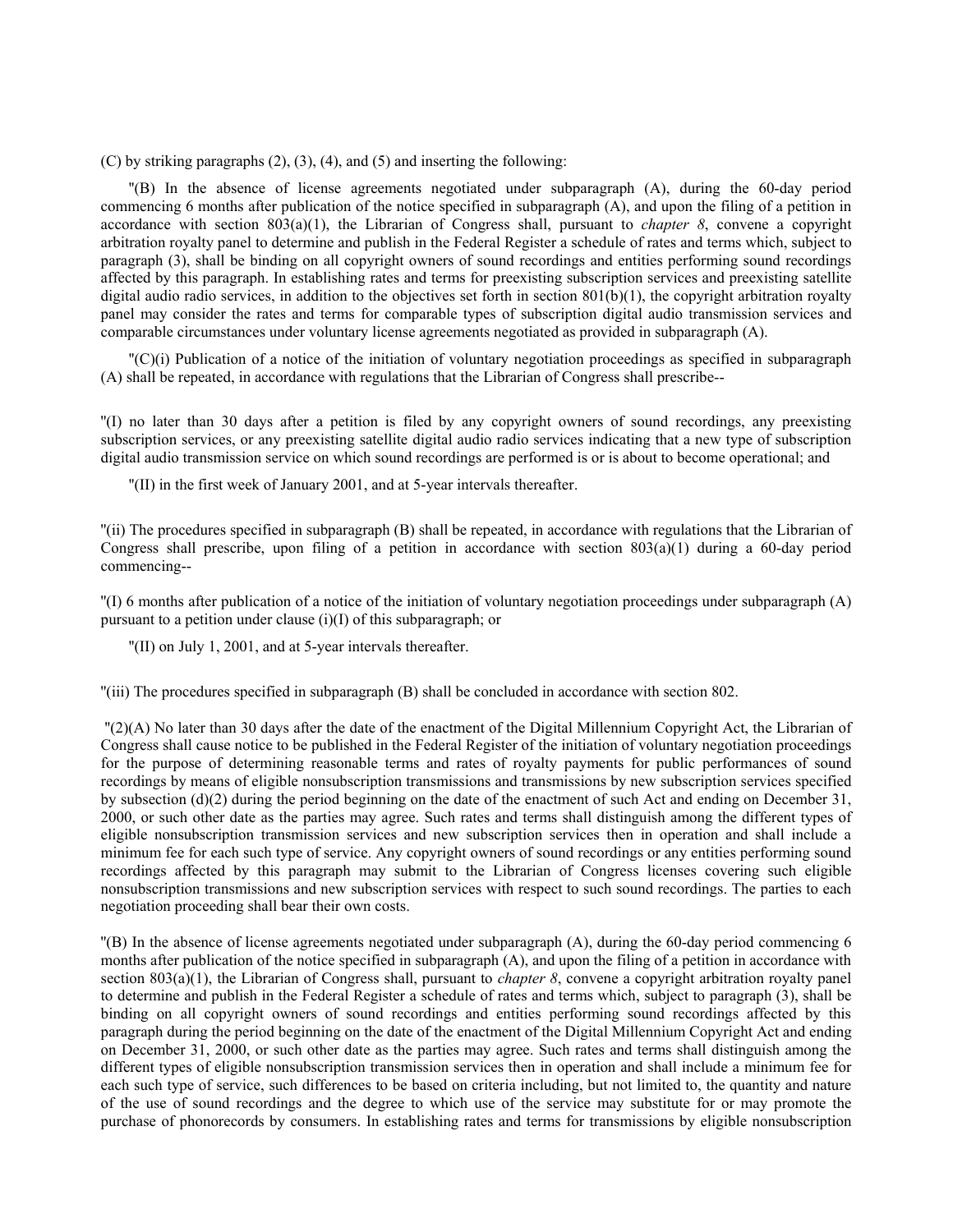(C) by striking paragraphs (2), (3), (4), and (5) and inserting the following:

''(B) In the absence of license agreements negotiated under subparagraph (A), during the 60-day period commencing 6 months after publication of the notice specified in subparagraph (A), and upon the filing of a petition in accordance with section 803(a)(1), the Librarian of Congress shall, pursuant to *chapter 8*, convene a copyright arbitration royalty panel to determine and publish in the Federal Register a schedule of rates and terms which, subject to paragraph (3), shall be binding on all copyright owners of sound recordings and entities performing sound recordings affected by this paragraph. In establishing rates and terms for preexisting subscription services and preexisting satellite digital audio radio services, in addition to the objectives set forth in section 801(b)(1), the copyright arbitration royalty panel may consider the rates and terms for comparable types of subscription digital audio transmission services and comparable circumstances under voluntary license agreements negotiated as provided in subparagraph (A).

''(C)(i) Publication of a notice of the initiation of voluntary negotiation proceedings as specified in subparagraph (A) shall be repeated, in accordance with regulations that the Librarian of Congress shall prescribe--

''(I) no later than 30 days after a petition is filed by any copyright owners of sound recordings, any preexisting subscription services, or any preexisting satellite digital audio radio services indicating that a new type of subscription digital audio transmission service on which sound recordings are performed is or is about to become operational; and

''(II) in the first week of January 2001, and at 5-year intervals thereafter.

''(ii) The procedures specified in subparagraph (B) shall be repeated, in accordance with regulations that the Librarian of Congress shall prescribe, upon filing of a petition in accordance with section 803(a)(1) during a 60-day period commencing--

''(I) 6 months after publication of a notice of the initiation of voluntary negotiation proceedings under subparagraph (A) pursuant to a petition under clause (i)(I) of this subparagraph; or

''(II) on July 1, 2001, and at 5-year intervals thereafter.

''(iii) The procedures specified in subparagraph (B) shall be concluded in accordance with section 802.

''(2)(A) No later than 30 days after the date of the enactment of the Digital Millennium Copyright Act, the Librarian of Congress shall cause notice to be published in the Federal Register of the initiation of voluntary negotiation proceedings for the purpose of determining reasonable terms and rates of royalty payments for public performances of sound recordings by means of eligible nonsubscription transmissions and transmissions by new subscription services specified by subsection (d)(2) during the period beginning on the date of the enactment of such Act and ending on December 31, 2000, or such other date as the parties may agree. Such rates and terms shall distinguish among the different types of eligible nonsubscription transmission services and new subscription services then in operation and shall include a minimum fee for each such type of service. Any copyright owners of sound recordings or any entities performing sound recordings affected by this paragraph may submit to the Librarian of Congress licenses covering such eligible nonsubscription transmissions and new subscription services with respect to such sound recordings. The parties to each negotiation proceeding shall bear their own costs.

''(B) In the absence of license agreements negotiated under subparagraph (A), during the 60-day period commencing 6 months after publication of the notice specified in subparagraph (A), and upon the filing of a petition in accordance with section 803(a)(1), the Librarian of Congress shall, pursuant to *chapter 8*, convene a copyright arbitration royalty panel to determine and publish in the Federal Register a schedule of rates and terms which, subject to paragraph (3), shall be binding on all copyright owners of sound recordings and entities performing sound recordings affected by this paragraph during the period beginning on the date of the enactment of the Digital Millennium Copyright Act and ending on December 31, 2000, or such other date as the parties may agree. Such rates and terms shall distinguish among the different types of eligible nonsubscription transmission services then in operation and shall include a minimum fee for each such type of service, such differences to be based on criteria including, but not limited to, the quantity and nature of the use of sound recordings and the degree to which use of the service may substitute for or may promote the purchase of phonorecords by consumers. In establishing rates and terms for transmissions by eligible nonsubscription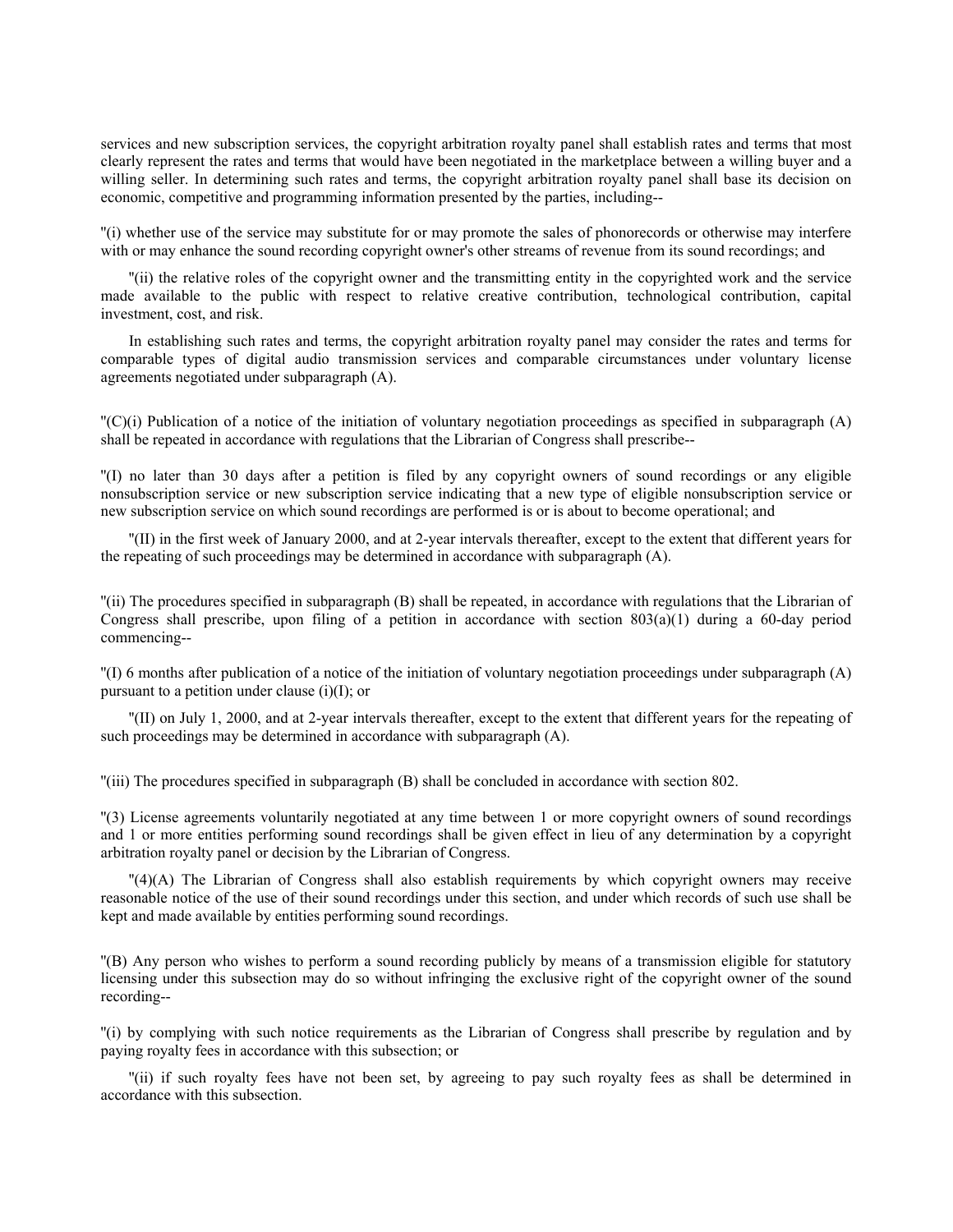services and new subscription services, the copyright arbitration royalty panel shall establish rates and terms that most clearly represent the rates and terms that would have been negotiated in the marketplace between a willing buyer and a willing seller. In determining such rates and terms, the copyright arbitration royalty panel shall base its decision on economic, competitive and programming information presented by the parties, including--

''(i) whether use of the service may substitute for or may promote the sales of phonorecords or otherwise may interfere with or may enhance the sound recording copyright owner's other streams of revenue from its sound recordings; and

''(ii) the relative roles of the copyright owner and the transmitting entity in the copyrighted work and the service made available to the public with respect to relative creative contribution, technological contribution, capital investment, cost, and risk.

In establishing such rates and terms, the copyright arbitration royalty panel may consider the rates and terms for comparable types of digital audio transmission services and comparable circumstances under voluntary license agreements negotiated under subparagraph (A).

''(C)(i) Publication of a notice of the initiation of voluntary negotiation proceedings as specified in subparagraph (A) shall be repeated in accordance with regulations that the Librarian of Congress shall prescribe--

''(I) no later than 30 days after a petition is filed by any copyright owners of sound recordings or any eligible nonsubscription service or new subscription service indicating that a new type of eligible nonsubscription service or new subscription service on which sound recordings are performed is or is about to become operational; and

''(II) in the first week of January 2000, and at 2-year intervals thereafter, except to the extent that different years for the repeating of such proceedings may be determined in accordance with subparagraph (A).

''(ii) The procedures specified in subparagraph (B) shall be repeated, in accordance with regulations that the Librarian of Congress shall prescribe, upon filing of a petition in accordance with section 803(a)(1) during a 60-day period commencing--

''(I) 6 months after publication of a notice of the initiation of voluntary negotiation proceedings under subparagraph (A) pursuant to a petition under clause (i)(I); or

''(II) on July 1, 2000, and at 2-year intervals thereafter, except to the extent that different years for the repeating of such proceedings may be determined in accordance with subparagraph (A).

''(iii) The procedures specified in subparagraph (B) shall be concluded in accordance with section 802.

''(3) License agreements voluntarily negotiated at any time between 1 or more copyright owners of sound recordings and 1 or more entities performing sound recordings shall be given effect in lieu of any determination by a copyright arbitration royalty panel or decision by the Librarian of Congress.

''(4)(A) The Librarian of Congress shall also establish requirements by which copyright owners may receive reasonable notice of the use of their sound recordings under this section, and under which records of such use shall be kept and made available by entities performing sound recordings.

''(B) Any person who wishes to perform a sound recording publicly by means of a transmission eligible for statutory licensing under this subsection may do so without infringing the exclusive right of the copyright owner of the sound recording--

''(i) by complying with such notice requirements as the Librarian of Congress shall prescribe by regulation and by paying royalty fees in accordance with this subsection; or

''(ii) if such royalty fees have not been set, by agreeing to pay such royalty fees as shall be determined in accordance with this subsection.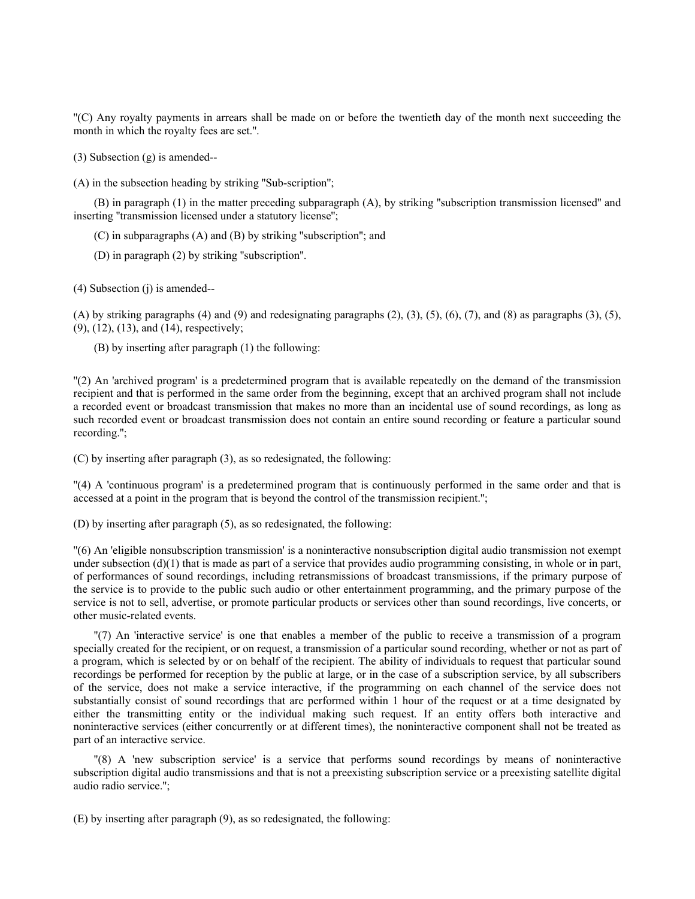"(C) Any royalty payments in arrears shall be made on or before the twentieth day of the month next succeeding the month in which the royalty fees are set.".

(3) Subsection (g) is amended--

(A) in the subsection heading by striking "Sub-scription";

(B) in paragraph (1) in the matter preceding subparagraph (A), by striking "subscription transmission licensed" and inserting "transmission licensed under a statutory license";

(C) in subparagraphs (A) and (B) by striking "subscription"; and

(D) in paragraph (2) by striking "subscription".

(4) Subsection (j) is amended--

(A) by striking paragraphs (4) and (9) and redesignating paragraphs (2), (3), (5), (6), (7), and (8) as paragraphs (3), (5), (9), (12), (13), and (14), respectively;

(B) by inserting after paragraph (1) the following:

"(2) An 'archived program' is a predetermined program that is available repeatedly on the demand of the transmission recipient and that is performed in the same order from the beginning, except that an archived program shall not include a recorded event or broadcast transmission that makes no more than an incidental use of sound recordings, as long as such recorded event or broadcast transmission does not contain an entire sound recording or feature a particular sound recording.";

(C) by inserting after paragraph (3), as so redesignated, the following:

"(4) A 'continuous program' is a predetermined program that is continuously performed in the same order and that is accessed at a point in the program that is beyond the control of the transmission recipient.";

(D) by inserting after paragraph (5), as so redesignated, the following:

"(6) An 'eligible nonsubscription transmission' is a noninteractive nonsubscription digital audio transmission not exempt under subsection (d)(1) that is made as part of a service that provides audio programming consisting, in whole or in part, of performances of sound recordings, including retransmissions of broadcast transmissions, if the primary purpose of the service is to provide to the public such audio or other entertainment programming, and the primary purpose of the service is not to sell, advertise, or promote particular products or services other than sound recordings, live concerts, or other music-related events.

"(7) An 'interactive service' is one that enables a member of the public to receive a transmission of a program specially created for the recipient, or on request, a transmission of a particular sound recording, whether or not as part of a program, which is selected by or on behalf of the recipient. The ability of individuals to request that particular sound recordings be performed for reception by the public at large, or in the case of a subscription service, by all subscribers of the service, does not make a service interactive, if the programming on each channel of the service does not substantially consist of sound recordings that are performed within 1 hour of the request or at a time designated by either the transmitting entity or the individual making such request. If an entity offers both interactive and noninteractive services (either concurrently or at different times), the noninteractive component shall not be treated as part of an interactive service.

"(8) A 'new subscription service' is a service that performs sound recordings by means of noninteractive subscription digital audio transmissions and that is not a preexisting subscription service or a preexisting satellite digital audio radio service.";

(E) by inserting after paragraph (9), as so redesignated, the following: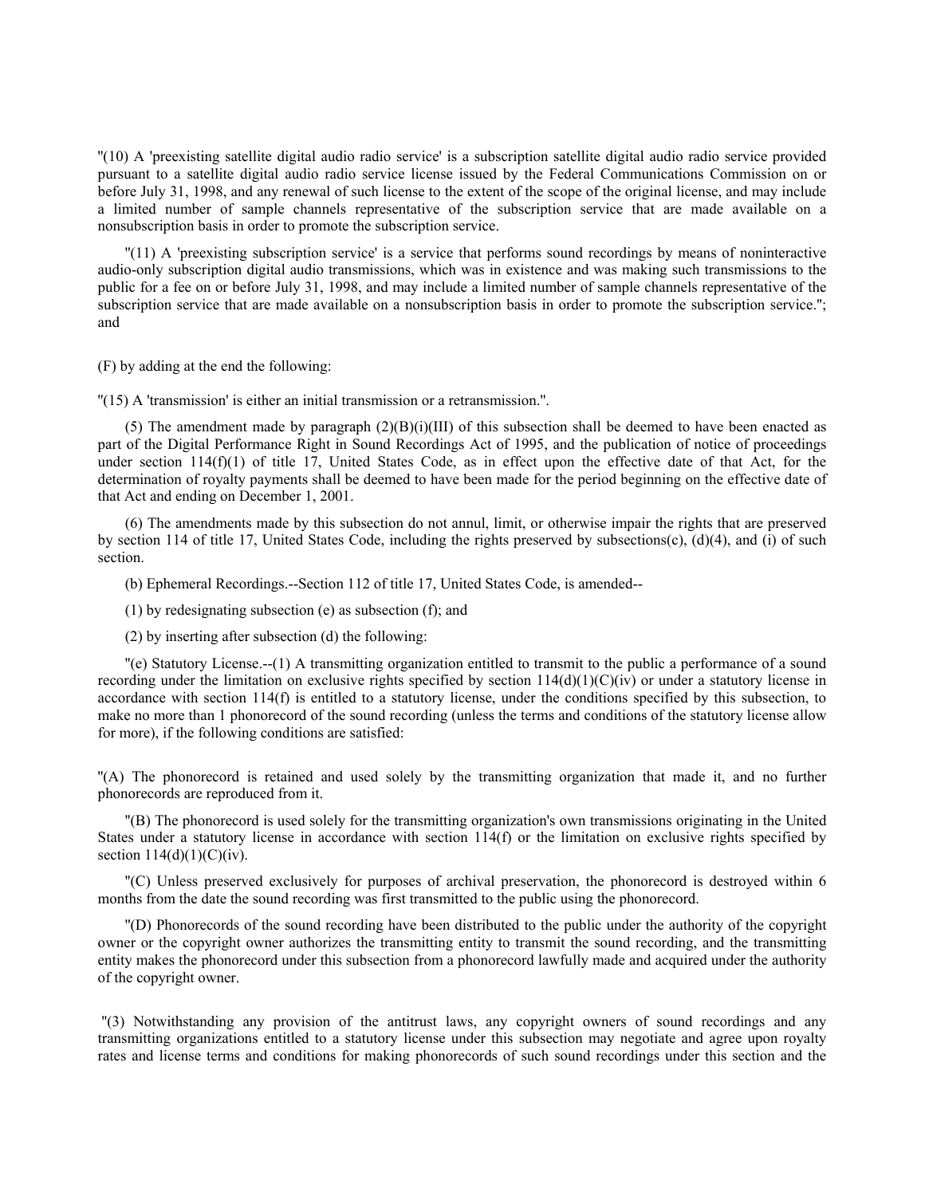"(10) A 'preexisting satellite digital audio radio service' is a subscription satellite digital audio radio service provided pursuant to a satellite digital audio radio service license issued by the Federal Communications Commission on or before July 31, 1998, and any renewal of such license to the extent of the scope of the original license, and may include a limited number of sample channels representative of the subscription service that are made available on a nonsubscription basis in order to promote the subscription service.

"(11) A 'preexisting subscription service' is a service that performs sound recordings by means of noninteractive audio-only subscription digital audio transmissions, which was in existence and was making such transmissions to the public for a fee on or before July 31, 1998, and may include a limited number of sample channels representative of the subscription service that are made available on a nonsubscription basis in order to promote the subscription service."; and

(F) by adding at the end the following:

"(15) A 'transmission' is either an initial transmission or a retransmission.".

(5) The amendment made by paragraph (2)(B)(i)(III) of this subsection shall be deemed to have been enacted as part of the Digital Performance Right in Sound Recordings Act of 1995, and the publication of notice of proceedings under section 114(f)(1) of title 17, United States Code, as in effect upon the effective date of that Act, for the determination of royalty payments shall be deemed to have been made for the period beginning on the effective date of that Act and ending on December 1, 2001.

(6) The amendments made by this subsection do not annul, limit, or otherwise impair the rights that are preserved by section 114 of title 17, United States Code, including the rights preserved by subsections(c), (d)(4), and (i) of such section.

(b) Ephemeral Recordings.--Section 112 of title 17, United States Code, is amended--

(1) by redesignating subsection (e) as subsection (f); and

(2) by inserting after subsection (d) the following:

"(e) Statutory License.--(1) A transmitting organization entitled to transmit to the public a performance of a sound recording under the limitation on exclusive rights specified by section 114(d)(1)(C)(iv) or under a statutory license in accordance with section 114(f) is entitled to a statutory license, under the conditions specified by this subsection, to make no more than 1 phonorecord of the sound recording (unless the terms and conditions of the statutory license allow for more), if the following conditions are satisfied:

"(A) The phonorecord is retained and used solely by the transmitting organization that made it, and no further phonorecords are reproduced from it.

"(B) The phonorecord is used solely for the transmitting organization's own transmissions originating in the United States under a statutory license in accordance with section 114(f) or the limitation on exclusive rights specified by section 114(d)(1)(C)(iv).

"(C) Unless preserved exclusively for purposes of archival preservation, the phonorecord is destroyed within 6 months from the date the sound recording was first transmitted to the public using the phonorecord.

"(D) Phonorecords of the sound recording have been distributed to the public under the authority of the copyright owner or the copyright owner authorizes the transmitting entity to transmit the sound recording, and the transmitting entity makes the phonorecord under this subsection from a phonorecord lawfully made and acquired under the authority of the copyright owner.

"(3) Notwithstanding any provision of the antitrust laws, any copyright owners of sound recordings and any transmitting organizations entitled to a statutory license under this subsection may negotiate and agree upon royalty rates and license terms and conditions for making phonorecords of such sound recordings under this section and the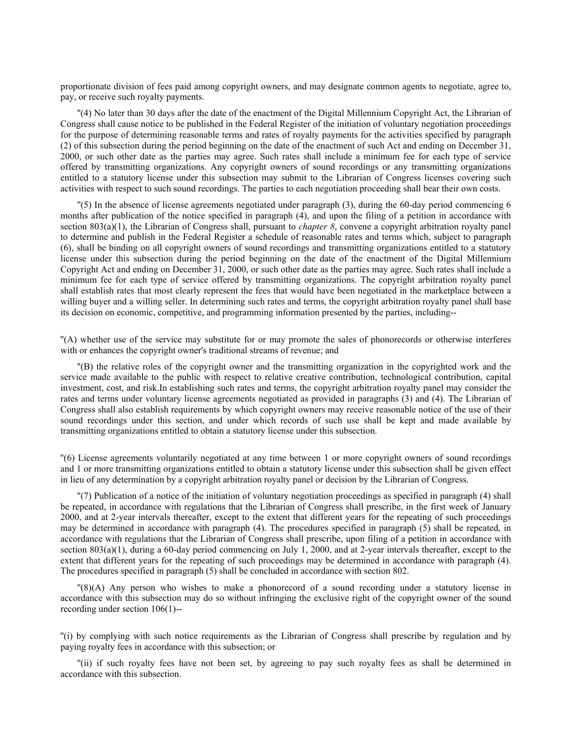proportionate division of fees paid among copyright owners, and may designate common agents to negotiate, agree to, pay, or receive such royalty payments.

"(4) No later than 30 days after the date of the enactment of the Digital Millennium Copyright Act, the Librarian of Congress shall cause notice to be published in the Federal Register of the initiation of voluntary negotiation proceedings for the purpose of determining reasonable terms and rates of royalty payments for the activities specified by paragraph (2) of this subsection during the period beginning on the date of the enactment of such Act and ending on December 31, 2000, or such other date as the parties may agree. Such rates shall include a minimum fee for each type of service offered by transmitting organizations. Any copyright owners of sound recordings or any transmitting organizations entitled to a statutory license under this subsection may submit to the Librarian of Congress licenses covering such activities with respect to such sound recordings. The parties to each negotiation proceeding shall bear their own costs.

"(5) In the absence of license agreements negotiated under paragraph (3), during the 60-day period commencing 6 months after publication of the notice specified in paragraph (4), and upon the filing of a petition in accordance with section 803(a)(1), the Librarian of Congress shall, pursuant to *chapter 8*, convene a copyright arbitration royalty panel to determine and publish in the Federal Register a schedule of reasonable rates and terms which, subject to paragraph (6), shall be binding on all copyright owners of sound recordings and transmitting organizations entitled to a statutory license under this subsection during the period beginning on the date of the enactment of the Digital Millennium Copyright Act and ending on December 31, 2000, or such other date as the parties may agree. Such rates shall include a minimum fee for each type of service offered by transmitting organizations. The copyright arbitration royalty panel shall establish rates that most clearly represent the fees that would have been negotiated in the marketplace between a willing buyer and a willing seller. In determining such rates and terms, the copyright arbitration royalty panel shall base its decision on economic, competitive, and programming information presented by the parties, including--

"(A) whether use of the service may substitute for or may promote the sales of phonorecords or otherwise interferes with or enhances the copyright owner's traditional streams of revenue; and

"(B) the relative roles of the copyright owner and the transmitting organization in the copyrighted work and the service made available to the public with respect to relative creative contribution, technological contribution, capital investment, cost, and risk.In establishing such rates and terms, the copyright arbitration royalty panel may consider the rates and terms under voluntary license agreements negotiated as provided in paragraphs (3) and (4). The Librarian of Congress shall also establish requirements by which copyright owners may receive reasonable notice of the use of their sound recordings under this section, and under which records of such use shall be kept and made available by transmitting organizations entitled to obtain a statutory license under this subsection.

"(6) License agreements voluntarily negotiated at any time between 1 or more copyright owners of sound recordings and 1 or more transmitting organizations entitled to obtain a statutory license under this subsection shall be given effect in lieu of any determination by a copyright arbitration royalty panel or decision by the Librarian of Congress.

"(7) Publication of a notice of the initiation of voluntary negotiation proceedings as specified in paragraph (4) shall be repeated, in accordance with regulations that the Librarian of Congress shall prescribe, in the first week of January 2000, and at 2-year intervals thereafter, except to the extent that different years for the repeating of such proceedings may be determined in accordance with paragraph (4). The procedures specified in paragraph (5) shall be repeated, in accordance with regulations that the Librarian of Congress shall prescribe, upon filing of a petition in accordance with section 803(a)(1), during a 60-day period commencing on July 1, 2000, and at 2-year intervals thereafter, except to the extent that different years for the repeating of such proceedings may be determined in accordance with paragraph (4). The procedures specified in paragraph (5) shall be concluded in accordance with section 802.

"(8)(A) Any person who wishes to make a phonorecord of a sound recording under a statutory license in accordance with this subsection may do so without infringing the exclusive right of the copyright owner of the sound recording under section 106(1)--

"(i) by complying with such notice requirements as the Librarian of Congress shall prescribe by regulation and by paying royalty fees in accordance with this subsection; or

"(ii) if such royalty fees have not been set, by agreeing to pay such royalty fees as shall be determined in accordance with this subsection.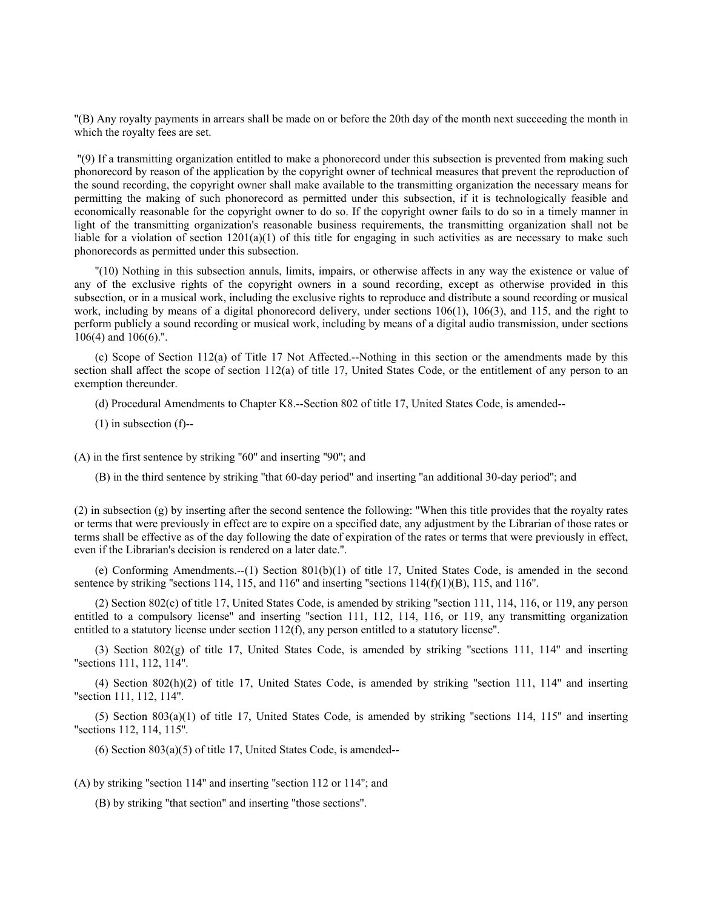"(B) Any royalty payments in arrears shall be made on or before the 20th day of the month next succeeding the month in which the royalty fees are set.

"(9) If a transmitting organization entitled to make a phonorecord under this subsection is prevented from making such phonorecord by reason of the application by the copyright owner of technical measures that prevent the reproduction of the sound recording, the copyright owner shall make available to the transmitting organization the necessary means for permitting the making of such phonorecord as permitted under this subsection, if it is technologically feasible and economically reasonable for the copyright owner to do so. If the copyright owner fails to do so in a timely manner in light of the transmitting organization's reasonable business requirements, the transmitting organization shall not be liable for a violation of section 1201(a)(1) of this title for engaging in such activities as are necessary to make such phonorecords as permitted under this subsection.

"(10) Nothing in this subsection annuls, limits, impairs, or otherwise affects in any way the existence or value of any of the exclusive rights of the copyright owners in a sound recording, except as otherwise provided in this subsection, or in a musical work, including the exclusive rights to reproduce and distribute a sound recording or musical work, including by means of a digital phonorecord delivery, under sections 106(1), 106(3), and 115, and the right to perform publicly a sound recording or musical work, including by means of a digital audio transmission, under sections 106(4) and 106(6).".

(c) Scope of Section 112(a) of Title 17 Not Affected.--Nothing in this section or the amendments made by this section shall affect the scope of section 112(a) of title 17, United States Code, or the entitlement of any person to an exemption thereunder.

(d) Procedural Amendments to Chapter K8.--Section 802 of title 17, United States Code, is amended--

(1) in subsection (f)--

(A) in the first sentence by striking "60" and inserting "90"; and

(B) in the third sentence by striking "that 60-day period" and inserting "an additional 30-day period"; and

(2) in subsection (g) by inserting after the second sentence the following: "When this title provides that the royalty rates or terms that were previously in effect are to expire on a specified date, any adjustment by the Librarian of those rates or terms shall be effective as of the day following the date of expiration of the rates or terms that were previously in effect, even if the Librarian's decision is rendered on a later date.".

(e) Conforming Amendments.--(1) Section 801(b)(1) of title 17, United States Code, is amended in the second sentence by striking "sections 114, 115, and 116" and inserting "sections 114(f)(1)(B), 115, and 116".

(2) Section 802(c) of title 17, United States Code, is amended by striking "section 111, 114, 116, or 119, any person entitled to a compulsory license" and inserting "section 111, 112, 114, 116, or 119, any transmitting organization entitled to a statutory license under section 112(f), any person entitled to a statutory license".

(3) Section 802(g) of title 17, United States Code, is amended by striking "sections 111, 114" and inserting "sections 111, 112, 114".

(4) Section 802(h)(2) of title 17, United States Code, is amended by striking "section 111, 114" and inserting "section 111, 112, 114".

(5) Section 803(a)(1) of title 17, United States Code, is amended by striking "sections 114, 115" and inserting "sections 112, 114, 115".

(6) Section 803(a)(5) of title 17, United States Code, is amended--

(A) by striking "section 114" and inserting "section 112 or 114"; and

(B) by striking "that section" and inserting "those sections".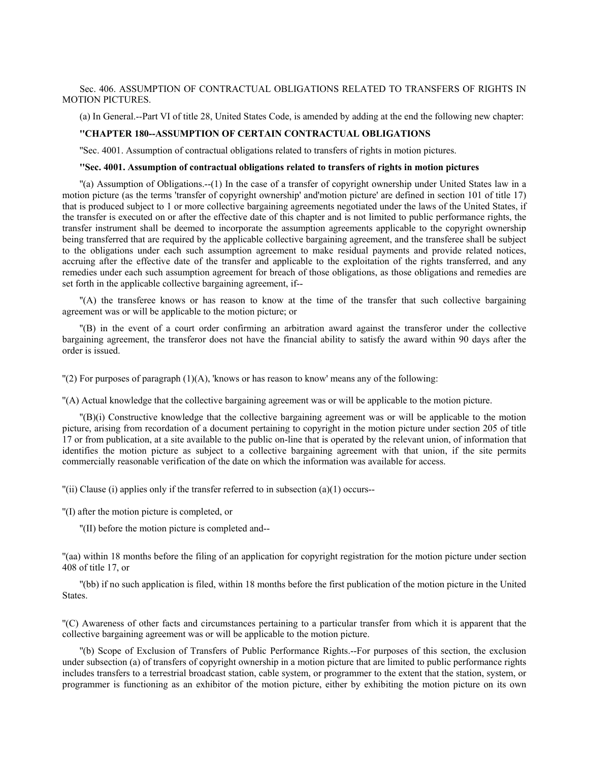Sec. 406. ASSUMPTION OF CONTRACTUAL OBLIGATIONS RELATED TO TRANSFERS OF RIGHTS IN MOTION PICTURES.

(a) In General.--Part VI of title 28, United States Code, is amended by adding at the end the following new chapter:

**''CHAPTER 180--ASSUMPTION OF CERTAIN CONTRACTUAL OBLIGATIONS**

''Sec. 4001. Assumption of contractual obligations related to transfers of rights in motion pictures.

**''Sec. 4001. Assumption of contractual obligations related to transfers of rights in motion pictures**

''(a) Assumption of Obligations.--(1) In the case of a transfer of copyright ownership under United States law in a motion picture (as the terms 'transfer of copyright ownership' and'motion picture' are defined in section 101 of title 17) that is produced subject to 1 or more collective bargaining agreements negotiated under the laws of the United States, if the transfer is executed on or after the effective date of this chapter and is not limited to public performance rights, the transfer instrument shall be deemed to incorporate the assumption agreements applicable to the copyright ownership being transferred that are required by the applicable collective bargaining agreement, and the transferee shall be subject to the obligations under each such assumption agreement to make residual payments and provide related notices, accruing after the effective date of the transfer and applicable to the exploitation of the rights transferred, and any remedies under each such assumption agreement for breach of those obligations, as those obligations and remedies are set forth in the applicable collective bargaining agreement, if--

''(A) the transferee knows or has reason to know at the time of the transfer that such collective bargaining agreement was or will be applicable to the motion picture; or

''(B) in the event of a court order confirming an arbitration award against the transferor under the collective bargaining agreement, the transferor does not have the financial ability to satisfy the award within 90 days after the order is issued.

''(2) For purposes of paragraph (1)(A), 'knows or has reason to know' means any of the following:

''(A) Actual knowledge that the collective bargaining agreement was or will be applicable to the motion picture.

''(B)(i) Constructive knowledge that the collective bargaining agreement was or will be applicable to the motion picture, arising from recordation of a document pertaining to copyright in the motion picture under section 205 of title 17 or from publication, at a site available to the public on-line that is operated by the relevant union, of information that identifies the motion picture as subject to a collective bargaining agreement with that union, if the site permits commercially reasonable verification of the date on which the information was available for access.

''(ii) Clause (i) applies only if the transfer referred to in subsection (a)(1) occurs--

''(I) after the motion picture is completed, or

''(II) before the motion picture is completed and--

''(aa) within 18 months before the filing of an application for copyright registration for the motion picture under section 408 of title 17, or

''(bb) if no such application is filed, within 18 months before the first publication of the motion picture in the United States.

''(C) Awareness of other facts and circumstances pertaining to a particular transfer from which it is apparent that the collective bargaining agreement was or will be applicable to the motion picture.

''(b) Scope of Exclusion of Transfers of Public Performance Rights.--For purposes of this section, the exclusion under subsection (a) of transfers of copyright ownership in a motion picture that are limited to public performance rights includes transfers to a terrestrial broadcast station, cable system, or programmer to the extent that the station, system, or programmer is functioning as an exhibitor of the motion picture, either by exhibiting the motion picture on its own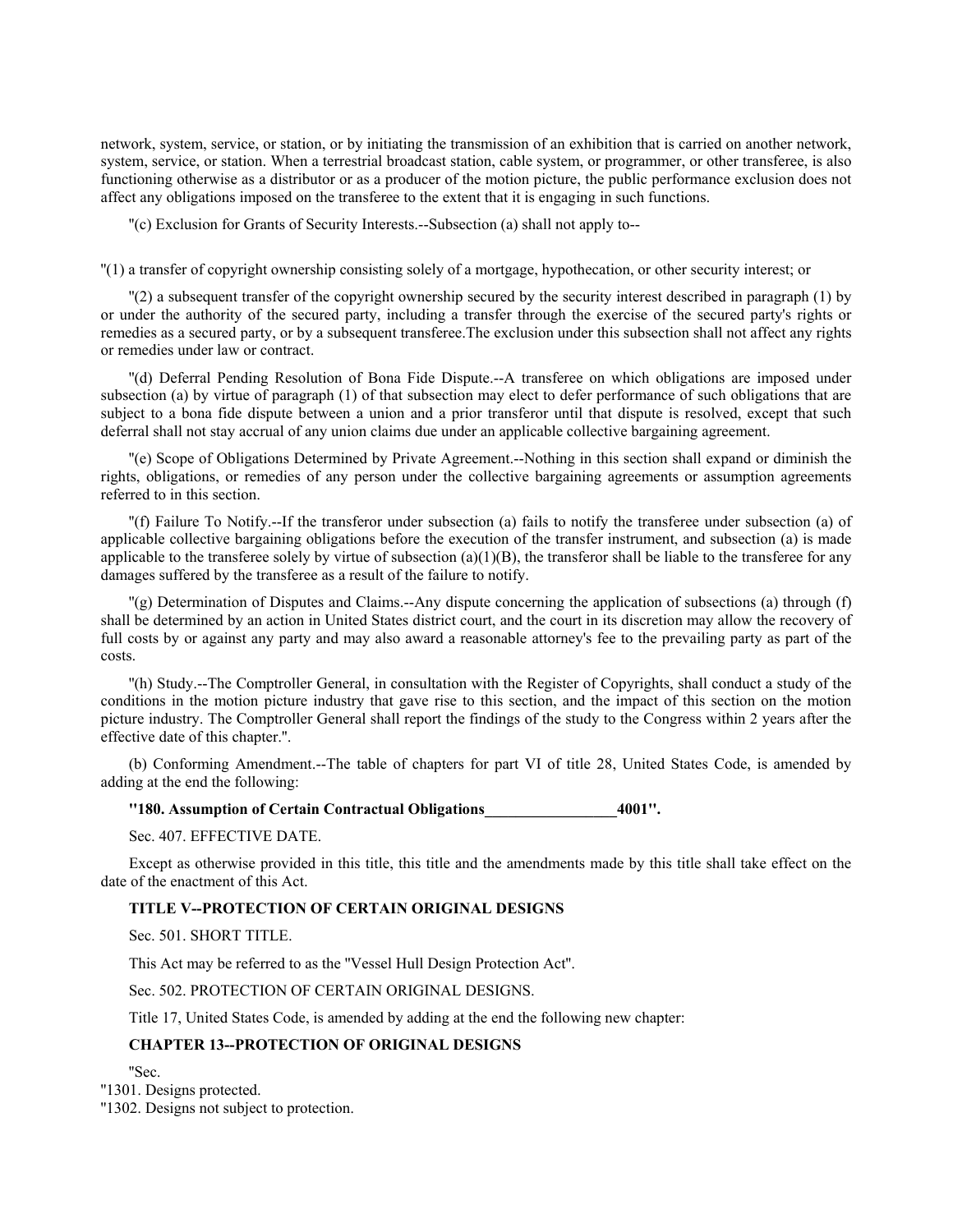network, system, service, or station, or by initiating the transmission of an exhibition that is carried on another network, system, service, or station. When a terrestrial broadcast station, cable system, or programmer, or other transferee, is also functioning otherwise as a distributor or as a producer of the motion picture, the public performance exclusion does not affect any obligations imposed on the transferee to the extent that it is engaging in such functions.

"(c) Exclusion for Grants of Security Interests.--Subsection (a) shall not apply to--

"(1) a transfer of copyright ownership consisting solely of a mortgage, hypothecation, or other security interest; or

"(2) a subsequent transfer of the copyright ownership secured by the security interest described in paragraph (1) by or under the authority of the secured party, including a transfer through the exercise of the secured party's rights or remedies as a secured party, or by a subsequent transferee.The exclusion under this subsection shall not affect any rights or remedies under law or contract.

"(d) Deferral Pending Resolution of Bona Fide Dispute.--A transferee on which obligations are imposed under subsection (a) by virtue of paragraph (1) of that subsection may elect to defer performance of such obligations that are subject to a bona fide dispute between a union and a prior transferor until that dispute is resolved, except that such deferral shall not stay accrual of any union claims due under an applicable collective bargaining agreement.

"(e) Scope of Obligations Determined by Private Agreement.--Nothing in this section shall expand or diminish the rights, obligations, or remedies of any person under the collective bargaining agreements or assumption agreements referred to in this section.

"(f) Failure To Notify.--If the transferor under subsection (a) fails to notify the transferee under subsection (a) of applicable collective bargaining obligations before the execution of the transfer instrument, and subsection (a) is made applicable to the transferee solely by virtue of subsection (a)(1)(B), the transferor shall be liable to the transferee for any damages suffered by the transferee as a result of the failure to notify.

"(g) Determination of Disputes and Claims.--Any dispute concerning the application of subsections (a) through (f) shall be determined by an action in United States district court, and the court in its discretion may allow the recovery of full costs by or against any party and may also award a reasonable attorney's fee to the prevailing party as part of the costs.

"(h) Study.--The Comptroller General, in consultation with the Register of Copyrights, shall conduct a study of the conditions in the motion picture industry that gave rise to this section, and the impact of this section on the motion picture industry. The Comptroller General shall report the findings of the study to the Congress within 2 years after the effective date of this chapter.".

(b) Conforming Amendment.--The table of chapters for part VI of title 28, United States Code, is amended by adding at the end the following:

**"180. Assumption of Certain Contractual Obligations_________________4001".**

Sec. 407. EFFECTIVE DATE.

Except as otherwise provided in this title, this title and the amendments made by this title shall take effect on the date of the enactment of this Act.

**TITLE V--PROTECTION OF CERTAIN ORIGINAL DESIGNS**

Sec. 501. SHORT TITLE.

This Act may be referred to as the "Vessel Hull Design Protection Act".

Sec. 502. PROTECTION OF CERTAIN ORIGINAL DESIGNS.

Title 17, United States Code, is amended by adding at the end the following new chapter:

**CHAPTER 13--PROTECTION OF ORIGINAL DESIGNS**

"Sec.

"1301. Designs protected.

"1302. Designs not subject to protection.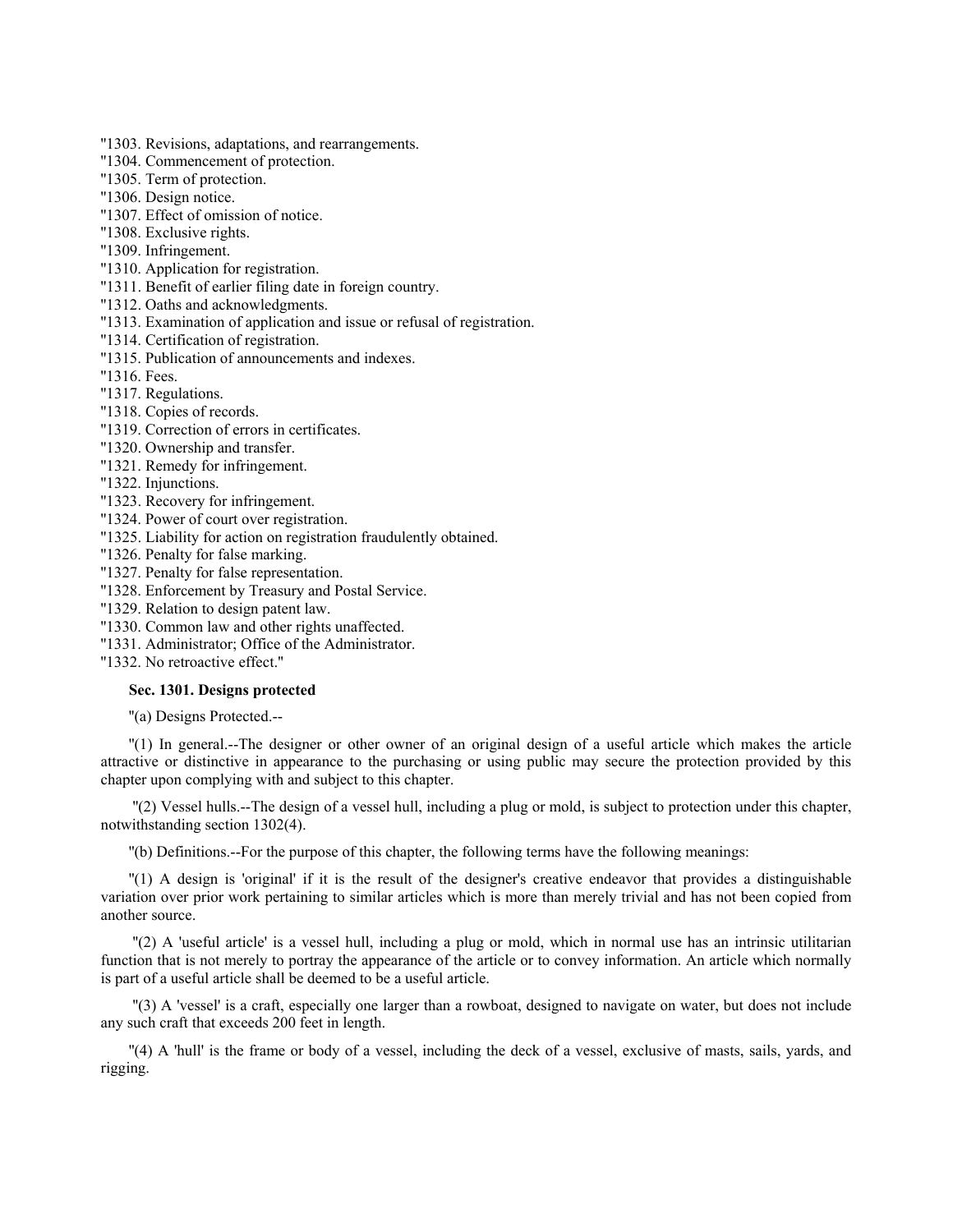"1303. Revisions, adaptations, and rearrangements.
"1304. Commencement of protection.
"1305. Term of protection.
"1306. Design notice.
"1307. Effect of omission of notice.
"1308. Exclusive rights.
"1309. Infringement.
"1310. Application for registration.
"1311. Benefit of earlier filing date in foreign country.
"1312. Oaths and acknowledgments.
"1313. Examination of application and issue or refusal of registration.
"1314. Certification of registration.
"1315. Publication of announcements and indexes.
"1316. Fees.
"1317. Regulations.
"1318. Copies of records.
"1319. Correction of errors in certificates.
"1320. Ownership and transfer.
"1321. Remedy for infringement.
"1322. Injunctions.
"1323. Recovery for infringement.
"1324. Power of court over registration.
"1325. Liability for action on registration fraudulently obtained.
"1326. Penalty for false marking.
"1327. Penalty for false representation.
"1328. Enforcement by Treasury and Postal Service.
"1329. Relation to design patent law.
"1330. Common law and other rights unaffected.
"1331. Administrator; Office of the Administrator.
"1332. No retroactive effect."

**Sec. 1301. Designs protected**

"(a) Designs Protected.--

"(1) In general.--The designer or other owner of an original design of a useful article which makes the article attractive or distinctive in appearance to the purchasing or using public may secure the protection provided by this chapter upon complying with and subject to this chapter.

"(2) Vessel hulls.--The design of a vessel hull, including a plug or mold, is subject to protection under this chapter, notwithstanding section 1302(4).

"(b) Definitions.--For the purpose of this chapter, the following terms have the following meanings:

"(1) A design is 'original' if it is the result of the designer's creative endeavor that provides a distinguishable variation over prior work pertaining to similar articles which is more than merely trivial and has not been copied from another source.

"(2) A 'useful article' is a vessel hull, including a plug or mold, which in normal use has an intrinsic utilitarian function that is not merely to portray the appearance of the article or to convey information. An article which normally is part of a useful article shall be deemed to be a useful article.

"(3) A 'vessel' is a craft, especially one larger than a rowboat, designed to navigate on water, but does not include any such craft that exceeds 200 feet in length.

"(4) A 'hull' is the frame or body of a vessel, including the deck of a vessel, exclusive of masts, sails, yards, and rigging.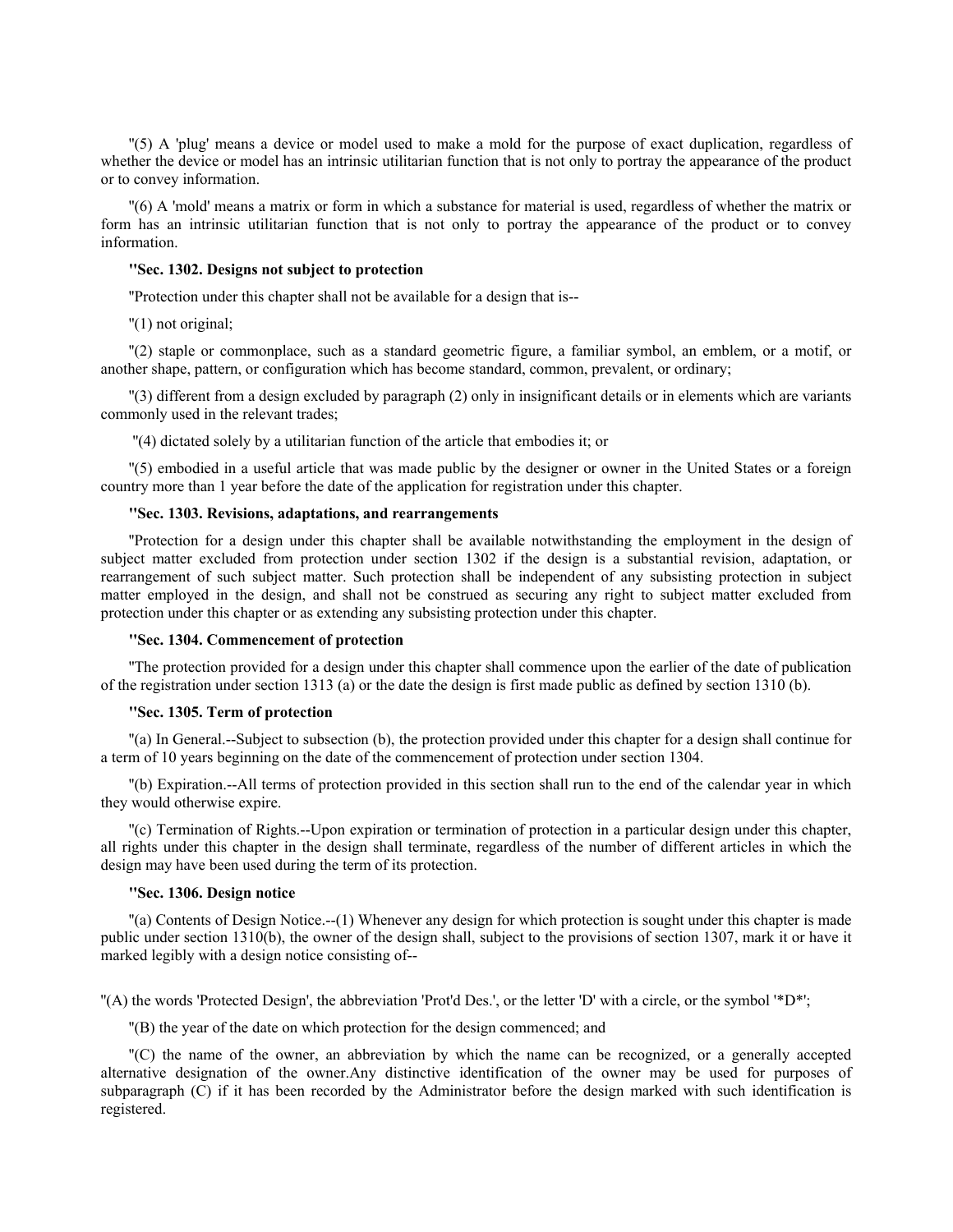"(5) A 'plug' means a device or model used to make a mold for the purpose of exact duplication, regardless of whether the device or model has an intrinsic utilitarian function that is not only to portray the appearance of the product or to convey information.

"(6) A 'mold' means a matrix or form in which a substance for material is used, regardless of whether the matrix or form has an intrinsic utilitarian function that is not only to portray the appearance of the product or to convey information.

**"Sec. 1302. Designs not subject to protection**

"Protection under this chapter shall not be available for a design that is--

"(1) not original;

"(2) staple or commonplace, such as a standard geometric figure, a familiar symbol, an emblem, or a motif, or another shape, pattern, or configuration which has become standard, common, prevalent, or ordinary;

"(3) different from a design excluded by paragraph (2) only in insignificant details or in elements which are variants commonly used in the relevant trades;

"(4) dictated solely by a utilitarian function of the article that embodies it; or

"(5) embodied in a useful article that was made public by the designer or owner in the United States or a foreign country more than 1 year before the date of the application for registration under this chapter.

**"Sec. 1303. Revisions, adaptations, and rearrangements**

"Protection for a design under this chapter shall be available notwithstanding the employment in the design of subject matter excluded from protection under section 1302 if the design is a substantial revision, adaptation, or rearrangement of such subject matter. Such protection shall be independent of any subsisting protection in subject matter employed in the design, and shall not be construed as securing any right to subject matter excluded from protection under this chapter or as extending any subsisting protection under this chapter.

**"Sec. 1304. Commencement of protection**

"The protection provided for a design under this chapter shall commence upon the earlier of the date of publication of the registration under section 1313 (a) or the date the design is first made public as defined by section 1310 (b).

**"Sec. 1305. Term of protection**

"(a) In General.--Subject to subsection (b), the protection provided under this chapter for a design shall continue for a term of 10 years beginning on the date of the commencement of protection under section 1304.

"(b) Expiration.--All terms of protection provided in this section shall run to the end of the calendar year in which they would otherwise expire.

"(c) Termination of Rights.--Upon expiration or termination of protection in a particular design under this chapter, all rights under this chapter in the design shall terminate, regardless of the number of different articles in which the design may have been used during the term of its protection.

**"Sec. 1306. Design notice**

"(a) Contents of Design Notice.--(1) Whenever any design for which protection is sought under this chapter is made public under section 1310(b), the owner of the design shall, subject to the provisions of section 1307, mark it or have it marked legibly with a design notice consisting of--

"(A) the words 'Protected Design', the abbreviation 'Prot'd Des.', or the letter 'D' with a circle, or the symbol '*D*';

"(B) the year of the date on which protection for the design commenced; and

"(C) the name of the owner, an abbreviation by which the name can be recognized, or a generally accepted alternative designation of the owner.Any distinctive identification of the owner may be used for purposes of subparagraph (C) if it has been recorded by the Administrator before the design marked with such identification is registered.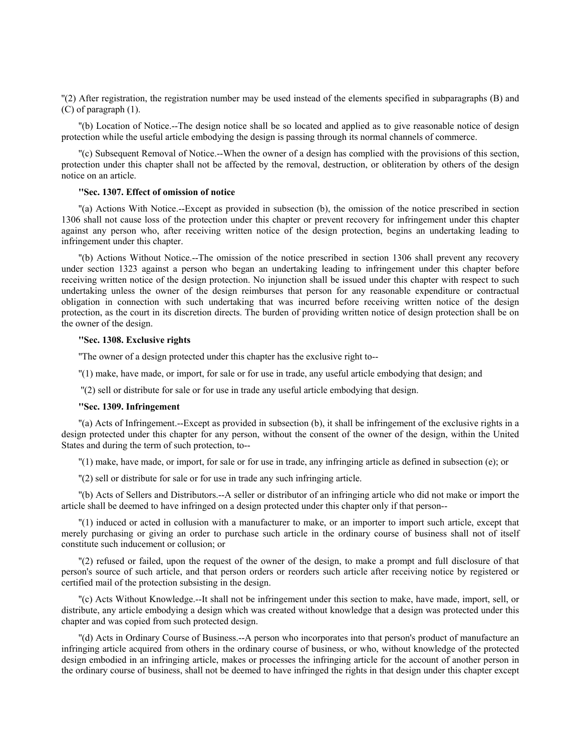"(2) After registration, the registration number may be used instead of the elements specified in subparagraphs (B) and (C) of paragraph (1).

"(b) Location of Notice.--The design notice shall be so located and applied as to give reasonable notice of design protection while the useful article embodying the design is passing through its normal channels of commerce.

"(c) Subsequent Removal of Notice.--When the owner of a design has complied with the provisions of this section, protection under this chapter shall not be affected by the removal, destruction, or obliteration by others of the design notice on an article.

**"Sec. 1307. Effect of omission of notice**

"(a) Actions With Notice.--Except as provided in subsection (b), the omission of the notice prescribed in section 1306 shall not cause loss of the protection under this chapter or prevent recovery for infringement under this chapter against any person who, after receiving written notice of the design protection, begins an undertaking leading to infringement under this chapter.

"(b) Actions Without Notice.--The omission of the notice prescribed in section 1306 shall prevent any recovery under section 1323 against a person who began an undertaking leading to infringement under this chapter before receiving written notice of the design protection. No injunction shall be issued under this chapter with respect to such undertaking unless the owner of the design reimburses that person for any reasonable expenditure or contractual obligation in connection with such undertaking that was incurred before receiving written notice of the design protection, as the court in its discretion directs. The burden of providing written notice of design protection shall be on the owner of the design.

**"Sec. 1308. Exclusive rights**

"The owner of a design protected under this chapter has the exclusive right to--

"(1) make, have made, or import, for sale or for use in trade, any useful article embodying that design; and

"(2) sell or distribute for sale or for use in trade any useful article embodying that design.

**"Sec. 1309. Infringement**

"(a) Acts of Infringement.--Except as provided in subsection (b), it shall be infringement of the exclusive rights in a design protected under this chapter for any person, without the consent of the owner of the design, within the United States and during the term of such protection, to--

"(1) make, have made, or import, for sale or for use in trade, any infringing article as defined in subsection (e); or

"(2) sell or distribute for sale or for use in trade any such infringing article.

"(b) Acts of Sellers and Distributors.--A seller or distributor of an infringing article who did not make or import the article shall be deemed to have infringed on a design protected under this chapter only if that person--

"(1) induced or acted in collusion with a manufacturer to make, or an importer to import such article, except that merely purchasing or giving an order to purchase such article in the ordinary course of business shall not of itself constitute such inducement or collusion; or

"(2) refused or failed, upon the request of the owner of the design, to make a prompt and full disclosure of that person's source of such article, and that person orders or reorders such article after receiving notice by registered or certified mail of the protection subsisting in the design.

"(c) Acts Without Knowledge.--It shall not be infringement under this section to make, have made, import, sell, or distribute, any article embodying a design which was created without knowledge that a design was protected under this chapter and was copied from such protected design.

"(d) Acts in Ordinary Course of Business.--A person who incorporates into that person's product of manufacture an infringing article acquired from others in the ordinary course of business, or who, without knowledge of the protected design embodied in an infringing article, makes or processes the infringing article for the account of another person in the ordinary course of business, shall not be deemed to have infringed the rights in that design under this chapter except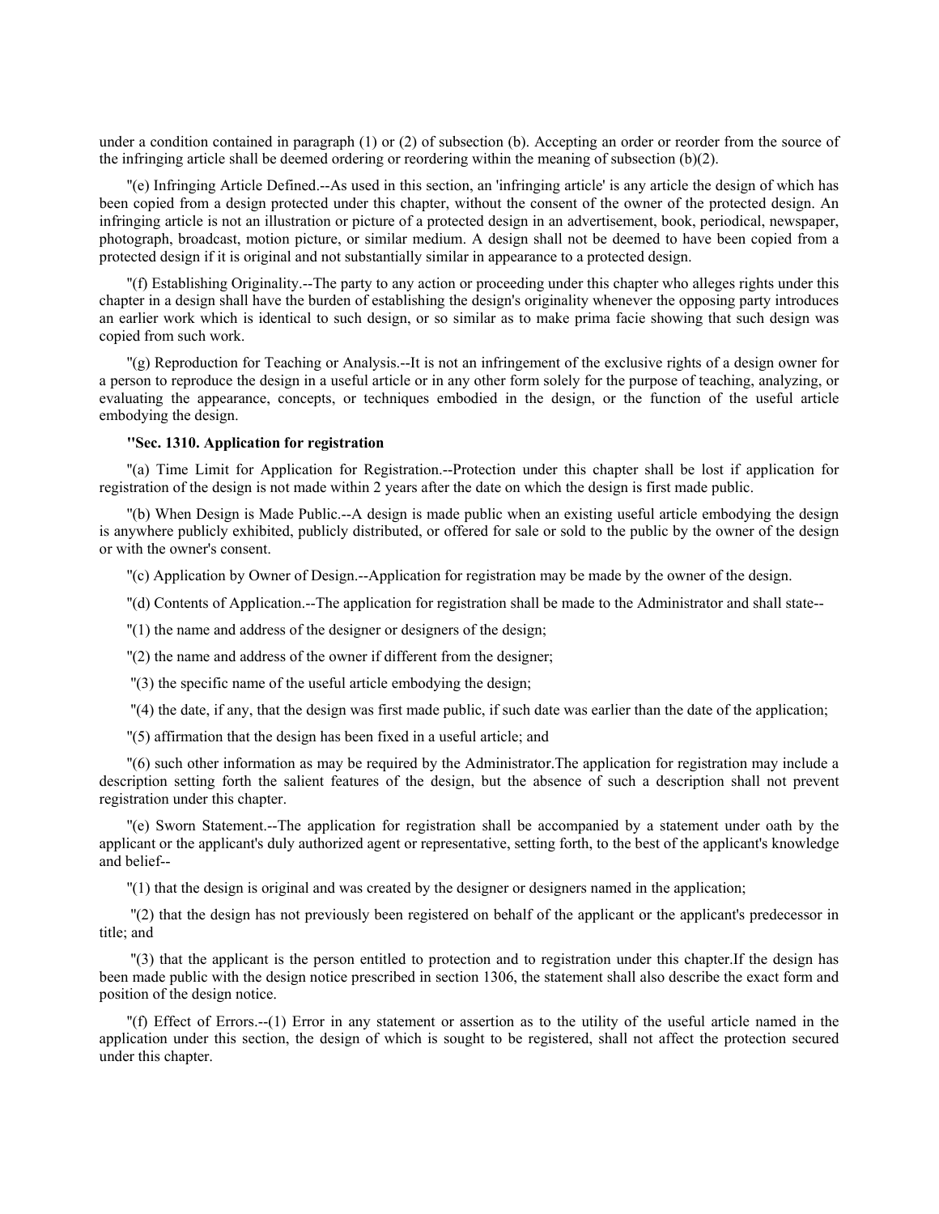under a condition contained in paragraph (1) or (2) of subsection (b). Accepting an order or reorder from the source of the infringing article shall be deemed ordering or reordering within the meaning of subsection (b)(2).

"(e) Infringing Article Defined.--As used in this section, an 'infringing article' is any article the design of which has been copied from a design protected under this chapter, without the consent of the owner of the protected design. An infringing article is not an illustration or picture of a protected design in an advertisement, book, periodical, newspaper, photograph, broadcast, motion picture, or similar medium. A design shall not be deemed to have been copied from a protected design if it is original and not substantially similar in appearance to a protected design.

"(f) Establishing Originality.--The party to any action or proceeding under this chapter who alleges rights under this chapter in a design shall have the burden of establishing the design's originality whenever the opposing party introduces an earlier work which is identical to such design, or so similar as to make prima facie showing that such design was copied from such work.

"(g) Reproduction for Teaching or Analysis.--It is not an infringement of the exclusive rights of a design owner for a person to reproduce the design in a useful article or in any other form solely for the purpose of teaching, analyzing, or evaluating the appearance, concepts, or techniques embodied in the design, or the function of the useful article embodying the design.

**"Sec. 1310. Application for registration**

"(a) Time Limit for Application for Registration.--Protection under this chapter shall be lost if application for registration of the design is not made within 2 years after the date on which the design is first made public.

"(b) When Design is Made Public.--A design is made public when an existing useful article embodying the design is anywhere publicly exhibited, publicly distributed, or offered for sale or sold to the public by the owner of the design or with the owner's consent.

"(c) Application by Owner of Design.--Application for registration may be made by the owner of the design.

"(d) Contents of Application.--The application for registration shall be made to the Administrator and shall state--

"(1) the name and address of the designer or designers of the design;

"(2) the name and address of the owner if different from the designer;

"(3) the specific name of the useful article embodying the design;

"(4) the date, if any, that the design was first made public, if such date was earlier than the date of the application;

"(5) affirmation that the design has been fixed in a useful article; and

"(6) such other information as may be required by the Administrator.The application for registration may include a description setting forth the salient features of the design, but the absence of such a description shall not prevent registration under this chapter.

"(e) Sworn Statement.--The application for registration shall be accompanied by a statement under oath by the applicant or the applicant's duly authorized agent or representative, setting forth, to the best of the applicant's knowledge and belief--

"(1) that the design is original and was created by the designer or designers named in the application;

"(2) that the design has not previously been registered on behalf of the applicant or the applicant's predecessor in title; and

"(3) that the applicant is the person entitled to protection and to registration under this chapter.If the design has been made public with the design notice prescribed in section 1306, the statement shall also describe the exact form and position of the design notice.

"(f) Effect of Errors.--(1) Error in any statement or assertion as to the utility of the useful article named in the application under this section, the design of which is sought to be registered, shall not affect the protection secured under this chapter.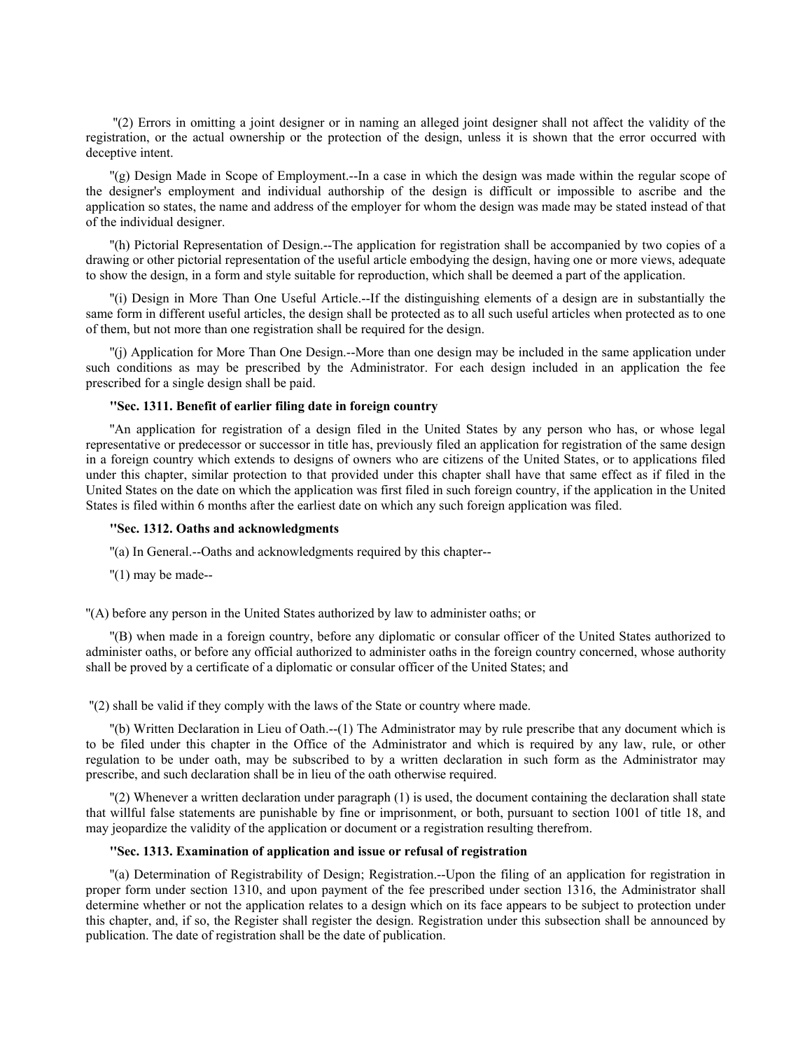"(2) Errors in omitting a joint designer or in naming an alleged joint designer shall not affect the validity of the registration, or the actual ownership or the protection of the design, unless it is shown that the error occurred with deceptive intent.

"(g) Design Made in Scope of Employment.--In a case in which the design was made within the regular scope of the designer's employment and individual authorship of the design is difficult or impossible to ascribe and the application so states, the name and address of the employer for whom the design was made may be stated instead of that of the individual designer.

"(h) Pictorial Representation of Design.--The application for registration shall be accompanied by two copies of a drawing or other pictorial representation of the useful article embodying the design, having one or more views, adequate to show the design, in a form and style suitable for reproduction, which shall be deemed a part of the application.

"(i) Design in More Than One Useful Article.--If the distinguishing elements of a design are in substantially the same form in different useful articles, the design shall be protected as to all such useful articles when protected as to one of them, but not more than one registration shall be required for the design.

"(j) Application for More Than One Design.--More than one design may be included in the same application under such conditions as may be prescribed by the Administrator. For each design included in an application the fee prescribed for a single design shall be paid.

**"Sec. 1311. Benefit of earlier filing date in foreign country**

"An application for registration of a design filed in the United States by any person who has, or whose legal representative or predecessor or successor in title has, previously filed an application for registration of the same design in a foreign country which extends to designs of owners who are citizens of the United States, or to applications filed under this chapter, similar protection to that provided under this chapter shall have that same effect as if filed in the United States on the date on which the application was first filed in such foreign country, if the application in the United States is filed within 6 months after the earliest date on which any such foreign application was filed.

**"Sec. 1312. Oaths and acknowledgments**

"(a) In General.--Oaths and acknowledgments required by this chapter--

"(1) may be made--

"(A) before any person in the United States authorized by law to administer oaths; or

"(B) when made in a foreign country, before any diplomatic or consular officer of the United States authorized to administer oaths, or before any official authorized to administer oaths in the foreign country concerned, whose authority shall be proved by a certificate of a diplomatic or consular officer of the United States; and

"(2) shall be valid if they comply with the laws of the State or country where made.

"(b) Written Declaration in Lieu of Oath.--(1) The Administrator may by rule prescribe that any document which is to be filed under this chapter in the Office of the Administrator and which is required by any law, rule, or other regulation to be under oath, may be subscribed to by a written declaration in such form as the Administrator may prescribe, and such declaration shall be in lieu of the oath otherwise required.

"(2) Whenever a written declaration under paragraph (1) is used, the document containing the declaration shall state that willful false statements are punishable by fine or imprisonment, or both, pursuant to section 1001 of title 18, and may jeopardize the validity of the application or document or a registration resulting therefrom.

**"Sec. 1313. Examination of application and issue or refusal of registration**

"(a) Determination of Registrability of Design; Registration.--Upon the filing of an application for registration in proper form under section 1310, and upon payment of the fee prescribed under section 1316, the Administrator shall determine whether or not the application relates to a design which on its face appears to be subject to protection under this chapter, and, if so, the Register shall register the design. Registration under this subsection shall be announced by publication. The date of registration shall be the date of publication.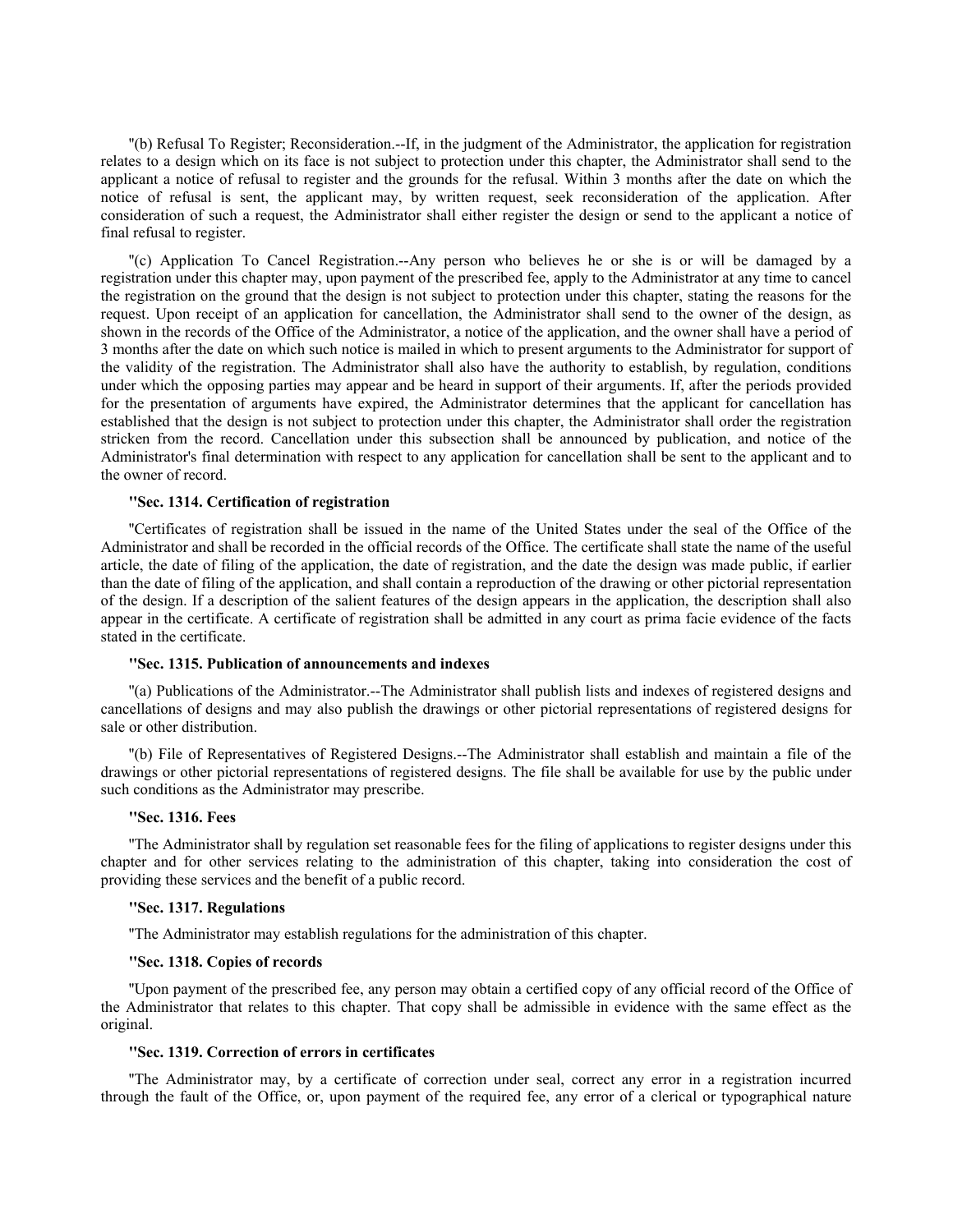''(b) Refusal To Register; Reconsideration.--If, in the judgment of the Administrator, the application for registration relates to a design which on its face is not subject to protection under this chapter, the Administrator shall send to the applicant a notice of refusal to register and the grounds for the refusal. Within 3 months after the date on which the notice of refusal is sent, the applicant may, by written request, seek reconsideration of the application. After consideration of such a request, the Administrator shall either register the design or send to the applicant a notice of final refusal to register.

''(c) Application To Cancel Registration.--Any person who believes he or she is or will be damaged by a registration under this chapter may, upon payment of the prescribed fee, apply to the Administrator at any time to cancel the registration on the ground that the design is not subject to protection under this chapter, stating the reasons for the request. Upon receipt of an application for cancellation, the Administrator shall send to the owner of the design, as shown in the records of the Office of the Administrator, a notice of the application, and the owner shall have a period of 3 months after the date on which such notice is mailed in which to present arguments to the Administrator for support of the validity of the registration. The Administrator shall also have the authority to establish, by regulation, conditions under which the opposing parties may appear and be heard in support of their arguments. If, after the periods provided for the presentation of arguments have expired, the Administrator determines that the applicant for cancellation has established that the design is not subject to protection under this chapter, the Administrator shall order the registration stricken from the record. Cancellation under this subsection shall be announced by publication, and notice of the Administrator's final determination with respect to any application for cancellation shall be sent to the applicant and to the owner of record.

**''Sec. 1314. Certification of registration**

''Certificates of registration shall be issued in the name of the United States under the seal of the Office of the Administrator and shall be recorded in the official records of the Office. The certificate shall state the name of the useful article, the date of filing of the application, the date of registration, and the date the design was made public, if earlier than the date of filing of the application, and shall contain a reproduction of the drawing or other pictorial representation of the design. If a description of the salient features of the design appears in the application, the description shall also appear in the certificate. A certificate of registration shall be admitted in any court as prima facie evidence of the facts stated in the certificate.

**''Sec. 1315. Publication of announcements and indexes**

''(a) Publications of the Administrator.--The Administrator shall publish lists and indexes of registered designs and cancellations of designs and may also publish the drawings or other pictorial representations of registered designs for sale or other distribution.

''(b) File of Representatives of Registered Designs.--The Administrator shall establish and maintain a file of the drawings or other pictorial representations of registered designs. The file shall be available for use by the public under such conditions as the Administrator may prescribe.

**''Sec. 1316. Fees**

''The Administrator shall by regulation set reasonable fees for the filing of applications to register designs under this chapter and for other services relating to the administration of this chapter, taking into consideration the cost of providing these services and the benefit of a public record.

**''Sec. 1317. Regulations**

''The Administrator may establish regulations for the administration of this chapter.

**''Sec. 1318. Copies of records**

''Upon payment of the prescribed fee, any person may obtain a certified copy of any official record of the Office of the Administrator that relates to this chapter. That copy shall be admissible in evidence with the same effect as the original.

**''Sec. 1319. Correction of errors in certificates**

''The Administrator may, by a certificate of correction under seal, correct any error in a registration incurred through the fault of the Office, or, upon payment of the required fee, any error of a clerical or typographical nature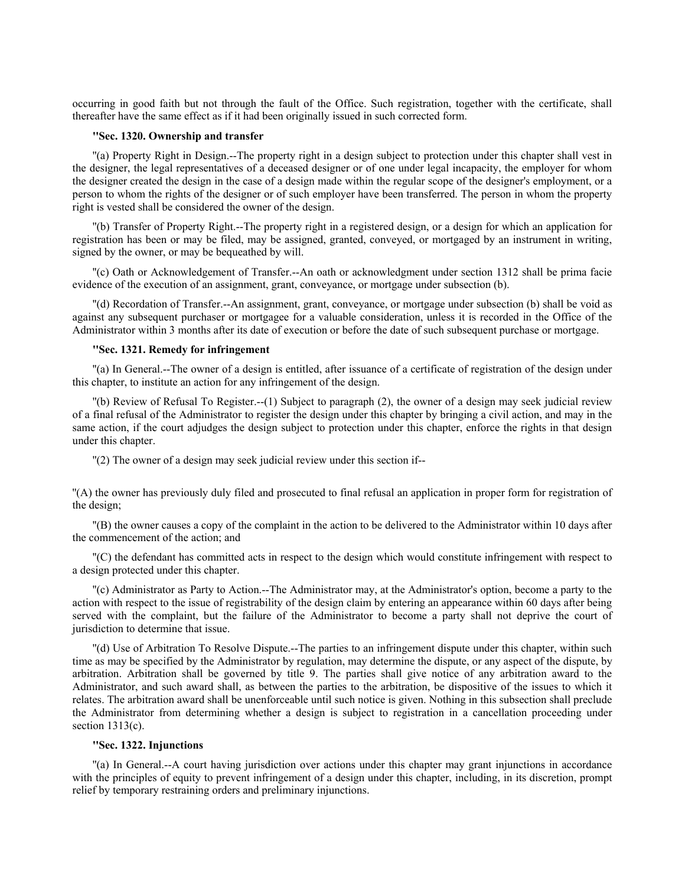occurring in good faith but not through the fault of the Office. Such registration, together with the certificate, shall thereafter have the same effect as if it had been originally issued in such corrected form.

**''Sec. 1320. Ownership and transfer**

''(a) Property Right in Design.--The property right in a design subject to protection under this chapter shall vest in the designer, the legal representatives of a deceased designer or of one under legal incapacity, the employer for whom the designer created the design in the case of a design made within the regular scope of the designer's employment, or a person to whom the rights of the designer or of such employer have been transferred. The person in whom the property right is vested shall be considered the owner of the design.

''(b) Transfer of Property Right.--The property right in a registered design, or a design for which an application for registration has been or may be filed, may be assigned, granted, conveyed, or mortgaged by an instrument in writing, signed by the owner, or may be bequeathed by will.

''(c) Oath or Acknowledgement of Transfer.--An oath or acknowledgment under section 1312 shall be prima facie evidence of the execution of an assignment, grant, conveyance, or mortgage under subsection (b).

''(d) Recordation of Transfer.--An assignment, grant, conveyance, or mortgage under subsection (b) shall be void as against any subsequent purchaser or mortgagee for a valuable consideration, unless it is recorded in the Office of the Administrator within 3 months after its date of execution or before the date of such subsequent purchase or mortgage.

**''Sec. 1321. Remedy for infringement**

''(a) In General.--The owner of a design is entitled, after issuance of a certificate of registration of the design under this chapter, to institute an action for any infringement of the design.

''(b) Review of Refusal To Register.--(1) Subject to paragraph (2), the owner of a design may seek judicial review of a final refusal of the Administrator to register the design under this chapter by bringing a civil action, and may in the same action, if the court adjudges the design subject to protection under this chapter, enforce the rights in that design under this chapter.

''(2) The owner of a design may seek judicial review under this section if--

''(A) the owner has previously duly filed and prosecuted to final refusal an application in proper form for registration of the design;

''(B) the owner causes a copy of the complaint in the action to be delivered to the Administrator within 10 days after the commencement of the action; and

''(C) the defendant has committed acts in respect to the design which would constitute infringement with respect to a design protected under this chapter.

''(c) Administrator as Party to Action.--The Administrator may, at the Administrator's option, become a party to the action with respect to the issue of registrability of the design claim by entering an appearance within 60 days after being served with the complaint, but the failure of the Administrator to become a party shall not deprive the court of jurisdiction to determine that issue.

''(d) Use of Arbitration To Resolve Dispute.--The parties to an infringement dispute under this chapter, within such time as may be specified by the Administrator by regulation, may determine the dispute, or any aspect of the dispute, by arbitration. Arbitration shall be governed by title 9. The parties shall give notice of any arbitration award to the Administrator, and such award shall, as between the parties to the arbitration, be dispositive of the issues to which it relates. The arbitration award shall be unenforceable until such notice is given. Nothing in this subsection shall preclude the Administrator from determining whether a design is subject to registration in a cancellation proceeding under section 1313(c).

**''Sec. 1322. Injunctions**

''(a) In General.--A court having jurisdiction over actions under this chapter may grant injunctions in accordance with the principles of equity to prevent infringement of a design under this chapter, including, in its discretion, prompt relief by temporary restraining orders and preliminary injunctions.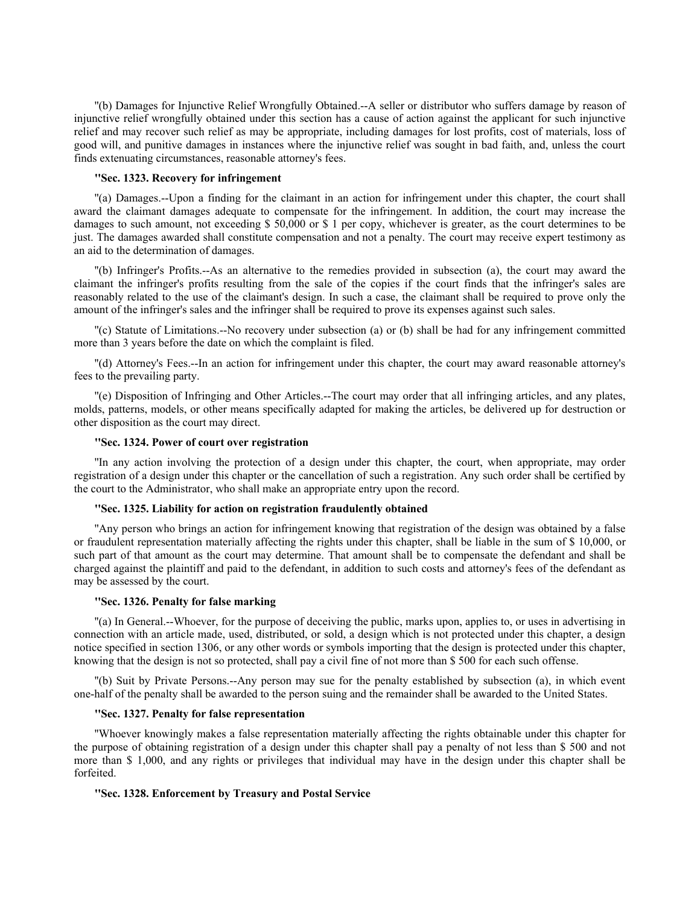"(b) Damages for Injunctive Relief Wrongfully Obtained.--A seller or distributor who suffers damage by reason of injunctive relief wrongfully obtained under this section has a cause of action against the applicant for such injunctive relief and may recover such relief as may be appropriate, including damages for lost profits, cost of materials, loss of good will, and punitive damages in instances where the injunctive relief was sought in bad faith, and, unless the court finds extenuating circumstances, reasonable attorney's fees.

**"Sec. 1323. Recovery for infringement**

"(a) Damages.--Upon a finding for the claimant in an action for infringement under this chapter, the court shall award the claimant damages adequate to compensate for the infringement. In addition, the court may increase the damages to such amount, not exceeding $ 50,000 or $ 1 per copy, whichever is greater, as the court determines to be just. The damages awarded shall constitute compensation and not a penalty. The court may receive expert testimony as an aid to the determination of damages.

"(b) Infringer's Profits.--As an alternative to the remedies provided in subsection (a), the court may award the claimant the infringer's profits resulting from the sale of the copies if the court finds that the infringer's sales are reasonably related to the use of the claimant's design. In such a case, the claimant shall be required to prove only the amount of the infringer's sales and the infringer shall be required to prove its expenses against such sales.

"(c) Statute of Limitations.--No recovery under subsection (a) or (b) shall be had for any infringement committed more than 3 years before the date on which the complaint is filed.

"(d) Attorney's Fees.--In an action for infringement under this chapter, the court may award reasonable attorney's fees to the prevailing party.

"(e) Disposition of Infringing and Other Articles.--The court may order that all infringing articles, and any plates, molds, patterns, models, or other means specifically adapted for making the articles, be delivered up for destruction or other disposition as the court may direct.

**"Sec. 1324. Power of court over registration**

"In any action involving the protection of a design under this chapter, the court, when appropriate, may order registration of a design under this chapter or the cancellation of such a registration. Any such order shall be certified by the court to the Administrator, who shall make an appropriate entry upon the record.

**"Sec. 1325. Liability for action on registration fraudulently obtained**

"Any person who brings an action for infringement knowing that registration of the design was obtained by a false or fraudulent representation materially affecting the rights under this chapter, shall be liable in the sum of $ 10,000, or such part of that amount as the court may determine. That amount shall be to compensate the defendant and shall be charged against the plaintiff and paid to the defendant, in addition to such costs and attorney's fees of the defendant as may be assessed by the court.

**"Sec. 1326. Penalty for false marking**

"(a) In General.--Whoever, for the purpose of deceiving the public, marks upon, applies to, or uses in advertising in connection with an article made, used, distributed, or sold, a design which is not protected under this chapter, a design notice specified in section 1306, or any other words or symbols importing that the design is protected under this chapter, knowing that the design is not so protected, shall pay a civil fine of not more than $ 500 for each such offense.

"(b) Suit by Private Persons.--Any person may sue for the penalty established by subsection (a), in which event one-half of the penalty shall be awarded to the person suing and the remainder shall be awarded to the United States.

**"Sec. 1327. Penalty for false representation**

"Whoever knowingly makes a false representation materially affecting the rights obtainable under this chapter for the purpose of obtaining registration of a design under this chapter shall pay a penalty of not less than $ 500 and not more than $ 1,000, and any rights or privileges that individual may have in the design under this chapter shall be forfeited.

**"Sec. 1328. Enforcement by Treasury and Postal Service**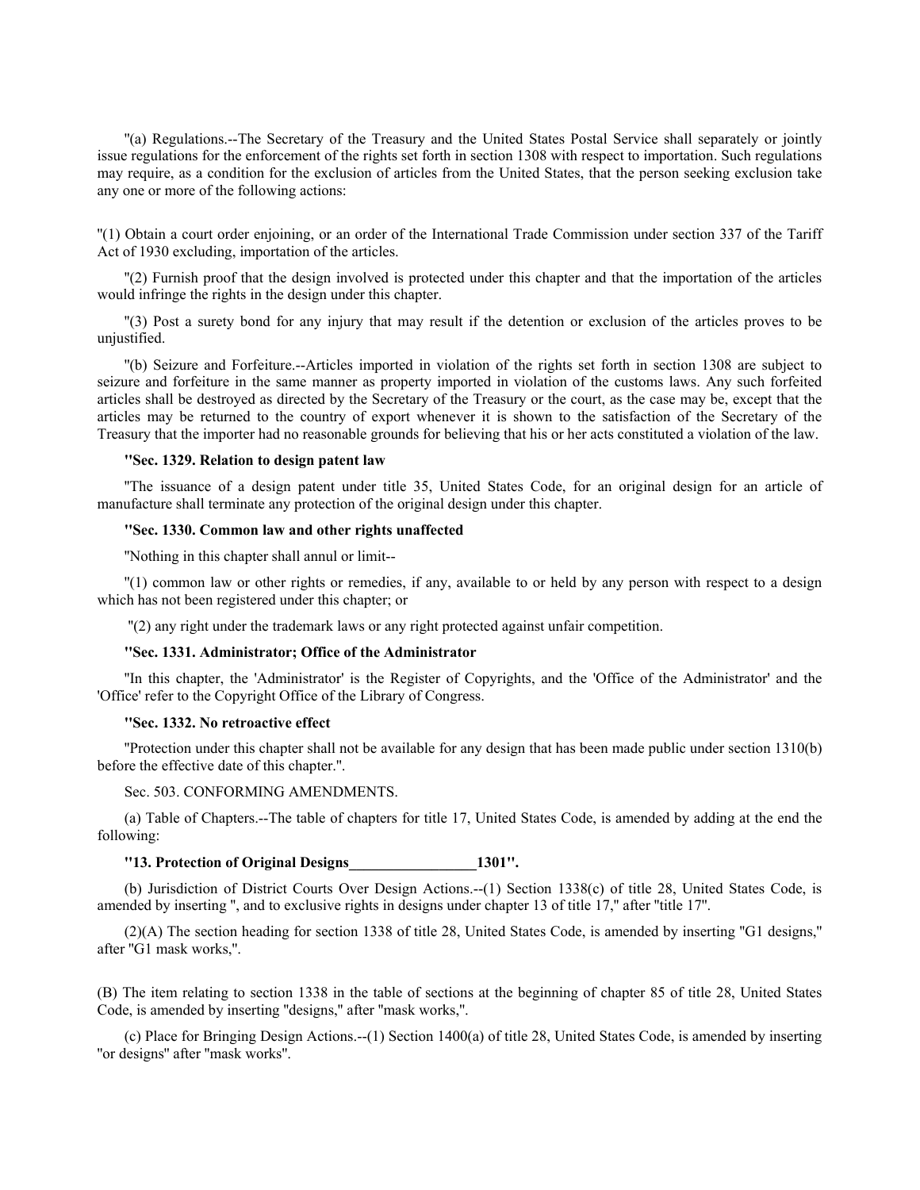"(a) Regulations.--The Secretary of the Treasury and the United States Postal Service shall separately or jointly issue regulations for the enforcement of the rights set forth in section 1308 with respect to importation. Such regulations may require, as a condition for the exclusion of articles from the United States, that the person seeking exclusion take any one or more of the following actions:

"(1) Obtain a court order enjoining, or an order of the International Trade Commission under section 337 of the Tariff Act of 1930 excluding, importation of the articles.

"(2) Furnish proof that the design involved is protected under this chapter and that the importation of the articles would infringe the rights in the design under this chapter.

"(3) Post a surety bond for any injury that may result if the detention or exclusion of the articles proves to be unjustified.

"(b) Seizure and Forfeiture.--Articles imported in violation of the rights set forth in section 1308 are subject to seizure and forfeiture in the same manner as property imported in violation of the customs laws. Any such forfeited articles shall be destroyed as directed by the Secretary of the Treasury or the court, as the case may be, except that the articles may be returned to the country of export whenever it is shown to the satisfaction of the Secretary of the Treasury that the importer had no reasonable grounds for believing that his or her acts constituted a violation of the law.

**"Sec. 1329. Relation to design patent law**

"The issuance of a design patent under title 35, United States Code, for an original design for an article of manufacture shall terminate any protection of the original design under this chapter.

**"Sec. 1330. Common law and other rights unaffected**

"Nothing in this chapter shall annul or limit--

"(1) common law or other rights or remedies, if any, available to or held by any person with respect to a design which has not been registered under this chapter; or

"(2) any right under the trademark laws or any right protected against unfair competition.

**"Sec. 1331. Administrator; Office of the Administrator**

"In this chapter, the 'Administrator' is the Register of Copyrights, and the 'Office of the Administrator' and the 'Office' refer to the Copyright Office of the Library of Congress.

**"Sec. 1332. No retroactive effect**

"Protection under this chapter shall not be available for any design that has been made public under section 1310(b) before the effective date of this chapter.".

Sec. 503. CONFORMING AMENDMENTS.

(a) Table of Chapters.--The table of chapters for title 17, United States Code, is amended by adding at the end the following:

**"13. Protection of Original Designs_________________1301".**

(b) Jurisdiction of District Courts Over Design Actions.--(1) Section 1338(c) of title 28, United States Code, is amended by inserting ", and to exclusive rights in designs under chapter 13 of title 17," after "title 17".

(2)(A) The section heading for section 1338 of title 28, United States Code, is amended by inserting "G1 designs," after "G1 mask works,".

(B) The item relating to section 1338 in the table of sections at the beginning of chapter 85 of title 28, United States Code, is amended by inserting "designs," after "mask works,".

(c) Place for Bringing Design Actions.--(1) Section 1400(a) of title 28, United States Code, is amended by inserting "or designs" after "mask works".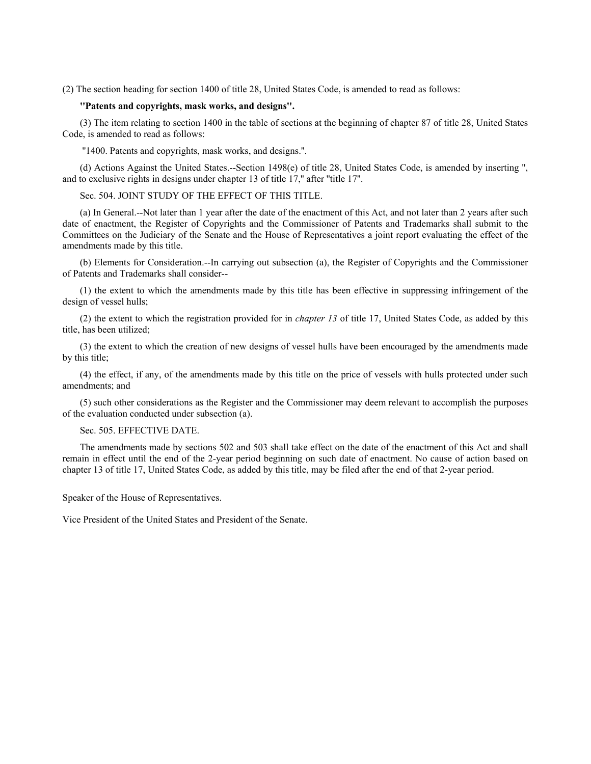(2) The section heading for section 1400 of title 28, United States Code, is amended to read as follows:

**"Patents and copyrights, mask works, and designs".**

(3) The item relating to section 1400 in the table of sections at the beginning of chapter 87 of title 28, United States Code, is amended to read as follows:

"1400. Patents and copyrights, mask works, and designs.".

(d) Actions Against the United States.--Section 1498(e) of title 28, United States Code, is amended by inserting ", and to exclusive rights in designs under chapter 13 of title 17," after "title 17".

Sec. 504. JOINT STUDY OF THE EFFECT OF THIS TITLE.

(a) In General.--Not later than 1 year after the date of the enactment of this Act, and not later than 2 years after such date of enactment, the Register of Copyrights and the Commissioner of Patents and Trademarks shall submit to the Committees on the Judiciary of the Senate and the House of Representatives a joint report evaluating the effect of the amendments made by this title.

(b) Elements for Consideration.--In carrying out subsection (a), the Register of Copyrights and the Commissioner of Patents and Trademarks shall consider--

(1) the extent to which the amendments made by this title has been effective in suppressing infringement of the design of vessel hulls;

(2) the extent to which the registration provided for in *chapter 13* of title 17, United States Code, as added by this title, has been utilized;

(3) the extent to which the creation of new designs of vessel hulls have been encouraged by the amendments made by this title;

(4) the effect, if any, of the amendments made by this title on the price of vessels with hulls protected under such amendments; and

(5) such other considerations as the Register and the Commissioner may deem relevant to accomplish the purposes of the evaluation conducted under subsection (a).

Sec. 505. EFFECTIVE DATE.

The amendments made by sections 502 and 503 shall take effect on the date of the enactment of this Act and shall remain in effect until the end of the 2-year period beginning on such date of enactment. No cause of action based on chapter 13 of title 17, United States Code, as added by this title, may be filed after the end of that 2-year period.

Speaker of the House of Representatives.

Vice President of the United States and President of the Senate.